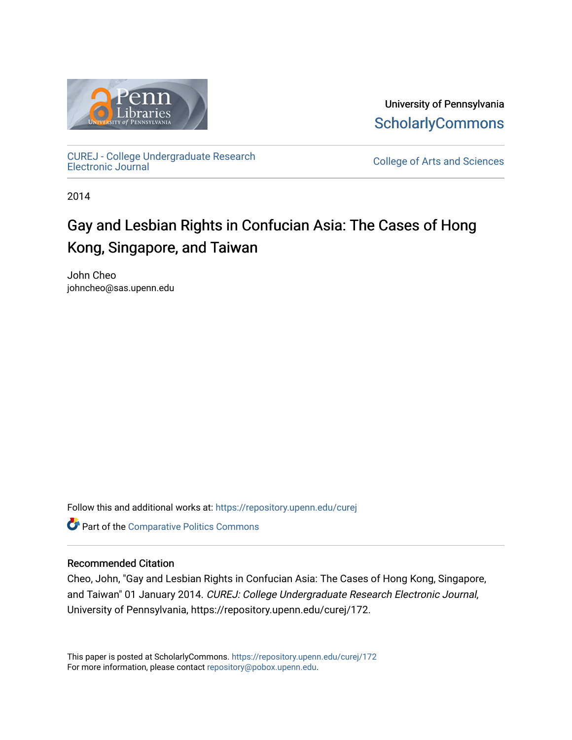University of Pennsylvania
ScholarlyCommons

CUREJ - College Undergraduate Research Electronic Journal

College of Arts and Sciences

2014

# Gay and Lesbian Rights in Confucian Asia: The Cases of Hong Kong, Singapore, and Taiwan

John Cheo
johncheo@sas.upenn.edu

Follow this and additional works at: https://repository.upenn.edu/curej

Part of the Comparative Politics Commons

### Recommended Citation

Cheo, John, "Gay and Lesbian Rights in Confucian Asia: The Cases of Hong Kong, Singapore, and Taiwan" 01 January 2014. *CUREJ: College Undergraduate Research Electronic Journal*, University of Pennsylvania, https://repository.upenn.edu/curej/172.

This paper is posted at ScholarlyCommons. https://repository.upenn.edu/curej/172
For more information, please contact repository@pobox.upenn.edu.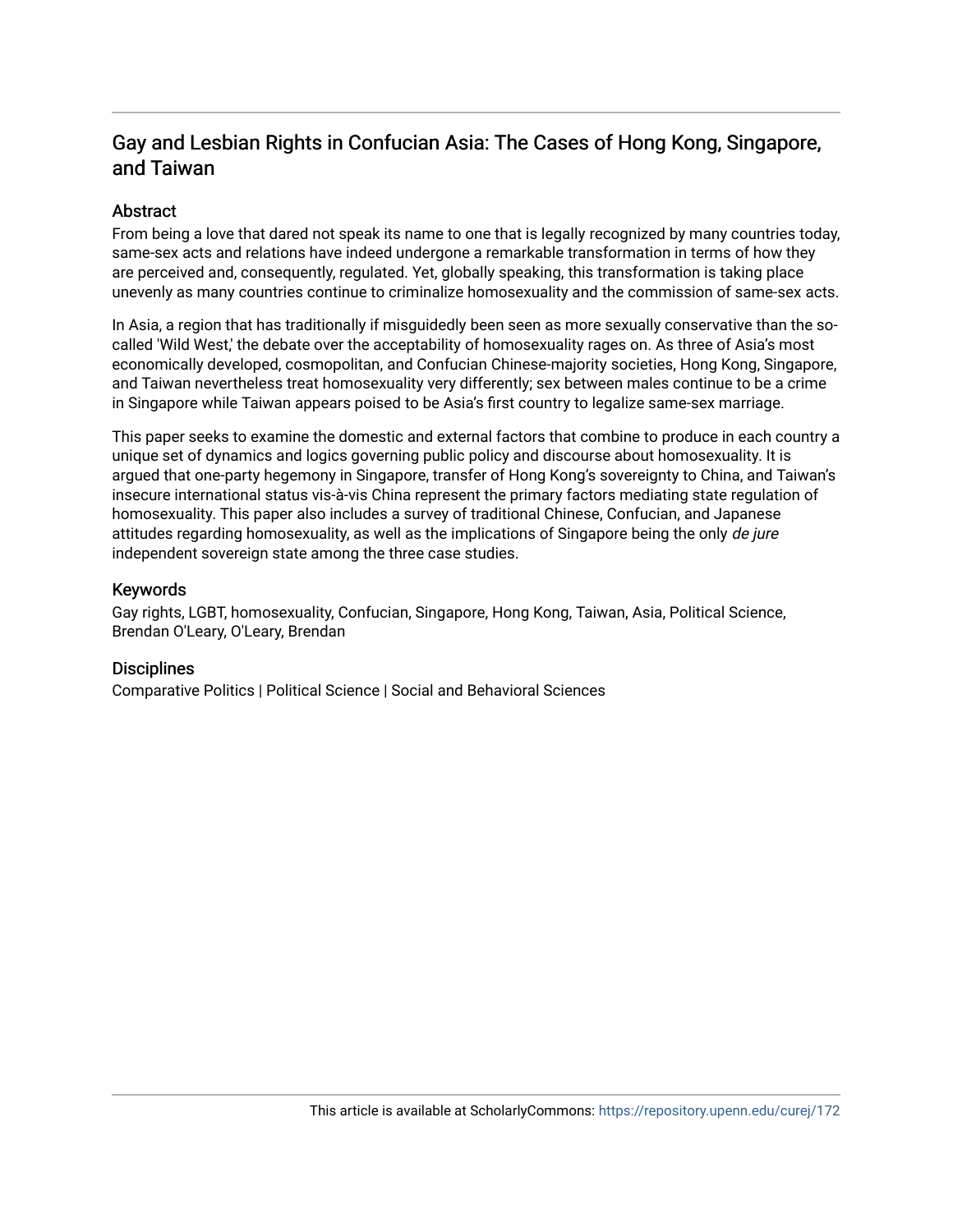# Gay and Lesbian Rights in Confucian Asia: The Cases of Hong Kong, Singapore, and Taiwan

## Abstract

From being a love that dared not speak its name to one that is legally recognized by many countries today, same-sex acts and relations have indeed undergone a remarkable transformation in terms of how they are perceived and, consequently, regulated. Yet, globally speaking, this transformation is taking place unevenly as many countries continue to criminalize homosexuality and the commission of same-sex acts.

In Asia, a region that has traditionally if misguidedly been seen as more sexually conservative than the so-called 'Wild West,' the debate over the acceptability of homosexuality rages on. As three of Asia's most economically developed, cosmopolitan, and Confucian Chinese-majority societies, Hong Kong, Singapore, and Taiwan nevertheless treat homosexuality very differently; sex between males continue to be a crime in Singapore while Taiwan appears poised to be Asia's first country to legalize same-sex marriage.

This paper seeks to examine the domestic and external factors that combine to produce in each country a unique set of dynamics and logics governing public policy and discourse about homosexuality. It is argued that one-party hegemony in Singapore, transfer of Hong Kong's sovereignty to China, and Taiwan's insecure international status vis-à-vis China represent the primary factors mediating state regulation of homosexuality. This paper also includes a survey of traditional Chinese, Confucian, and Japanese attitudes regarding homosexuality, as well as the implications of Singapore being the only *de jure* independent sovereign state among the three case studies.

## Keywords

Gay rights, LGBT, homosexuality, Confucian, Singapore, Hong Kong, Taiwan, Asia, Political Science, Brendan O'Leary, O'Leary, Brendan

## Disciplines

Comparative Politics | Political Science | Social and Behavioral Sciences

This article is available at ScholarlyCommons: https://repository.upenn.edu/curej/172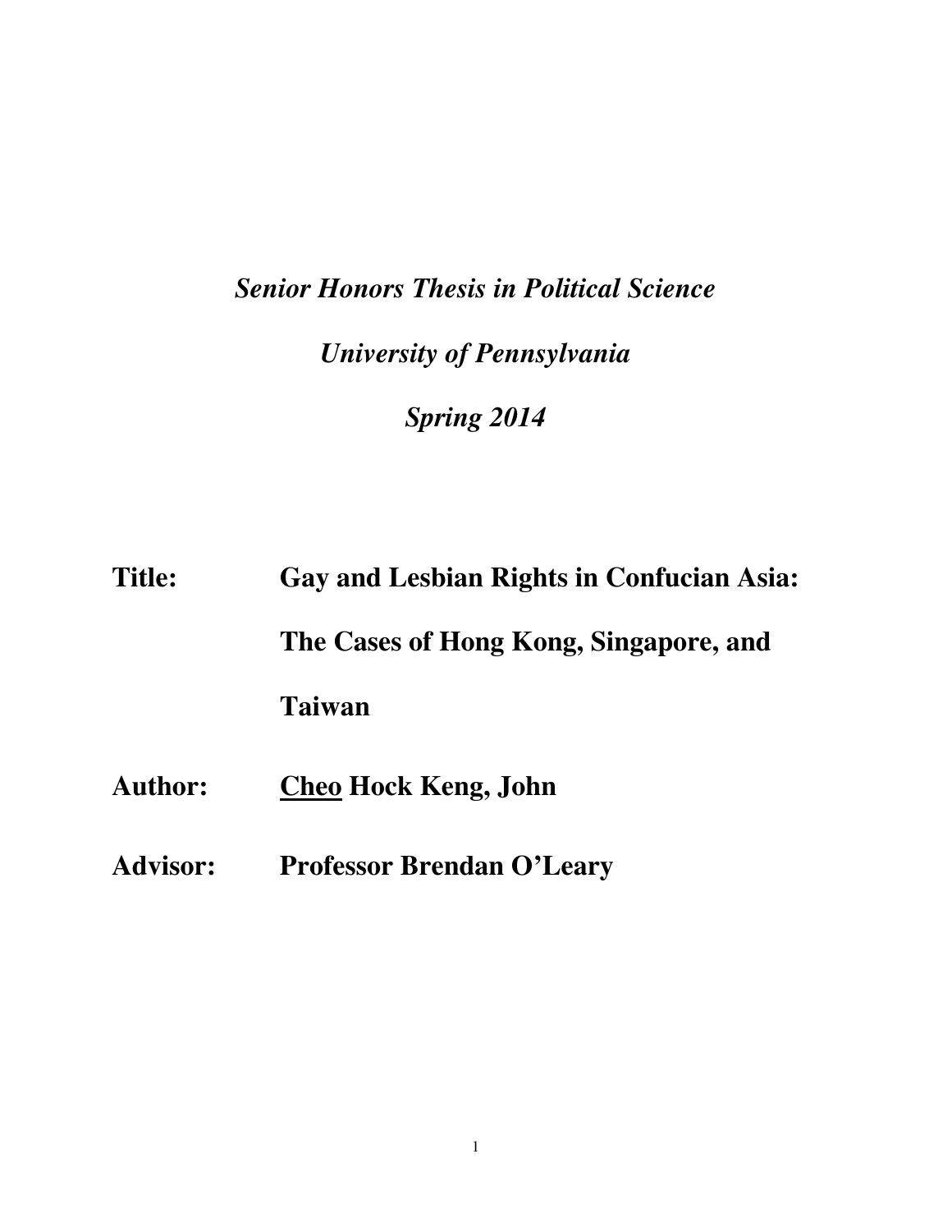*Senior Honors Thesis in Political Science*

*University of Pennsylvania*

*Spring 2014*

**Title:** **Gay and Lesbian Rights in Confucian Asia: The Cases of Hong Kong, Singapore, and Taiwan**

**Author:** **<u>Cheo</u> Hock Keng, John**

**Advisor:** **Professor Brendan O'Leary**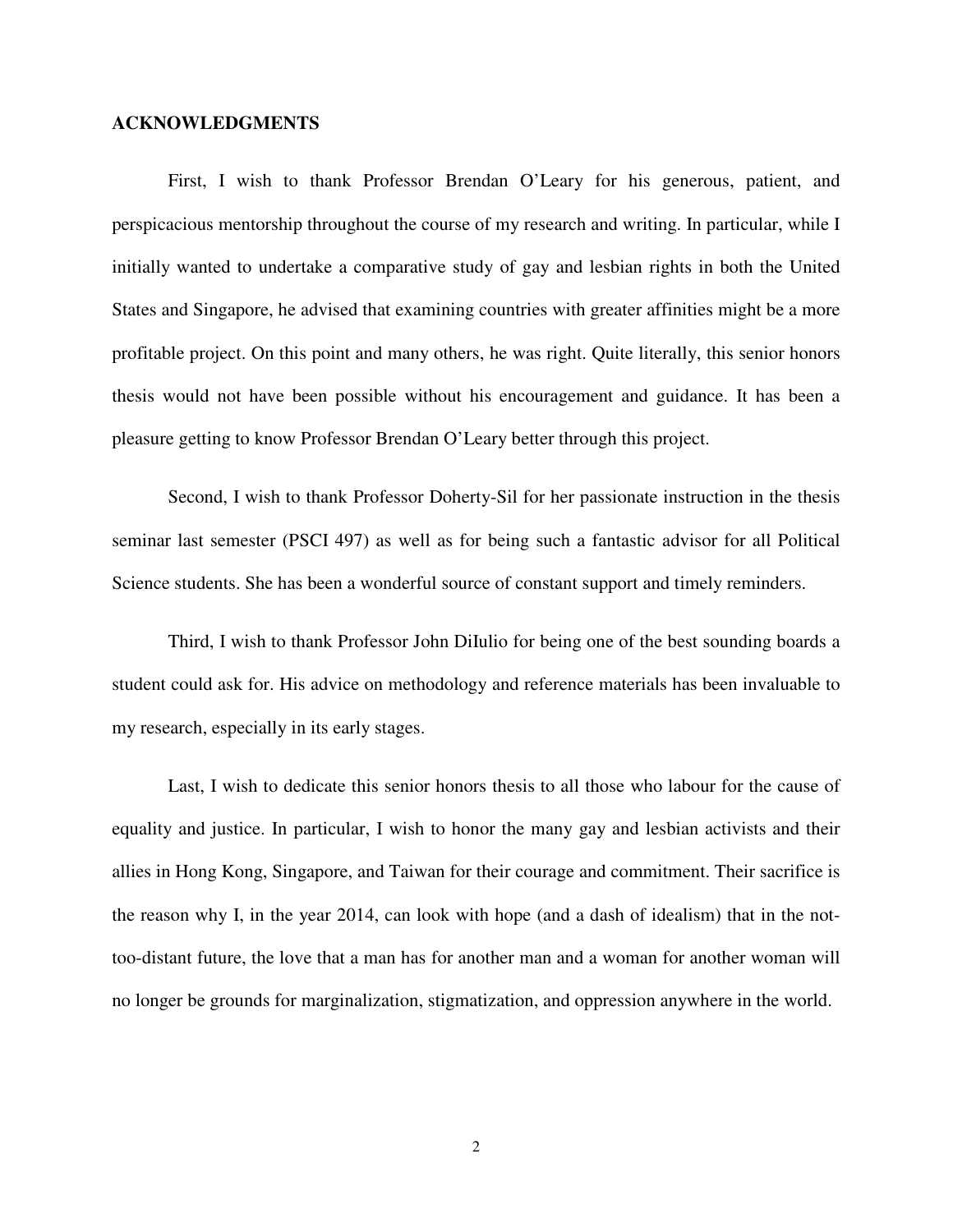**ACKNOWLEDGMENTS**

First, I wish to thank Professor Brendan O'Leary for his generous, patient, and perspicacious mentorship throughout the course of my research and writing. In particular, while I initially wanted to undertake a comparative study of gay and lesbian rights in both the United States and Singapore, he advised that examining countries with greater affinities might be a more profitable project. On this point and many others, he was right. Quite literally, this senior honors thesis would not have been possible without his encouragement and guidance. It has been a pleasure getting to know Professor Brendan O'Leary better through this project.

Second, I wish to thank Professor Doherty-Sil for her passionate instruction in the thesis seminar last semester (PSCI 497) as well as for being such a fantastic advisor for all Political Science students. She has been a wonderful source of constant support and timely reminders.

Third, I wish to thank Professor John DiIulio for being one of the best sounding boards a student could ask for. His advice on methodology and reference materials has been invaluable to my research, especially in its early stages.

Last, I wish to dedicate this senior honors thesis to all those who labour for the cause of equality and justice. In particular, I wish to honor the many gay and lesbian activists and their allies in Hong Kong, Singapore, and Taiwan for their courage and commitment. Their sacrifice is the reason why I, in the year 2014, can look with hope (and a dash of idealism) that in the not-too-distant future, the love that a man has for another man and a woman for another woman will no longer be grounds for marginalization, stigmatization, and oppression anywhere in the world.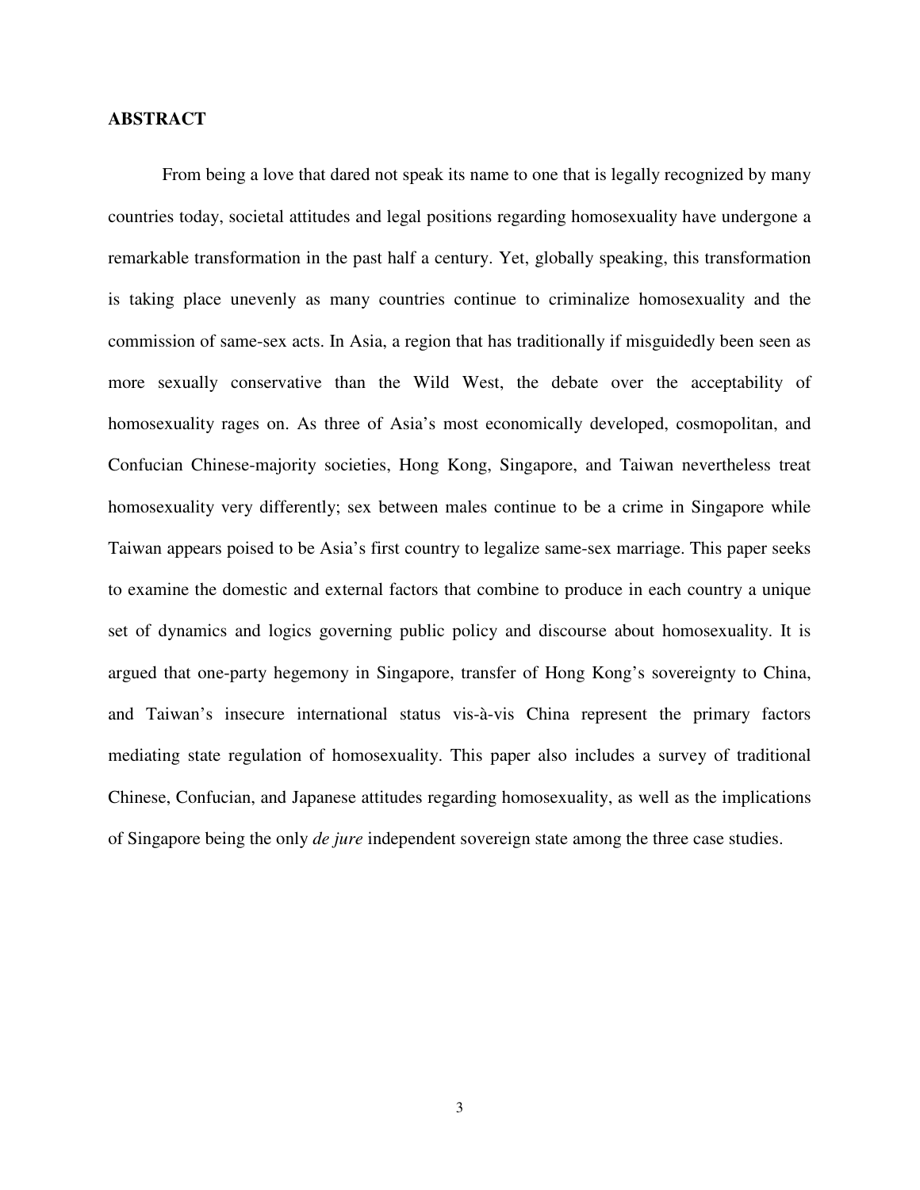## ABSTRACT

From being a love that dared not speak its name to one that is legally recognized by many countries today, societal attitudes and legal positions regarding homosexuality have undergone a remarkable transformation in the past half a century. Yet, globally speaking, this transformation is taking place unevenly as many countries continue to criminalize homosexuality and the commission of same-sex acts. In Asia, a region that has traditionally if misguidedly been seen as more sexually conservative than the Wild West, the debate over the acceptability of homosexuality rages on. As three of Asia's most economically developed, cosmopolitan, and Confucian Chinese-majority societies, Hong Kong, Singapore, and Taiwan nevertheless treat homosexuality very differently; sex between males continue to be a crime in Singapore while Taiwan appears poised to be Asia's first country to legalize same-sex marriage. This paper seeks to examine the domestic and external factors that combine to produce in each country a unique set of dynamics and logics governing public policy and discourse about homosexuality. It is argued that one-party hegemony in Singapore, transfer of Hong Kong's sovereignty to China, and Taiwan's insecure international status vis-à-vis China represent the primary factors mediating state regulation of homosexuality. This paper also includes a survey of traditional Chinese, Confucian, and Japanese attitudes regarding homosexuality, as well as the implications of Singapore being the only *de jure* independent sovereign state among the three case studies.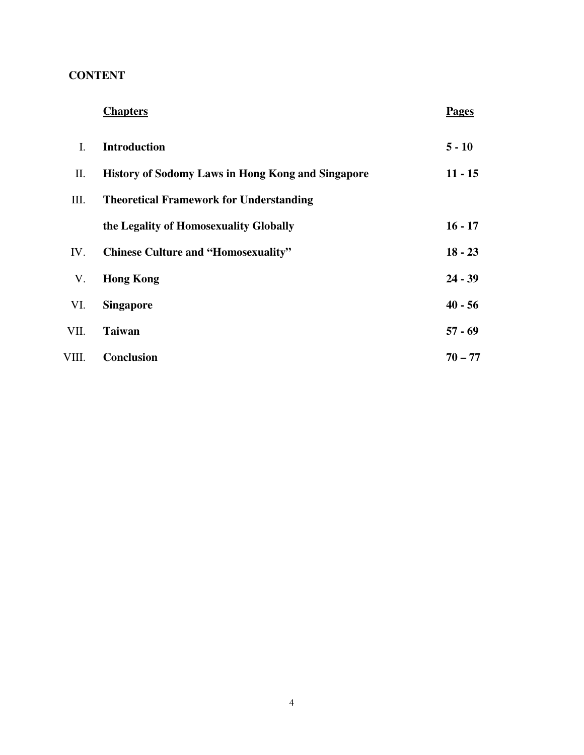**CONTENT**

| | **Chapters** | **Pages** |
|---|---|---|
| I. | **Introduction** | **5 - 10** |
| II. | **History of Sodomy Laws in Hong Kong and Singapore** | **11 - 15** |
| III. | **Theoretical Framework for Understanding the Legality of Homosexuality Globally** | **16 - 17** |
| IV. | **Chinese Culture and "Homosexuality"** | **18 - 23** |
| V. | **Hong Kong** | **24 - 39** |
| VI. | **Singapore** | **40 - 56** |
| VII. | **Taiwan** | **57 - 69** |
| VIII. | **Conclusion** | **70 – 77** |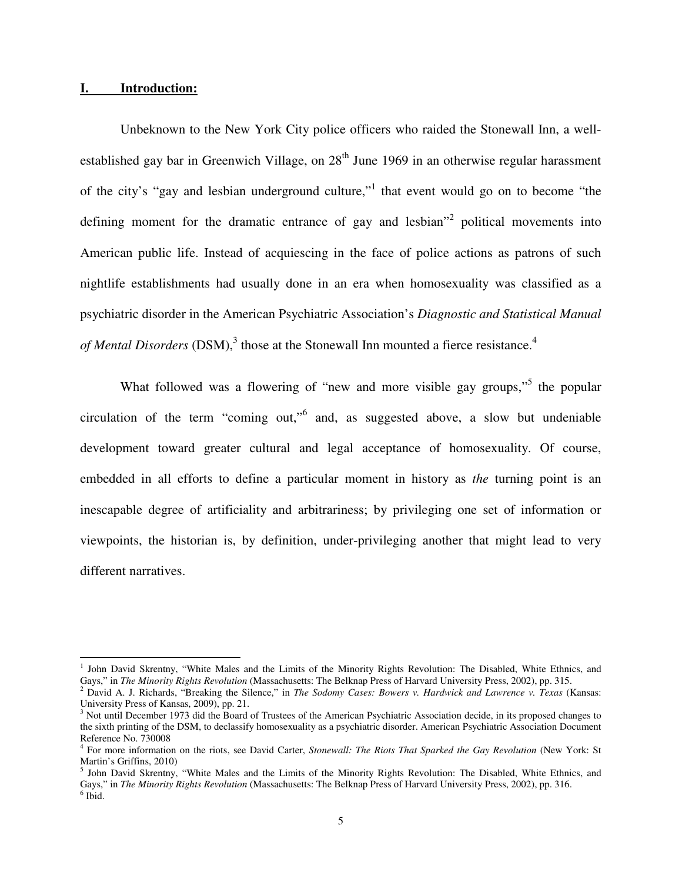## I. Introduction:

Unbeknown to the New York City police officers who raided the Stonewall Inn, a well-established gay bar in Greenwich Village, on 28th June 1969 in an otherwise regular harassment of the city's "gay and lesbian underground culture,"[1] that event would go on to become "the defining moment for the dramatic entrance of gay and lesbian"[2] political movements into American public life. Instead of acquiescing in the face of police actions as patrons of such nightlife establishments had usually done in an era when homosexuality was classified as a psychiatric disorder in the American Psychiatric Association's *Diagnostic and Statistical Manual of Mental Disorders* (DSM),[3] those at the Stonewall Inn mounted a fierce resistance.[4]

What followed was a flowering of "new and more visible gay groups,"[5] the popular circulation of the term "coming out,"[6] and, as suggested above, a slow but undeniable development toward greater cultural and legal acceptance of homosexuality. Of course, embedded in all efforts to define a particular moment in history as *the* turning point is an inescapable degree of artificiality and arbitrariness; by privileging one set of information or viewpoints, the historian is, by definition, under-privileging another that might lead to very different narratives.

---

[1] John David Skrentny, "White Males and the Limits of the Minority Rights Revolution: The Disabled, White Ethnics, and Gays," in *The Minority Rights Revolution* (Massachusetts: The Belknap Press of Harvard University Press, 2002), pp. 315.

[2] David A. J. Richards, "Breaking the Silence," in *The Sodomy Cases: Bowers v. Hardwick and Lawrence v. Texas* (Kansas: University Press of Kansas, 2009), pp. 21.

[3] Not until December 1973 did the Board of Trustees of the American Psychiatric Association decide, in its proposed changes to the sixth printing of the DSM, to declassify homosexuality as a psychiatric disorder. American Psychiatric Association Document Reference No. 730008

[4] For more information on the riots, see David Carter, *Stonewall: The Riots That Sparked the Gay Revolution* (New York: St Martin's Griffins, 2010)

[5] John David Skrentny, "White Males and the Limits of the Minority Rights Revolution: The Disabled, White Ethnics, and Gays," in *The Minority Rights Revolution* (Massachusetts: The Belknap Press of Harvard University Press, 2002), pp. 316.

[6] Ibid.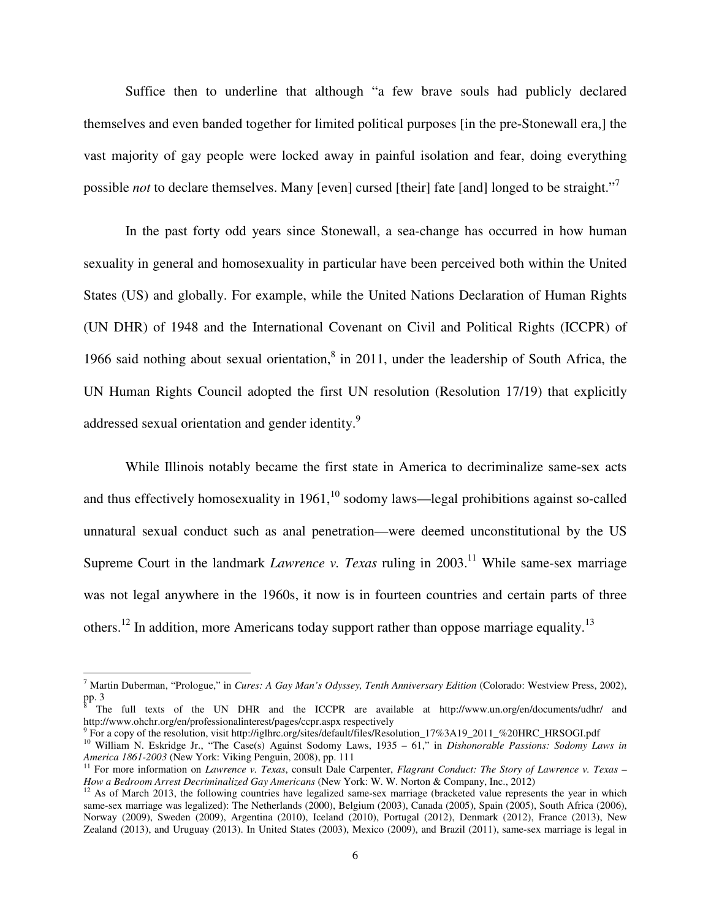Suffice then to underline that although "a few brave souls had publicly declared themselves and even banded together for limited political purposes [in the pre-Stonewall era,] the vast majority of gay people were locked away in painful isolation and fear, doing everything possible *not* to declare themselves. Many [even] cursed [their] fate [and] longed to be straight."[7]

In the past forty odd years since Stonewall, a sea-change has occurred in how human sexuality in general and homosexuality in particular have been perceived both within the United States (US) and globally. For example, while the United Nations Declaration of Human Rights (UN DHR) of 1948 and the International Covenant on Civil and Political Rights (ICCPR) of 1966 said nothing about sexual orientation,[8] in 2011, under the leadership of South Africa, the UN Human Rights Council adopted the first UN resolution (Resolution 17/19) that explicitly addressed sexual orientation and gender identity.[9]

While Illinois notably became the first state in America to decriminalize same-sex acts and thus effectively homosexuality in 1961,[10] sodomy laws—legal prohibitions against so-called unnatural sexual conduct such as anal penetration—were deemed unconstitutional by the US Supreme Court in the landmark *Lawrence v. Texas* ruling in 2003.[11] While same-sex marriage was not legal anywhere in the 1960s, it now is in fourteen countries and certain parts of three others.[12] In addition, more Americans today support rather than oppose marriage equality.[13]

---

[7] Martin Duberman, "Prologue," in *Cures: A Gay Man's Odyssey, Tenth Anniversary Edition* (Colorado: Westview Press, 2002), pp. 3

[8] The full texts of the UN DHR and the ICCPR are available at http://www.un.org/en/documents/udhr/ and http://www.ohchr.org/en/professionalinterest/pages/ccpr.aspx respectively

[9] For a copy of the resolution, visit http://iglhrc.org/sites/default/files/Resolution_17%3A19_2011_%20HRC_HRSOGI.pdf

[10] William N. Eskridge Jr., "The Case(s) Against Sodomy Laws, 1935 – 61," in *Dishonorable Passions: Sodomy Laws in America 1861-2003* (New York: Viking Penguin, 2008), pp. 111

[11] For more information on *Lawrence v. Texas*, consult Dale Carpenter, *Flagrant Conduct: The Story of Lawrence v. Texas – How a Bedroom Arrest Decriminalized Gay Americans* (New York: W. W. Norton & Company, Inc., 2012)

[12] As of March 2013, the following countries have legalized same-sex marriage (bracketed value represents the year in which same-sex marriage was legalized): The Netherlands (2000), Belgium (2003), Canada (2005), Spain (2005), South Africa (2006), Norway (2009), Sweden (2009), Argentina (2010), Iceland (2010), Portugal (2012), Denmark (2012), France (2013), New Zealand (2013), and Uruguay (2013). In United States (2003), Mexico (2009), and Brazil (2011), same-sex marriage is legal in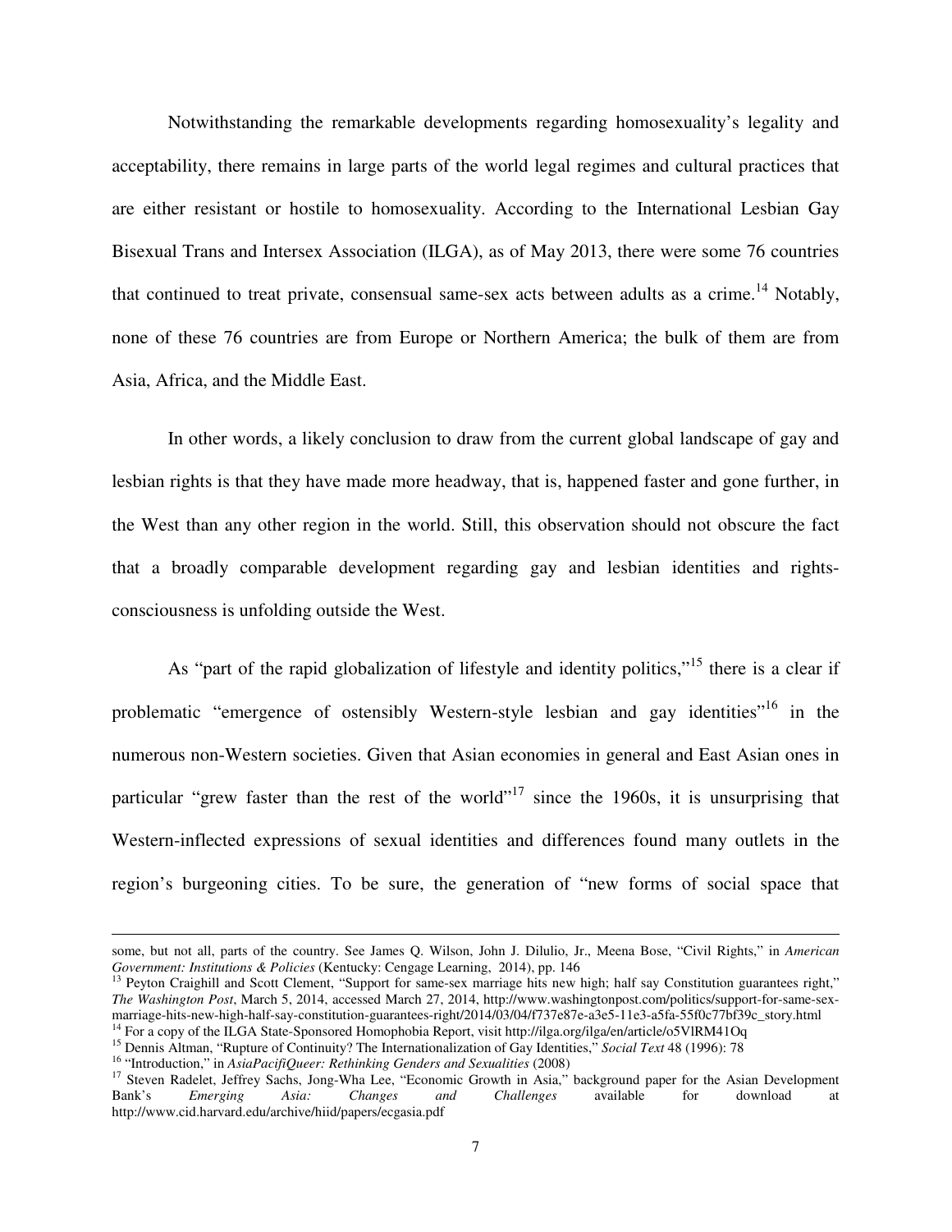Notwithstanding the remarkable developments regarding homosexuality's legality and acceptability, there remains in large parts of the world legal regimes and cultural practices that are either resistant or hostile to homosexuality. According to the International Lesbian Gay Bisexual Trans and Intersex Association (ILGA), as of May 2013, there were some 76 countries that continued to treat private, consensual same-sex acts between adults as a crime.[14] Notably, none of these 76 countries are from Europe or Northern America; the bulk of them are from Asia, Africa, and the Middle East.

In other words, a likely conclusion to draw from the current global landscape of gay and lesbian rights is that they have made more headway, that is, happened faster and gone further, in the West than any other region in the world. Still, this observation should not obscure the fact that a broadly comparable development regarding gay and lesbian identities and rights-consciousness is unfolding outside the West.

As "part of the rapid globalization of lifestyle and identity politics,"[15] there is a clear if problematic "emergence of ostensibly Western-style lesbian and gay identities"[16] in the numerous non-Western societies. Given that Asian economies in general and East Asian ones in particular "grew faster than the rest of the world"[17] since the 1960s, it is unsurprising that Western-inflected expressions of sexual identities and differences found many outlets in the region's burgeoning cities. To be sure, the generation of "new forms of social space that

---

some, but not all, parts of the country. See James Q. Wilson, John J. Dilulio, Jr., Meena Bose, "Civil Rights," in *American Government: Institutions & Policies* (Kentucky: Cengage Learning, 2014), pp. 146

[13] Peyton Craighill and Scott Clement, "Support for same-sex marriage hits new high; half say Constitution guarantees right," *The Washington Post*, March 5, 2014, accessed March 27, 2014, http://www.washingtonpost.com/politics/support-for-same-sex-marriage-hits-new-high-half-say-constitution-guarantees-right/2014/03/04/f737e87e-a3e5-11e3-a5fa-55f0c77bf39c_story.html

[14] For a copy of the ILGA State-Sponsored Homophobia Report, visit http://ilga.org/ilga/en/article/o5VlRM41Oq

[15] Dennis Altman, "Rupture of Continuity? The Internationalization of Gay Identities," *Social Text* 48 (1996): 78

[16] "Introduction," in *AsiaPacifiQueer: Rethinking Genders and Sexualities* (2008)

[17] Steven Radelet, Jeffrey Sachs, Jong-Wha Lee, "Economic Growth in Asia," background paper for the Asian Development Bank's *Emerging Asia: Changes and Challenges* available for download at http://www.cid.harvard.edu/archive/hiid/papers/ecgasia.pdf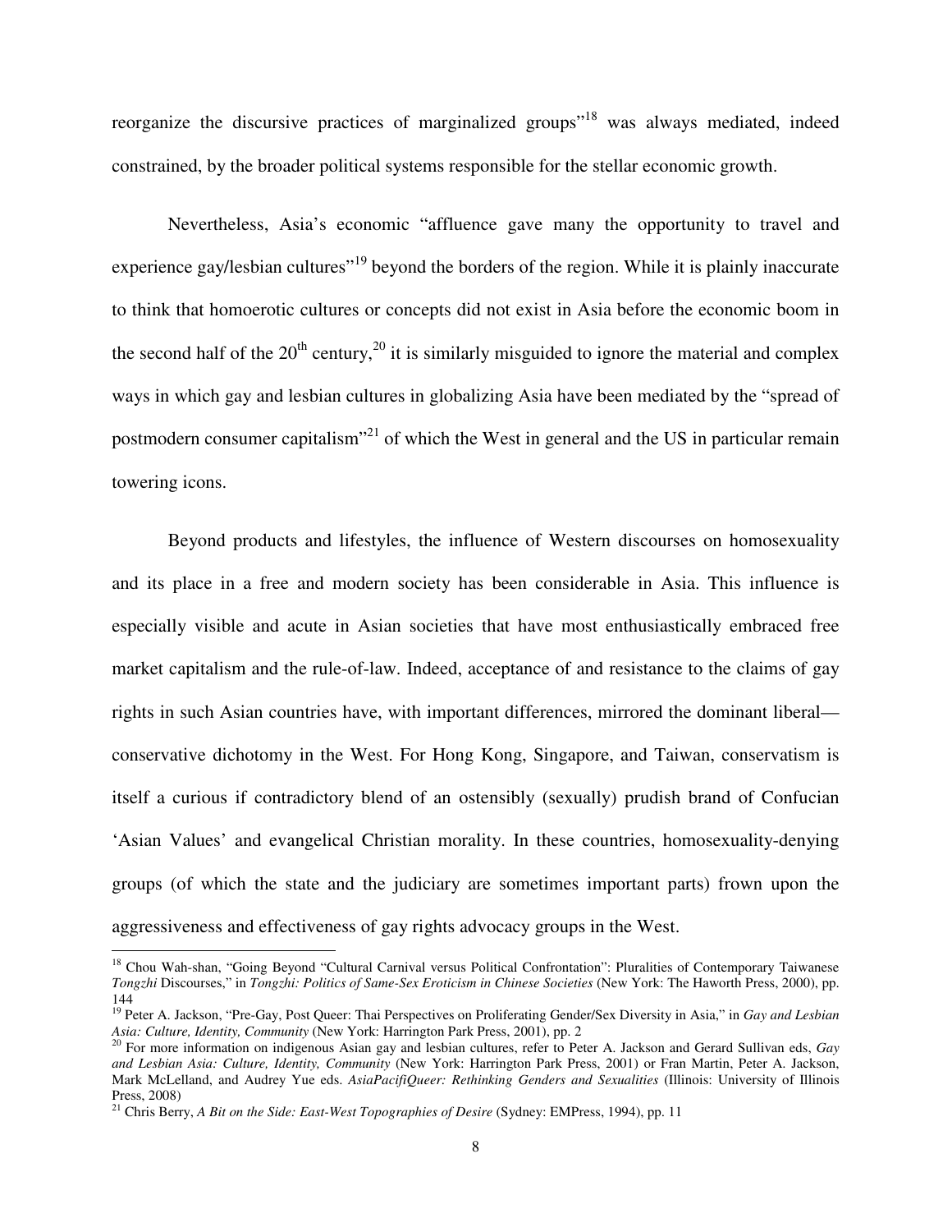reorganize the discursive practices of marginalized groups"[18] was always mediated, indeed constrained, by the broader political systems responsible for the stellar economic growth.

Nevertheless, Asia's economic "affluence gave many the opportunity to travel and experience gay/lesbian cultures"[19] beyond the borders of the region. While it is plainly inaccurate to think that homoerotic cultures or concepts did not exist in Asia before the economic boom in the second half of the 20th century,[20] it is similarly misguided to ignore the material and complex ways in which gay and lesbian cultures in globalizing Asia have been mediated by the "spread of postmodern consumer capitalism"[21] of which the West in general and the US in particular remain towering icons.

Beyond products and lifestyles, the influence of Western discourses on homosexuality and its place in a free and modern society has been considerable in Asia. This influence is especially visible and acute in Asian societies that have most enthusiastically embraced free market capitalism and the rule-of-law. Indeed, acceptance of and resistance to the claims of gay rights in such Asian countries have, with important differences, mirrored the dominant liberal—conservative dichotomy in the West. For Hong Kong, Singapore, and Taiwan, conservatism is itself a curious if contradictory blend of an ostensibly (sexually) prudish brand of Confucian 'Asian Values' and evangelical Christian morality. In these countries, homosexuality-denying groups (of which the state and the judiciary are sometimes important parts) frown upon the aggressiveness and effectiveness of gay rights advocacy groups in the West.

---

[18] Chou Wah-shan, "Going Beyond "Cultural Carnival versus Political Confrontation": Pluralities of Contemporary Taiwanese *Tongzhi* Discourses," in *Tongzhi: Politics of Same-Sex Eroticism in Chinese Societies* (New York: The Haworth Press, 2000), pp. 144

[19] Peter A. Jackson, "Pre-Gay, Post Queer: Thai Perspectives on Proliferating Gender/Sex Diversity in Asia," in *Gay and Lesbian Asia: Culture, Identity, Community* (New York: Harrington Park Press, 2001), pp. 2

[20] For more information on indigenous Asian gay and lesbian cultures, refer to Peter A. Jackson and Gerard Sullivan eds, *Gay and Lesbian Asia: Culture, Identity, Community* (New York: Harrington Park Press, 2001) or Fran Martin, Peter A. Jackson, Mark McLelland, and Audrey Yue eds. *AsiaPacifiQueer: Rethinking Genders and Sexualities* (Illinois: University of Illinois Press, 2008)

[21] Chris Berry, *A Bit on the Side: East-West Topographies of Desire* (Sydney: EMPress, 1994), pp. 11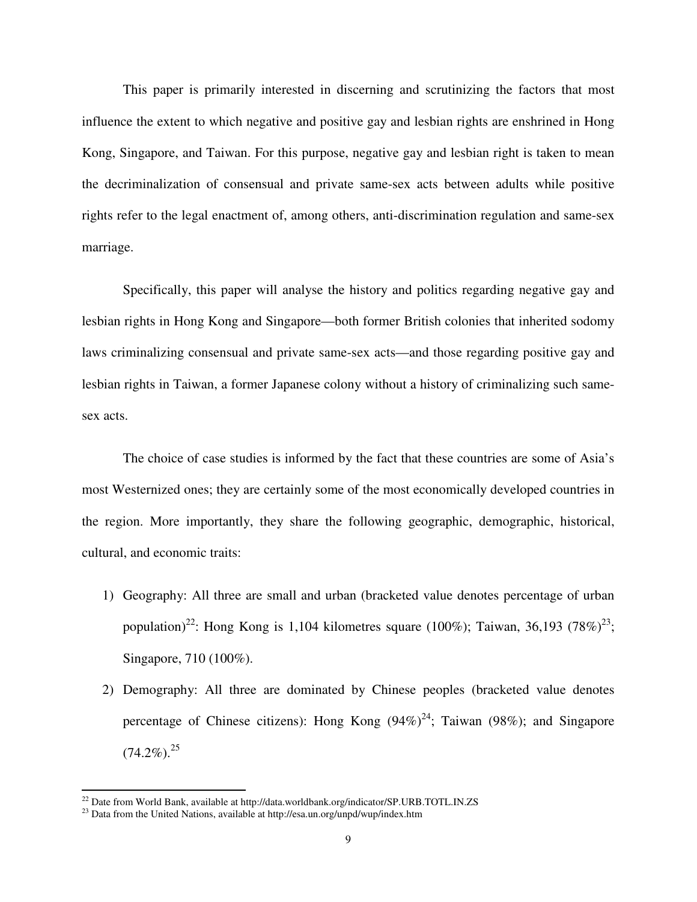This paper is primarily interested in discerning and scrutinizing the factors that most influence the extent to which negative and positive gay and lesbian rights are enshrined in Hong Kong, Singapore, and Taiwan. For this purpose, negative gay and lesbian right is taken to mean the decriminalization of consensual and private same-sex acts between adults while positive rights refer to the legal enactment of, among others, anti-discrimination regulation and same-sex marriage.

Specifically, this paper will analyse the history and politics regarding negative gay and lesbian rights in Hong Kong and Singapore—both former British colonies that inherited sodomy laws criminalizing consensual and private same-sex acts—and those regarding positive gay and lesbian rights in Taiwan, a former Japanese colony without a history of criminalizing such same-sex acts.

The choice of case studies is informed by the fact that these countries are some of Asia's most Westernized ones; they are certainly some of the most economically developed countries in the region. More importantly, they share the following geographic, demographic, historical, cultural, and economic traits:

1) Geography: All three are small and urban (bracketed value denotes percentage of urban population)[22]: Hong Kong is 1,104 kilometres square (100%); Taiwan, 36,193 (78%)[23]; Singapore, 710 (100%).
2) Demography: All three are dominated by Chinese peoples (bracketed value denotes percentage of Chinese citizens): Hong Kong (94%)[24]; Taiwan (98%); and Singapore (74.2%).[25]

---

[22] Date from World Bank, available at http://data.worldbank.org/indicator/SP.URB.TOTL.IN.ZS

[23] Data from the United Nations, available at http://esa.un.org/unpd/wup/index.htm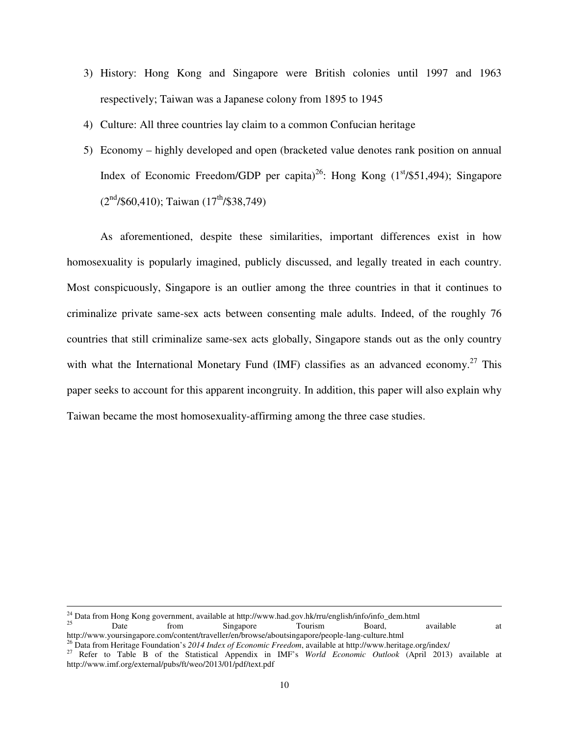3) History: Hong Kong and Singapore were British colonies until 1997 and 1963 respectively; Taiwan was a Japanese colony from 1895 to 1945
4) Culture: All three countries lay claim to a common Confucian heritage
5) Economy – highly developed and open (bracketed value denotes rank position on annual Index of Economic Freedom/GDP per capita)[26]: Hong Kong (1st/$51,494); Singapore (2nd/$60,410); Taiwan (17th/$38,749)

As aforementioned, despite these similarities, important differences exist in how homosexuality is popularly imagined, publicly discussed, and legally treated in each country. Most conspicuously, Singapore is an outlier among the three countries in that it continues to criminalize private same-sex acts between consenting male adults. Indeed, of the roughly 76 countries that still criminalize same-sex acts globally, Singapore stands out as the only country with what the International Monetary Fund (IMF) classifies as an advanced economy.[27] This paper seeks to account for this apparent incongruity. In addition, this paper will also explain why Taiwan became the most homosexuality-affirming among the three case studies.

---

[24] Data from Hong Kong government, available at http://www.had.gov.hk/rru/english/info/info_dem.html

[25] Date from Singapore Tourism Board, available at http://www.yoursingapore.com/content/traveller/en/browse/aboutsingapore/people-lang-culture.html

[26] Data from Heritage Foundation's *2014 Index of Economic Freedom*, available at http://www.heritage.org/index/

[27] Refer to Table B of the Statistical Appendix in IMF's *World Economic Outlook* (April 2013) available at http://www.imf.org/external/pubs/ft/weo/2013/01/pdf/text.pdf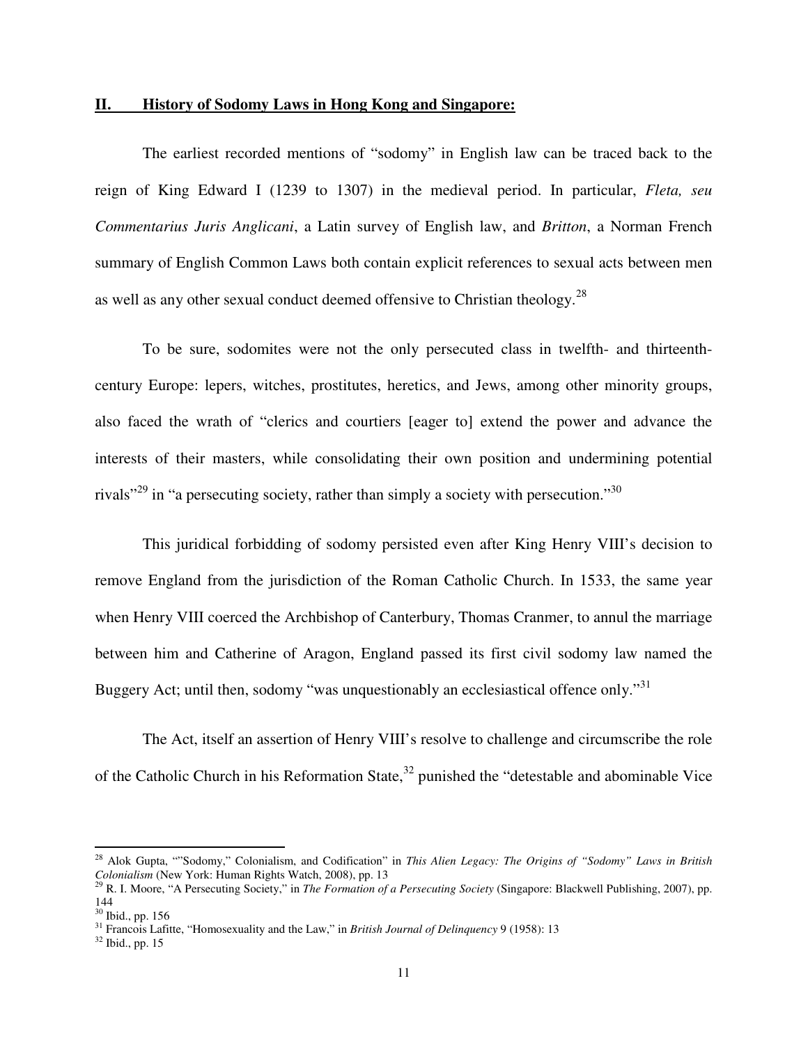## II. History of Sodomy Laws in Hong Kong and Singapore:

The earliest recorded mentions of "sodomy" in English law can be traced back to the reign of King Edward I (1239 to 1307) in the medieval period. In particular, *Fleta, seu Commentarius Juris Anglicani*, a Latin survey of English law, and *Britton*, a Norman French summary of English Common Laws both contain explicit references to sexual acts between men as well as any other sexual conduct deemed offensive to Christian theology.[28]

To be sure, sodomites were not the only persecuted class in twelfth- and thirteenth-century Europe: lepers, witches, prostitutes, heretics, and Jews, among other minority groups, also faced the wrath of "clerics and courtiers [eager to] extend the power and advance the interests of their masters, while consolidating their own position and undermining potential rivals"[29] in "a persecuting society, rather than simply a society with persecution."[30]

This juridical forbidding of sodomy persisted even after King Henry VIII's decision to remove England from the jurisdiction of the Roman Catholic Church. In 1533, the same year when Henry VIII coerced the Archbishop of Canterbury, Thomas Cranmer, to annul the marriage between him and Catherine of Aragon, England passed its first civil sodomy law named the Buggery Act; until then, sodomy "was unquestionably an ecclesiastical offence only."[31]

The Act, itself an assertion of Henry VIII's resolve to challenge and circumscribe the role of the Catholic Church in his Reformation State,[32] punished the "detestable and abominable Vice

---

[28] Alok Gupta, ""Sodomy," Colonialism, and Codification" in *This Alien Legacy: The Origins of "Sodomy" Laws in British Colonialism* (New York: Human Rights Watch, 2008), pp. 13

[29] R. I. Moore, "A Persecuting Society," in *The Formation of a Persecuting Society* (Singapore: Blackwell Publishing, 2007), pp. 144

[30] Ibid., pp. 156

[31] Francois Lafitte, "Homosexuality and the Law," in *British Journal of Delinquency* 9 (1958): 13

[32] Ibid., pp. 15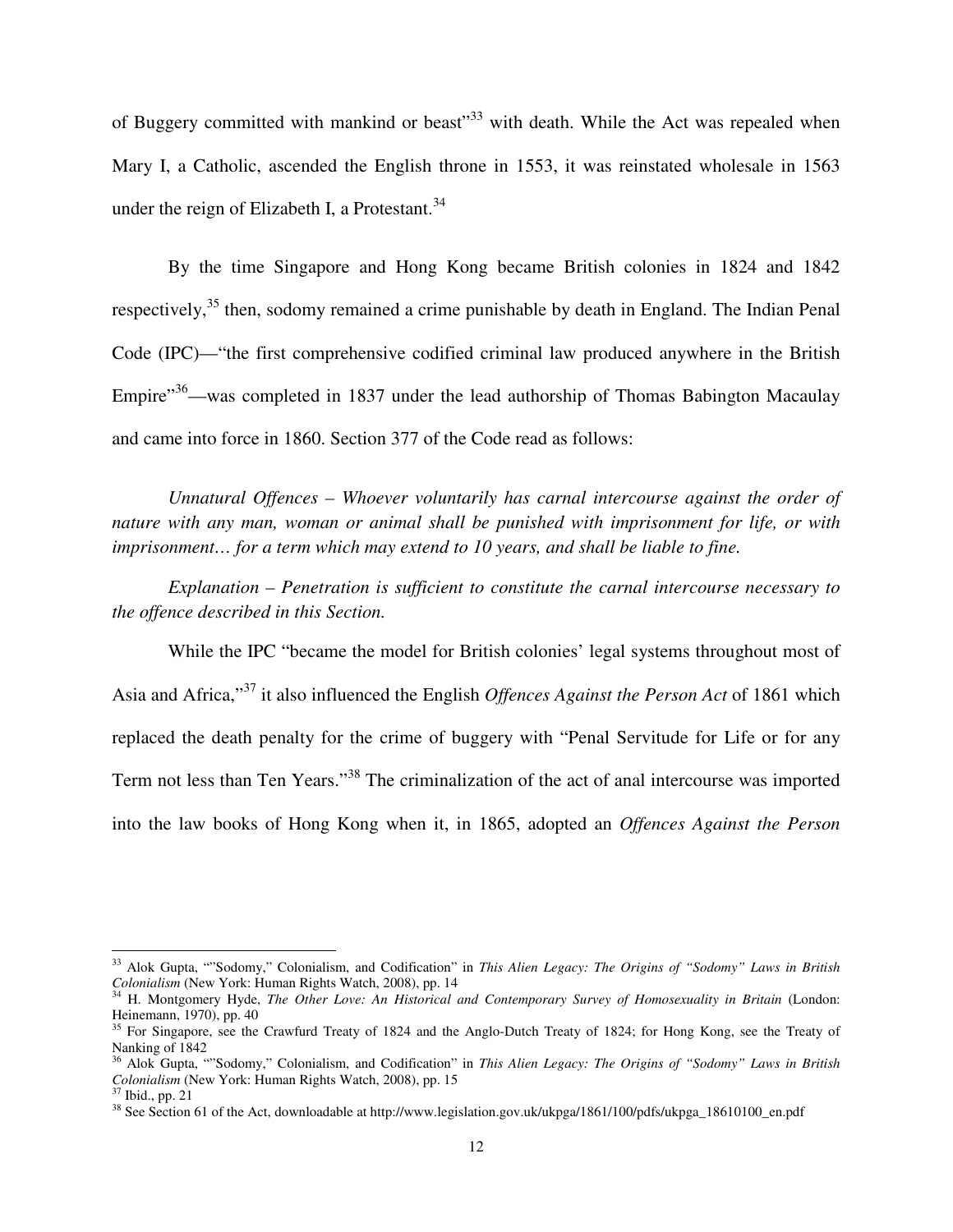of Buggery committed with mankind or beast"[33] with death. While the Act was repealed when Mary I, a Catholic, ascended the English throne in 1553, it was reinstated wholesale in 1563 under the reign of Elizabeth I, a Protestant.[34]

By the time Singapore and Hong Kong became British colonies in 1824 and 1842 respectively,[35] then, sodomy remained a crime punishable by death in England. The Indian Penal Code (IPC)—"the first comprehensive codified criminal law produced anywhere in the British Empire"[36]—was completed in 1837 under the lead authorship of Thomas Babington Macaulay and came into force in 1860. Section 377 of the Code read as follows:

*Unnatural Offences – Whoever voluntarily has carnal intercourse against the order of nature with any man, woman or animal shall be punished with imprisonment for life, or with imprisonment… for a term which may extend to 10 years, and shall be liable to fine.*

*Explanation – Penetration is sufficient to constitute the carnal intercourse necessary to the offence described in this Section.*

While the IPC "became the model for British colonies' legal systems throughout most of Asia and Africa,"[37] it also influenced the English *Offences Against the Person Act* of 1861 which replaced the death penalty for the crime of buggery with "Penal Servitude for Life or for any Term not less than Ten Years."[38] The criminalization of the act of anal intercourse was imported into the law books of Hong Kong when it, in 1865, adopted an *Offences Against the Person*

---

[33] Alok Gupta, ""Sodomy," Colonialism, and Codification" in *This Alien Legacy: The Origins of "Sodomy" Laws in British Colonialism* (New York: Human Rights Watch, 2008), pp. 14

[34] H. Montgomery Hyde, *The Other Love: An Historical and Contemporary Survey of Homosexuality in Britain* (London: Heinemann, 1970), pp. 40

[35] For Singapore, see the Crawfurd Treaty of 1824 and the Anglo-Dutch Treaty of 1824; for Hong Kong, see the Treaty of Nanking of 1842

[36] Alok Gupta, ""Sodomy," Colonialism, and Codification" in *This Alien Legacy: The Origins of "Sodomy" Laws in British Colonialism* (New York: Human Rights Watch, 2008), pp. 15

[37] Ibid., pp. 21

[38] See Section 61 of the Act, downloadable at http://www.legislation.gov.uk/ukpga/1861/100/pdfs/ukpga_18610100_en.pdf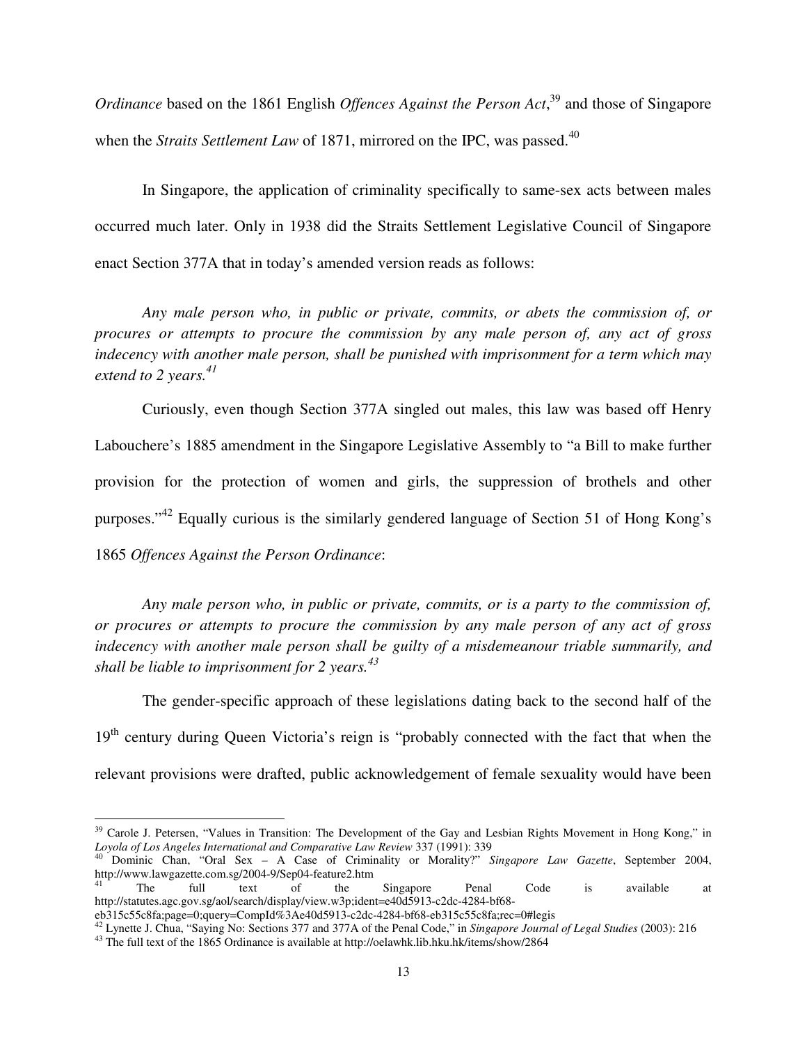*Ordinance* based on the 1861 English *Offences Against the Person Act*,[39] and those of Singapore when the *Straits Settlement Law* of 1871, mirrored on the IPC, was passed.[40]

In Singapore, the application of criminality specifically to same-sex acts between males occurred much later. Only in 1938 did the Straits Settlement Legislative Council of Singapore enact Section 377A that in today's amended version reads as follows:

> *Any male person who, in public or private, commits, or abets the commission of, or procures or attempts to procure the commission by any male person of, any act of gross indecency with another male person, shall be punished with imprisonment for a term which may extend to 2 years.*[41]

Curiously, even though Section 377A singled out males, this law was based off Henry Labouchere's 1885 amendment in the Singapore Legislative Assembly to "a Bill to make further provision for the protection of women and girls, the suppression of brothels and other purposes."[42] Equally curious is the similarly gendered language of Section 51 of Hong Kong's 1865 *Offences Against the Person Ordinance*:

> *Any male person who, in public or private, commits, or is a party to the commission of, or procures or attempts to procure the commission by any male person of any act of gross indecency with another male person shall be guilty of a misdemeanour triable summarily, and shall be liable to imprisonment for 2 years.*[43]

The gender-specific approach of these legislations dating back to the second half of the 19th century during Queen Victoria's reign is "probably connected with the fact that when the relevant provisions were drafted, public acknowledgement of female sexuality would have been

---

[39] Carole J. Petersen, "Values in Transition: The Development of the Gay and Lesbian Rights Movement in Hong Kong," in *Loyola of Los Angeles International and Comparative Law Review* 337 (1991): 339

[40] Dominic Chan, "Oral Sex – A Case of Criminality or Morality?" *Singapore Law Gazette*, September 2004, http://www.lawgazette.com.sg/2004-9/Sep04-feature2.htm

[41] The full text of the Singapore Penal Code is available at http://statutes.agc.gov.sg/aol/search/display/view.w3p;ident=e40d5913-c2dc-4284-bf68-eb315c55c8fa;page=0;query=CompId%3Ae40d5913-c2dc-4284-bf68-eb315c55c8fa;rec=0#legis

[42] Lynette J. Chua, "Saying No: Sections 377 and 377A of the Penal Code," in *Singapore Journal of Legal Studies* (2003): 216

[43] The full text of the 1865 Ordinance is available at http://oelawhk.lib.hku.hk/items/show/2864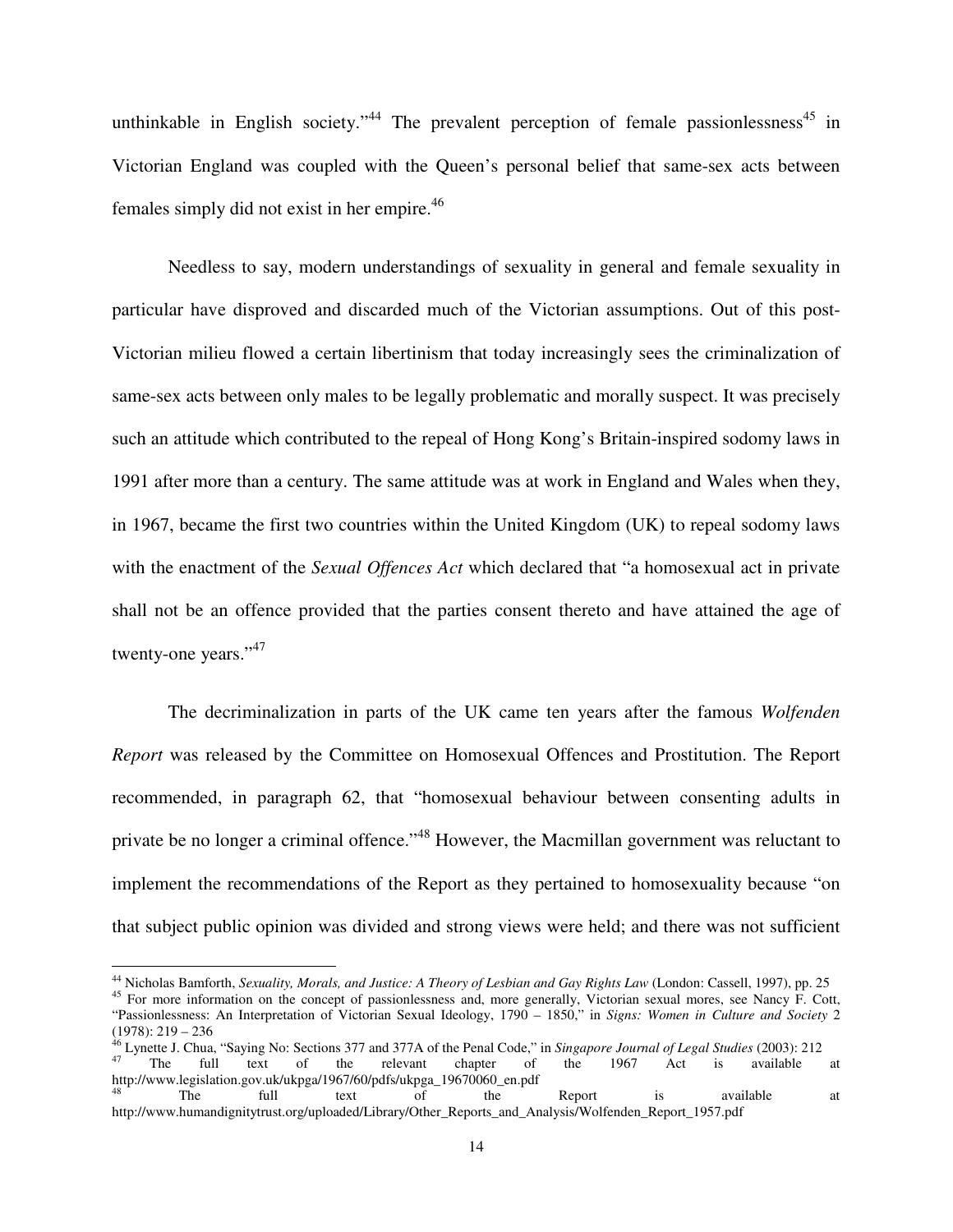unthinkable in English society."[44] The prevalent perception of female passionlessness[45] in Victorian England was coupled with the Queen's personal belief that same-sex acts between females simply did not exist in her empire.[46]

Needless to say, modern understandings of sexuality in general and female sexuality in particular have disproved and discarded much of the Victorian assumptions. Out of this post-Victorian milieu flowed a certain libertinism that today increasingly sees the criminalization of same-sex acts between only males to be legally problematic and morally suspect. It was precisely such an attitude which contributed to the repeal of Hong Kong's Britain-inspired sodomy laws in 1991 after more than a century. The same attitude was at work in England and Wales when they, in 1967, became the first two countries within the United Kingdom (UK) to repeal sodomy laws with the enactment of the *Sexual Offences Act* which declared that "a homosexual act in private shall not be an offence provided that the parties consent thereto and have attained the age of twenty-one years."[47]

The decriminalization in parts of the UK came ten years after the famous *Wolfenden Report* was released by the Committee on Homosexual Offences and Prostitution. The Report recommended, in paragraph 62, that "homosexual behaviour between consenting adults in private be no longer a criminal offence."[48] However, the Macmillan government was reluctant to implement the recommendations of the Report as they pertained to homosexuality because "on that subject public opinion was divided and strong views were held; and there was not sufficient

---

[44] Nicholas Bamforth, *Sexuality, Morals, and Justice: A Theory of Lesbian and Gay Rights Law* (London: Cassell, 1997), pp. 25

[45] For more information on the concept of passionlessness and, more generally, Victorian sexual mores, see Nancy F. Cott, "Passionlessness: An Interpretation of Victorian Sexual Ideology, 1790 – 1850," in *Signs: Women in Culture and Society* 2 (1978): 219 – 236

[46] Lynette J. Chua, "Saying No: Sections 377 and 377A of the Penal Code," in *Singapore Journal of Legal Studies* (2003): 212

[47] The full text of the relevant chapter of the 1967 Act is available at http://www.legislation.gov.uk/ukpga/1967/60/pdfs/ukpga_19670060_en.pdf

[48] The full text of the Report is available at http://www.humandignitytrust.org/uploaded/Library/Other_Reports_and_Analysis/Wolfenden_Report_1957.pdf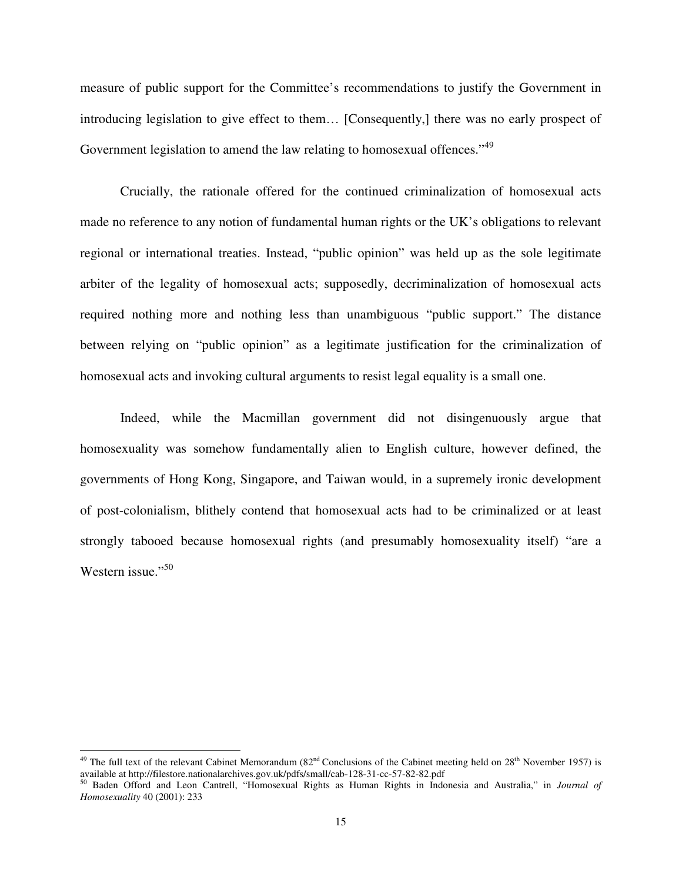measure of public support for the Committee's recommendations to justify the Government in introducing legislation to give effect to them… [Consequently,] there was no early prospect of Government legislation to amend the law relating to homosexual offences."[49]

Crucially, the rationale offered for the continued criminalization of homosexual acts made no reference to any notion of fundamental human rights or the UK's obligations to relevant regional or international treaties. Instead, "public opinion" was held up as the sole legitimate arbiter of the legality of homosexual acts; supposedly, decriminalization of homosexual acts required nothing more and nothing less than unambiguous "public support." The distance between relying on "public opinion" as a legitimate justification for the criminalization of homosexual acts and invoking cultural arguments to resist legal equality is a small one.

Indeed, while the Macmillan government did not disingenuously argue that homosexuality was somehow fundamentally alien to English culture, however defined, the governments of Hong Kong, Singapore, and Taiwan would, in a supremely ironic development of post-colonialism, blithely contend that homosexual acts had to be criminalized or at least strongly tabooed because homosexual rights (and presumably homosexuality itself) "are a Western issue."[50]

---

[49] The full text of the relevant Cabinet Memorandum (82nd Conclusions of the Cabinet meeting held on 28th November 1957) is available at http://filestore.nationalarchives.gov.uk/pdfs/small/cab-128-31-cc-57-82-82.pdf

[50] Baden Offord and Leon Cantrell, "Homosexual Rights as Human Rights in Indonesia and Australia," in *Journal of Homosexuality* 40 (2001): 233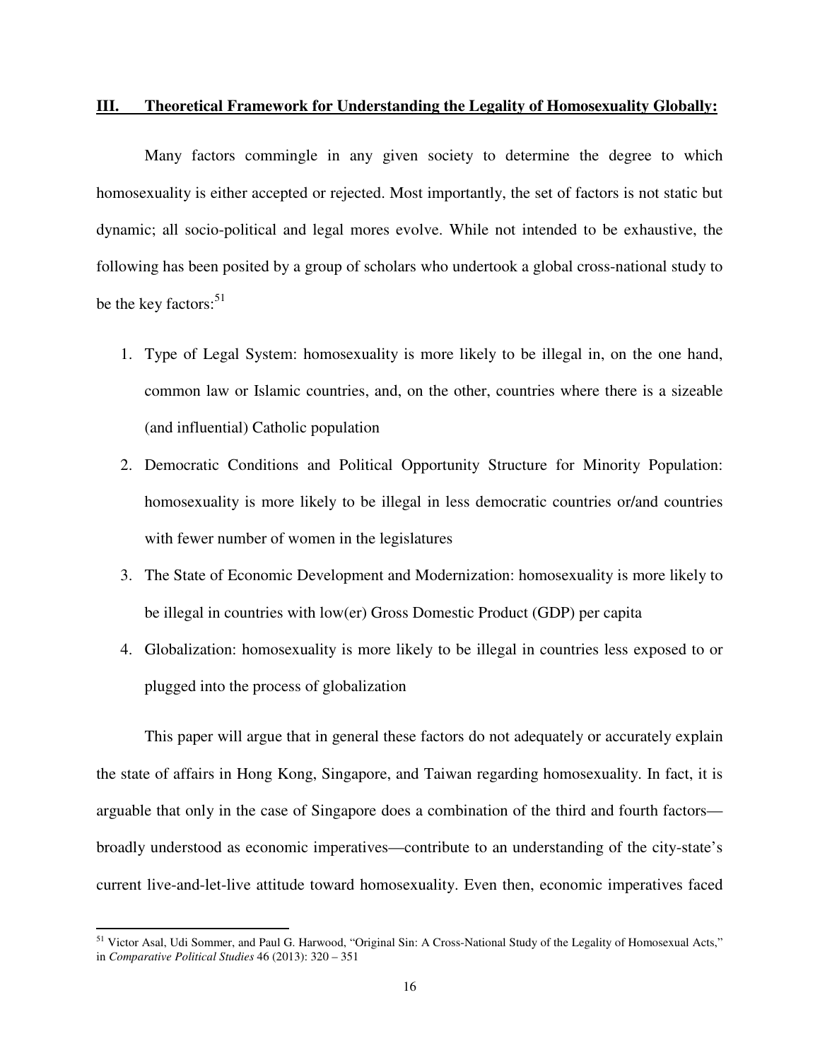## III. Theoretical Framework for Understanding the Legality of Homosexuality Globally:

Many factors commingle in any given society to determine the degree to which homosexuality is either accepted or rejected. Most importantly, the set of factors is not static but dynamic; all socio-political and legal mores evolve. While not intended to be exhaustive, the following has been posited by a group of scholars who undertook a global cross-national study to be the key factors:[51]

1. Type of Legal System: homosexuality is more likely to be illegal in, on the one hand, common law or Islamic countries, and, on the other, countries where there is a sizeable (and influential) Catholic population
2. Democratic Conditions and Political Opportunity Structure for Minority Population: homosexuality is more likely to be illegal in less democratic countries or/and countries with fewer number of women in the legislatures
3. The State of Economic Development and Modernization: homosexuality is more likely to be illegal in countries with low(er) Gross Domestic Product (GDP) per capita
4. Globalization: homosexuality is more likely to be illegal in countries less exposed to or plugged into the process of globalization

This paper will argue that in general these factors do not adequately or accurately explain the state of affairs in Hong Kong, Singapore, and Taiwan regarding homosexuality. In fact, it is arguable that only in the case of Singapore does a combination of the third and fourth factors—broadly understood as economic imperatives—contribute to an understanding of the city-state's current live-and-let-live attitude toward homosexuality. Even then, economic imperatives faced

[51] Victor Asal, Udi Sommer, and Paul G. Harwood, "Original Sin: A Cross-National Study of the Legality of Homosexual Acts," in *Comparative Political Studies* 46 (2013): 320 – 351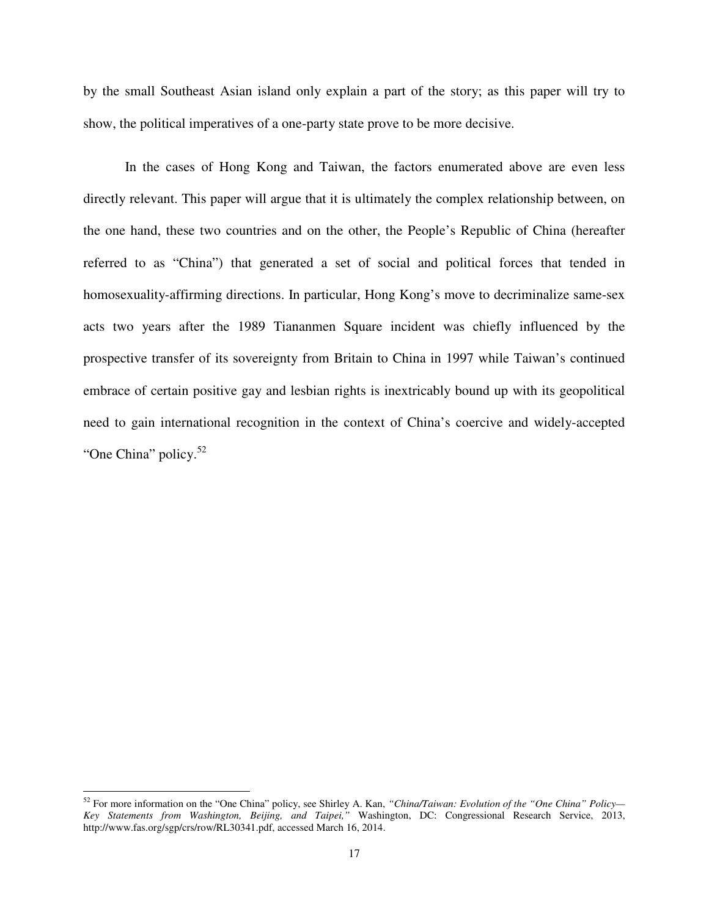by the small Southeast Asian island only explain a part of the story; as this paper will try to show, the political imperatives of a one-party state prove to be more decisive.

In the cases of Hong Kong and Taiwan, the factors enumerated above are even less directly relevant. This paper will argue that it is ultimately the complex relationship between, on the one hand, these two countries and on the other, the People's Republic of China (hereafter referred to as "China") that generated a set of social and political forces that tended in homosexuality-affirming directions. In particular, Hong Kong's move to decriminalize same-sex acts two years after the 1989 Tiananmen Square incident was chiefly influenced by the prospective transfer of its sovereignty from Britain to China in 1997 while Taiwan's continued embrace of certain positive gay and lesbian rights is inextricably bound up with its geopolitical need to gain international recognition in the context of China's coercive and widely-accepted "One China" policy.[52]

---

[52] For more information on the "One China" policy, see Shirley A. Kan, *"China/Taiwan: Evolution of the "One China" Policy—Key Statements from Washington, Beijing, and Taipei,"* Washington, DC: Congressional Research Service, 2013, http://www.fas.org/sgp/crs/row/RL30341.pdf, accessed March 16, 2014.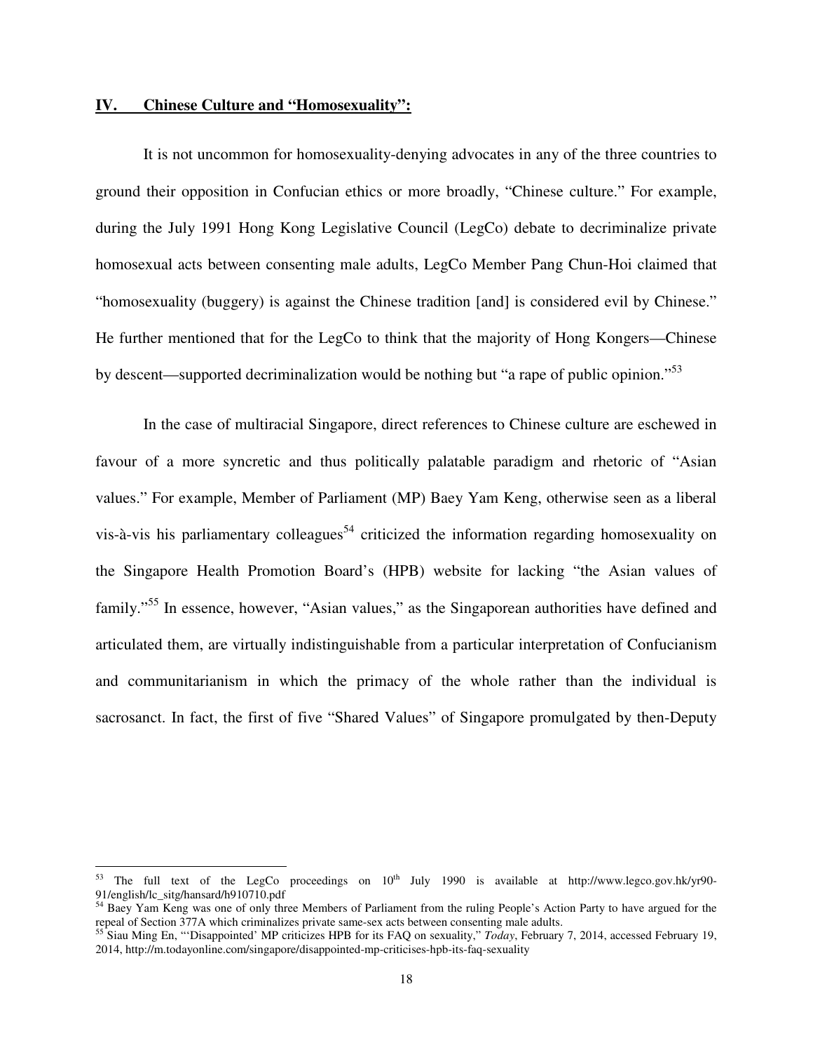## IV. Chinese Culture and "Homosexuality":

It is not uncommon for homosexuality-denying advocates in any of the three countries to ground their opposition in Confucian ethics or more broadly, "Chinese culture." For example, during the July 1991 Hong Kong Legislative Council (LegCo) debate to decriminalize private homosexual acts between consenting male adults, LegCo Member Pang Chun-Hoi claimed that "homosexuality (buggery) is against the Chinese tradition [and] is considered evil by Chinese." He further mentioned that for the LegCo to think that the majority of Hong Kongers—Chinese by descent—supported decriminalization would be nothing but "a rape of public opinion."[53]

In the case of multiracial Singapore, direct references to Chinese culture are eschewed in favour of a more syncretic and thus politically palatable paradigm and rhetoric of "Asian values." For example, Member of Parliament (MP) Baey Yam Keng, otherwise seen as a liberal vis-à-vis his parliamentary colleagues[54] criticized the information regarding homosexuality on the Singapore Health Promotion Board's (HPB) website for lacking "the Asian values of family."[55] In essence, however, "Asian values," as the Singaporean authorities have defined and articulated them, are virtually indistinguishable from a particular interpretation of Confucianism and communitarianism in which the primacy of the whole rather than the individual is sacrosanct. In fact, the first of five "Shared Values" of Singapore promulgated by then-Deputy

---

[53] The full text of the LegCo proceedings on 10th July 1990 is available at http://www.legco.gov.hk/yr90-91/english/lc_sitg/hansard/h910710.pdf

[54] Baey Yam Keng was one of only three Members of Parliament from the ruling People's Action Party to have argued for the repeal of Section 377A which criminalizes private same-sex acts between consenting male adults.

[55] Siau Ming En, "'Disappointed' MP criticizes HPB for its FAQ on sexuality," *Today*, February 7, 2014, accessed February 19, 2014, http://m.todayonline.com/singapore/disappointed-mp-criticises-hpb-its-faq-sexuality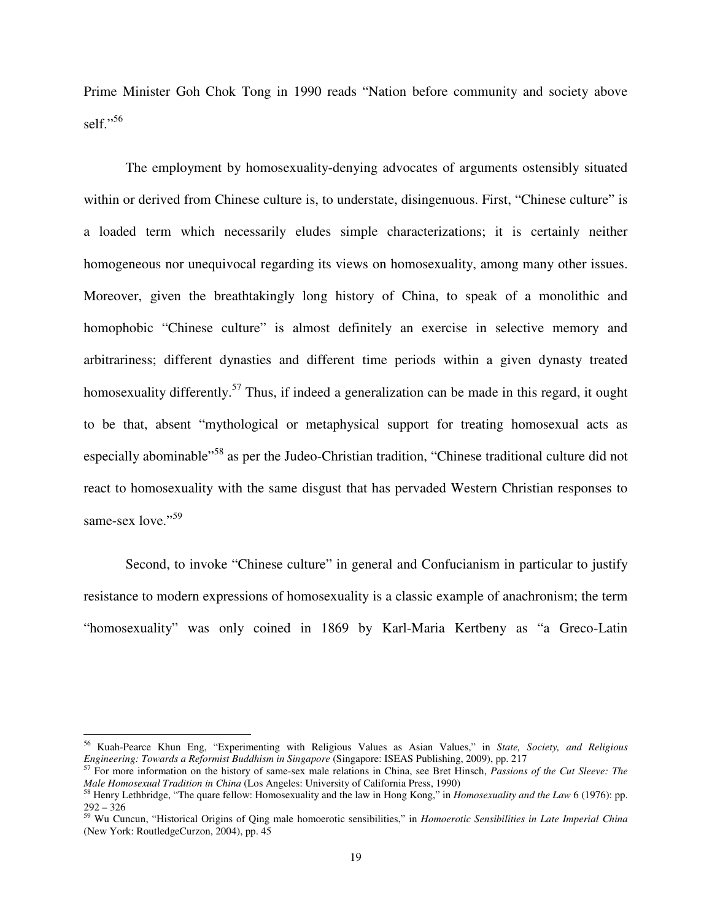Prime Minister Goh Chok Tong in 1990 reads "Nation before community and society above self."[56]

The employment by homosexuality-denying advocates of arguments ostensibly situated within or derived from Chinese culture is, to understate, disingenuous. First, "Chinese culture" is a loaded term which necessarily eludes simple characterizations; it is certainly neither homogeneous nor unequivocal regarding its views on homosexuality, among many other issues. Moreover, given the breathtakingly long history of China, to speak of a monolithic and homophobic "Chinese culture" is almost definitely an exercise in selective memory and arbitrariness; different dynasties and different time periods within a given dynasty treated homosexuality differently.[57] Thus, if indeed a generalization can be made in this regard, it ought to be that, absent "mythological or metaphysical support for treating homosexual acts as especially abominable"[58] as per the Judeo-Christian tradition, "Chinese traditional culture did not react to homosexuality with the same disgust that has pervaded Western Christian responses to same-sex love."[59]

Second, to invoke "Chinese culture" in general and Confucianism in particular to justify resistance to modern expressions of homosexuality is a classic example of anachronism; the term "homosexuality" was only coined in 1869 by Karl-Maria Kertbeny as "a Greco-Latin

---

[56] Kuah-Pearce Khun Eng, "Experimenting with Religious Values as Asian Values," in *State, Society, and Religious Engineering: Towards a Reformist Buddhism in Singapore* (Singapore: ISEAS Publishing, 2009), pp. 217

[57] For more information on the history of same-sex male relations in China, see Bret Hinsch, *Passions of the Cut Sleeve: The Male Homosexual Tradition in China* (Los Angeles: University of California Press, 1990)

[58] Henry Lethbridge, "The quare fellow: Homosexuality and the law in Hong Kong," in *Homosexuality and the Law* 6 (1976): pp. 292 – 326

[59] Wu Cuncun, "Historical Origins of Qing male homoerotic sensibilities," in *Homoerotic Sensibilities in Late Imperial China* (New York: RoutledgeCurzon, 2004), pp. 45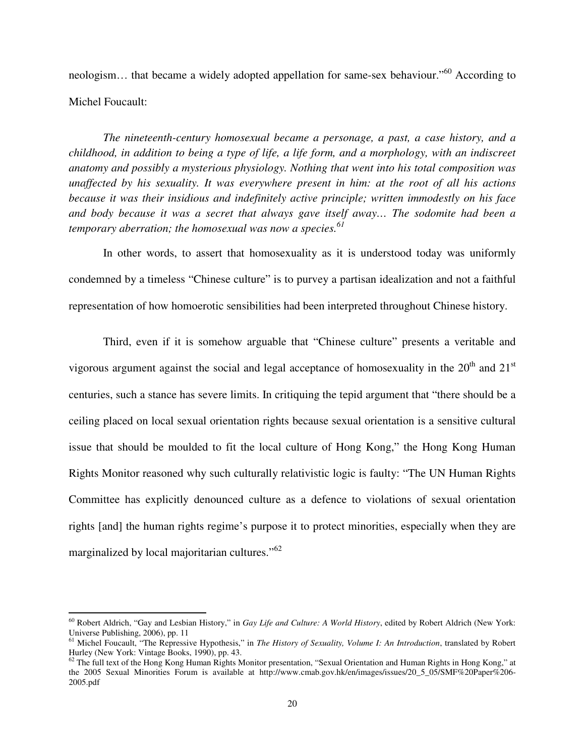neologism… that became a widely adopted appellation for same-sex behaviour."[60] According to Michel Foucault:

> *The nineteenth-century homosexual became a personage, a past, a case history, and a childhood, in addition to being a type of life, a life form, and a morphology, with an indiscreet anatomy and possibly a mysterious physiology. Nothing that went into his total composition was unaffected by his sexuality. It was everywhere present in him: at the root of all his actions because it was their insidious and indefinitely active principle; written immodestly on his face and body because it was a secret that always gave itself away… The sodomite had been a temporary aberration; the homosexual was now a species.*[61]

In other words, to assert that homosexuality as it is understood today was uniformly condemned by a timeless "Chinese culture" is to purvey a partisan idealization and not a faithful representation of how homoerotic sensibilities had been interpreted throughout Chinese history.

Third, even if it is somehow arguable that "Chinese culture" presents a veritable and vigorous argument against the social and legal acceptance of homosexuality in the 20th and 21st centuries, such a stance has severe limits. In critiquing the tepid argument that "there should be a ceiling placed on local sexual orientation rights because sexual orientation is a sensitive cultural issue that should be moulded to fit the local culture of Hong Kong," the Hong Kong Human Rights Monitor reasoned why such culturally relativistic logic is faulty: "The UN Human Rights Committee has explicitly denounced culture as a defence to violations of sexual orientation rights [and] the human rights regime's purpose it to protect minorities, especially when they are marginalized by local majoritarian cultures."[62]

---

[60] Robert Aldrich, "Gay and Lesbian History," in *Gay Life and Culture: A World History*, edited by Robert Aldrich (New York: Universe Publishing, 2006), pp. 11

[61] Michel Foucault, "The Repressive Hypothesis," in *The History of Sexuality, Volume I: An Introduction*, translated by Robert Hurley (New York: Vintage Books, 1990), pp. 43.

[62] The full text of the Hong Kong Human Rights Monitor presentation, "Sexual Orientation and Human Rights in Hong Kong," at the 2005 Sexual Minorities Forum is available at http://www.cmab.gov.hk/en/images/issues/20_5_05/SMF%20Paper%206-2005.pdf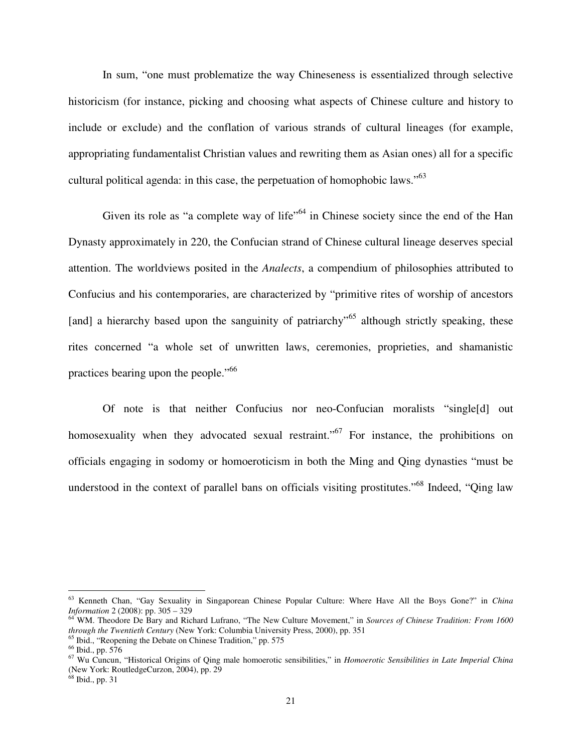In sum, "one must problematize the way Chineseness is essentialized through selective historicism (for instance, picking and choosing what aspects of Chinese culture and history to include or exclude) and the conflation of various strands of cultural lineages (for example, appropriating fundamentalist Christian values and rewriting them as Asian ones) all for a specific cultural political agenda: in this case, the perpetuation of homophobic laws."[63]

Given its role as "a complete way of life"[64] in Chinese society since the end of the Han Dynasty approximately in 220, the Confucian strand of Chinese cultural lineage deserves special attention. The worldviews posited in the *Analects*, a compendium of philosophies attributed to Confucius and his contemporaries, are characterized by "primitive rites of worship of ancestors [and] a hierarchy based upon the sanguinity of patriarchy"[65] although strictly speaking, these rites concerned "a whole set of unwritten laws, ceremonies, proprieties, and shamanistic practices bearing upon the people."[66]

Of note is that neither Confucius nor neo-Confucian moralists "single[d] out homosexuality when they advocated sexual restraint."[67] For instance, the prohibitions on officials engaging in sodomy or homoeroticism in both the Ming and Qing dynasties "must be understood in the context of parallel bans on officials visiting prostitutes."[68] Indeed, "Qing law

---

[63] Kenneth Chan, "Gay Sexuality in Singaporean Chinese Popular Culture: Where Have All the Boys Gone?" in *China Information* 2 (2008): pp. 305 – 329

[64] WM. Theodore De Bary and Richard Lufrano, "The New Culture Movement," in *Sources of Chinese Tradition: From 1600 through the Twentieth Century* (New York: Columbia University Press, 2000), pp. 351

[65] Ibid., "Reopening the Debate on Chinese Tradition," pp. 575

[66] Ibid., pp. 576

[67] Wu Cuncun, "Historical Origins of Qing male homoerotic sensibilities," in *Homoerotic Sensibilities in Late Imperial China* (New York: RoutledgeCurzon, 2004), pp. 29

[68] Ibid., pp. 31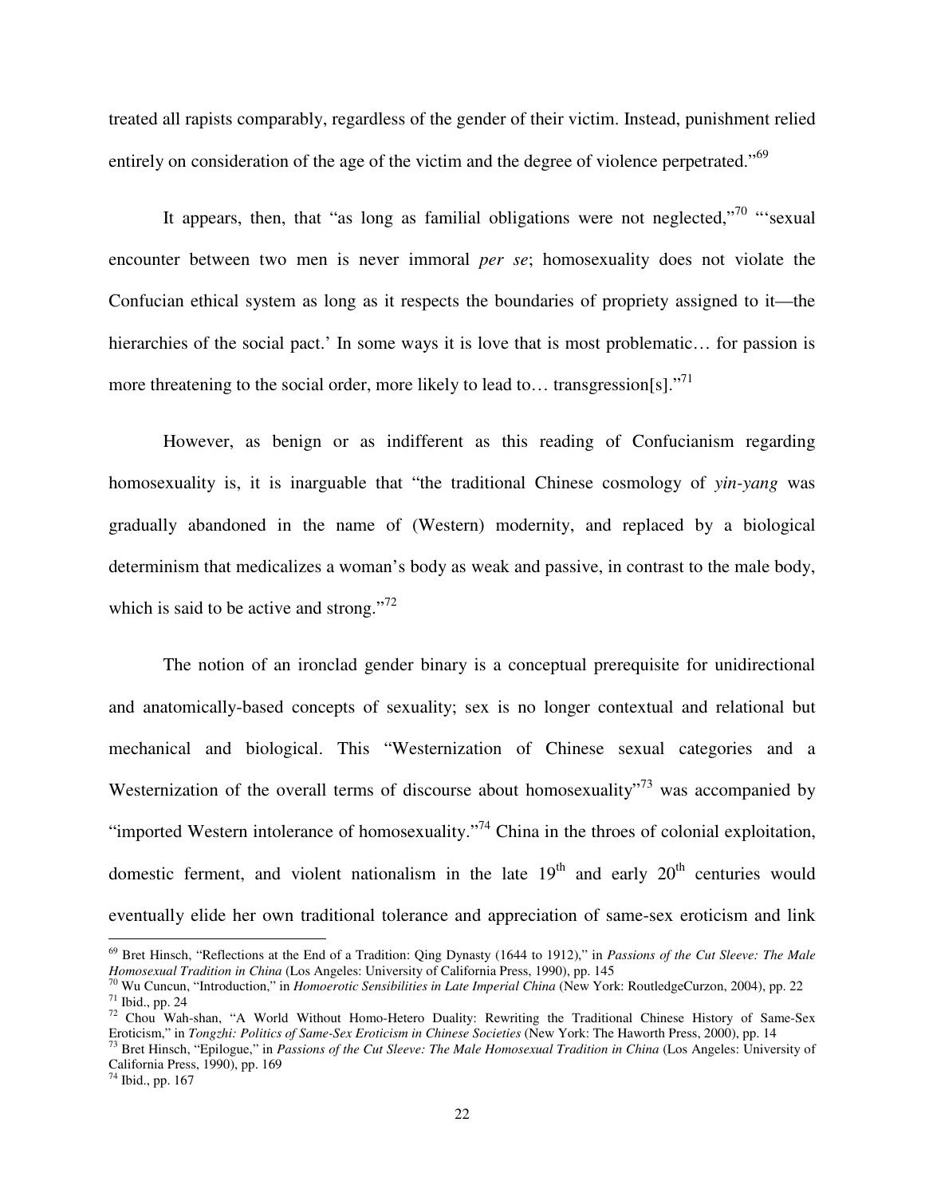treated all rapists comparably, regardless of the gender of their victim. Instead, punishment relied entirely on consideration of the age of the victim and the degree of violence perpetrated."[69]

It appears, then, that "as long as familial obligations were not neglected,"[70] "'sexual encounter between two men is never immoral *per se*; homosexuality does not violate the Confucian ethical system as long as it respects the boundaries of propriety assigned to it—the hierarchies of the social pact.' In some ways it is love that is most problematic… for passion is more threatening to the social order, more likely to lead to… transgression[s]."[71]

However, as benign or as indifferent as this reading of Confucianism regarding homosexuality is, it is inarguable that "the traditional Chinese cosmology of *yin-yang* was gradually abandoned in the name of (Western) modernity, and replaced by a biological determinism that medicalizes a woman's body as weak and passive, in contrast to the male body, which is said to be active and strong."[72]

The notion of an ironclad gender binary is a conceptual prerequisite for unidirectional and anatomically-based concepts of sexuality; sex is no longer contextual and relational but mechanical and biological. This "Westernization of Chinese sexual categories and a Westernization of the overall terms of discourse about homosexuality"[73] was accompanied by "imported Western intolerance of homosexuality."[74] China in the throes of colonial exploitation, domestic ferment, and violent nationalism in the late 19th and early 20th centuries would eventually elide her own traditional tolerance and appreciation of same-sex eroticism and link

---

[69] Bret Hinsch, "Reflections at the End of a Tradition: Qing Dynasty (1644 to 1912)," in *Passions of the Cut Sleeve: The Male Homosexual Tradition in China* (Los Angeles: University of California Press, 1990), pp. 145

[70] Wu Cuncun, "Introduction," in *Homoerotic Sensibilities in Late Imperial China* (New York: RoutledgeCurzon, 2004), pp. 22

[71] Ibid., pp. 24

[72] Chou Wah-shan, "A World Without Homo-Hetero Duality: Rewriting the Traditional Chinese History of Same-Sex Eroticism," in *Tongzhi: Politics of Same-Sex Eroticism in Chinese Societies* (New York: The Haworth Press, 2000), pp. 14

[73] Bret Hinsch, "Epilogue," in *Passions of the Cut Sleeve: The Male Homosexual Tradition in China* (Los Angeles: University of California Press, 1990), pp. 169

[74] Ibid., pp. 167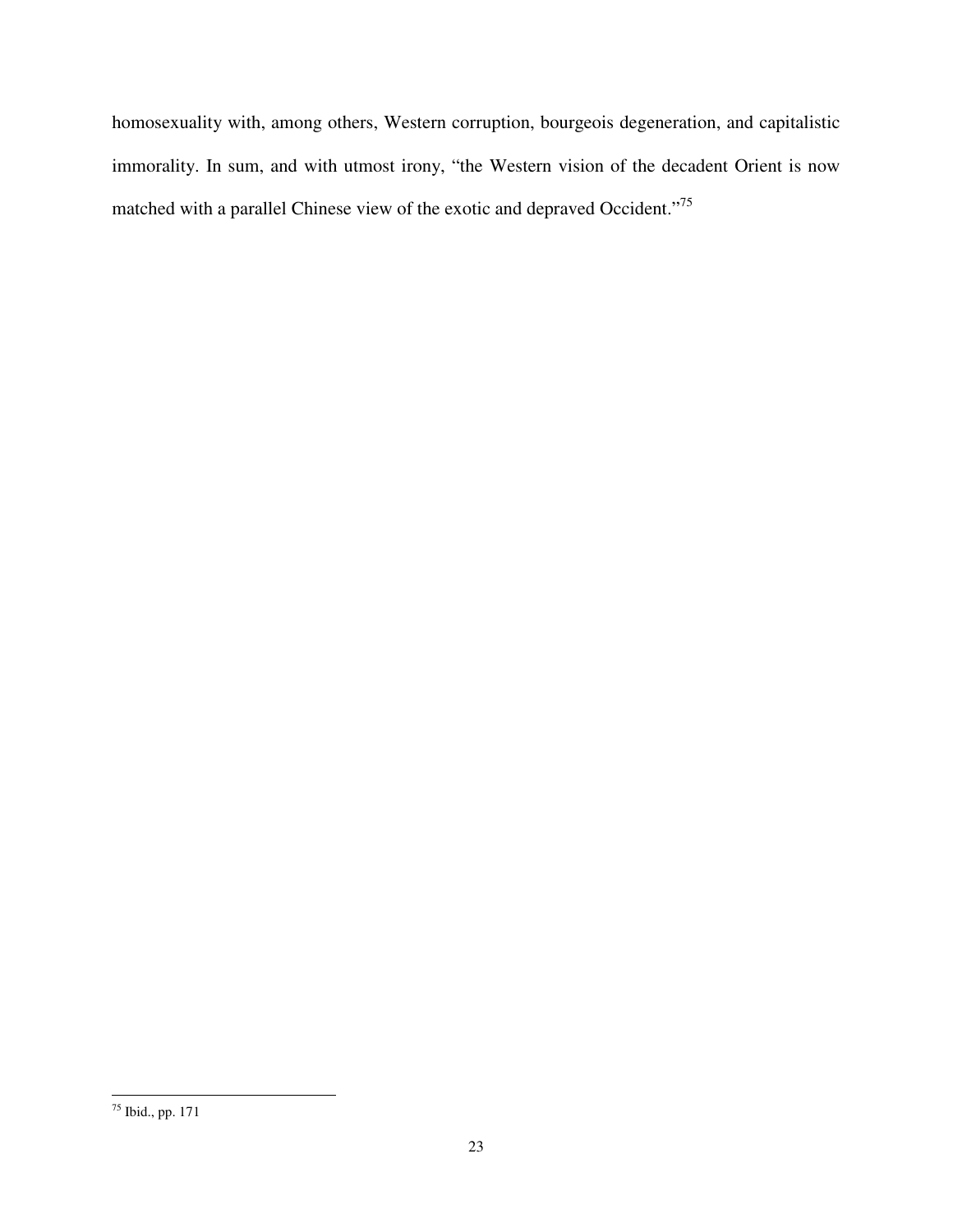homosexuality with, among others, Western corruption, bourgeois degeneration, and capitalistic immorality. In sum, and with utmost irony, "the Western vision of the decadent Orient is now matched with a parallel Chinese view of the exotic and depraved Occident."[75]

---

[75] Ibid., pp. 171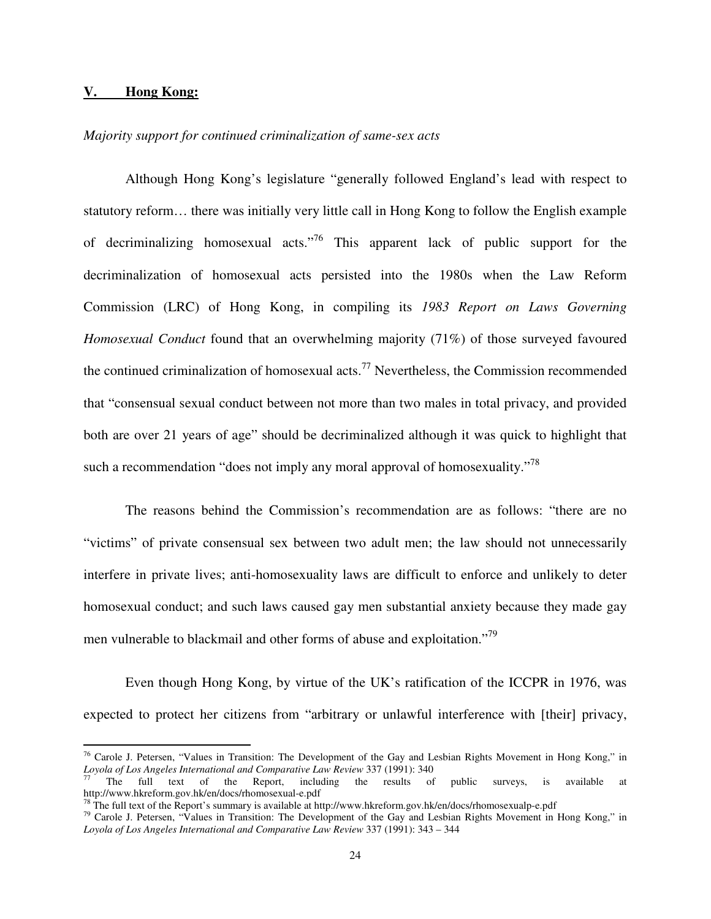## V. Hong Kong:

*Majority support for continued criminalization of same-sex acts*

Although Hong Kong's legislature "generally followed England's lead with respect to statutory reform… there was initially very little call in Hong Kong to follow the English example of decriminalizing homosexual acts."[76] This apparent lack of public support for the decriminalization of homosexual acts persisted into the 1980s when the Law Reform Commission (LRC) of Hong Kong, in compiling its *1983 Report on Laws Governing Homosexual Conduct* found that an overwhelming majority (71%) of those surveyed favoured the continued criminalization of homosexual acts.[77] Nevertheless, the Commission recommended that "consensual sexual conduct between not more than two males in total privacy, and provided both are over 21 years of age" should be decriminalized although it was quick to highlight that such a recommendation "does not imply any moral approval of homosexuality."[78]

The reasons behind the Commission's recommendation are as follows: "there are no "victims" of private consensual sex between two adult men; the law should not unnecessarily interfere in private lives; anti-homosexuality laws are difficult to enforce and unlikely to deter homosexual conduct; and such laws caused gay men substantial anxiety because they made gay men vulnerable to blackmail and other forms of abuse and exploitation."[79]

Even though Hong Kong, by virtue of the UK's ratification of the ICCPR in 1976, was expected to protect her citizens from "arbitrary or unlawful interference with [their] privacy,

---

[76] Carole J. Petersen, "Values in Transition: The Development of the Gay and Lesbian Rights Movement in Hong Kong," in *Loyola of Los Angeles International and Comparative Law Review* 337 (1991): 340

[77] The full text of the Report, including the results of public surveys, is available at http://www.hkreform.gov.hk/en/docs/rhomosexual-e.pdf

[78] The full text of the Report's summary is available at http://www.hkreform.gov.hk/en/docs/rhomosexualp-e.pdf

[79] Carole J. Petersen, "Values in Transition: The Development of the Gay and Lesbian Rights Movement in Hong Kong," in *Loyola of Los Angeles International and Comparative Law Review* 337 (1991): 343 – 344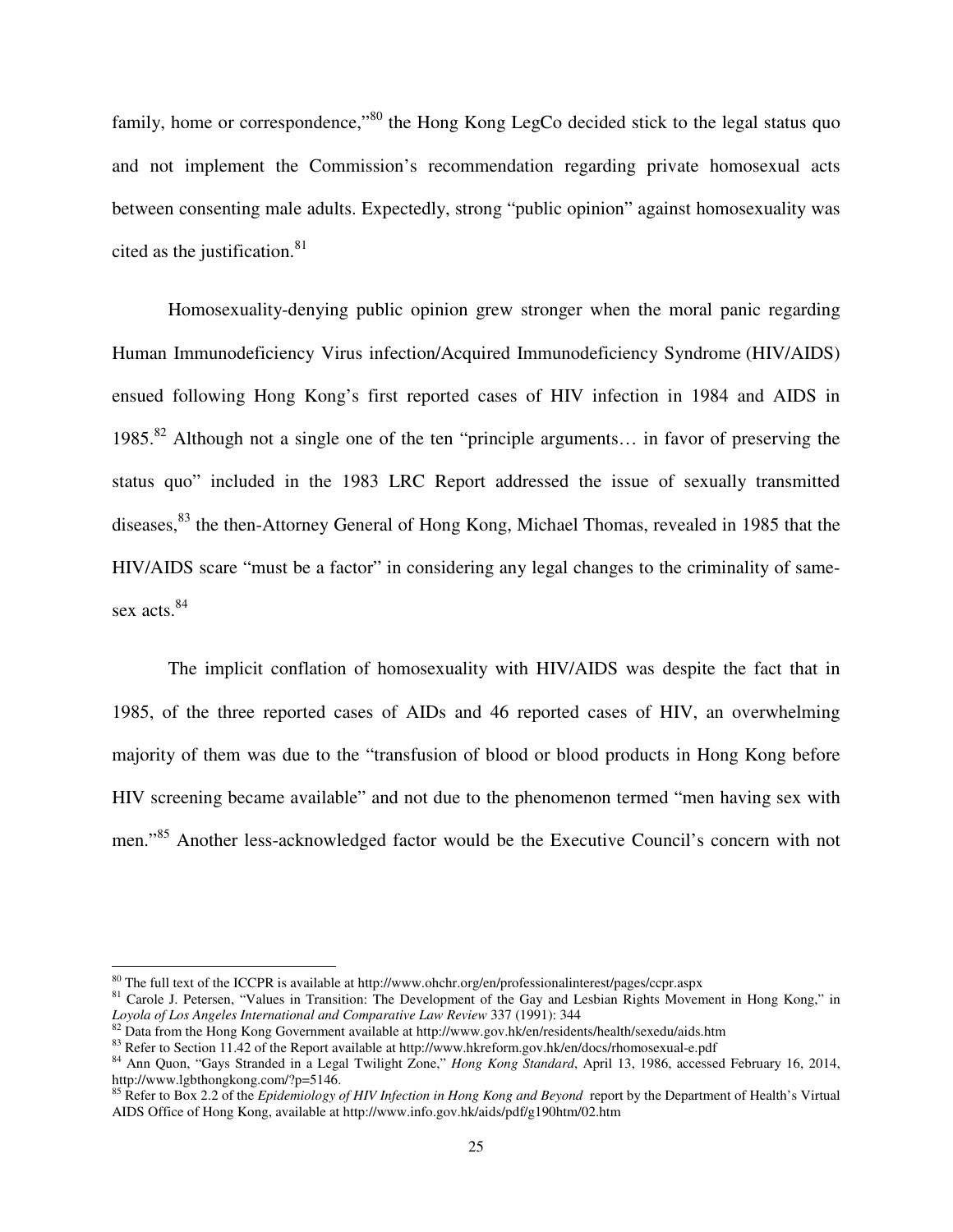family, home or correspondence,"[80] the Hong Kong LegCo decided stick to the legal status quo and not implement the Commission's recommendation regarding private homosexual acts between consenting male adults. Expectedly, strong "public opinion" against homosexuality was cited as the justification.[81]

Homosexuality-denying public opinion grew stronger when the moral panic regarding Human Immunodeficiency Virus infection/Acquired Immunodeficiency Syndrome (HIV/AIDS) ensued following Hong Kong's first reported cases of HIV infection in 1984 and AIDS in 1985.[82] Although not a single one of the ten "principle arguments… in favor of preserving the status quo" included in the 1983 LRC Report addressed the issue of sexually transmitted diseases,[83] the then-Attorney General of Hong Kong, Michael Thomas, revealed in 1985 that the HIV/AIDS scare "must be a factor" in considering any legal changes to the criminality of same-sex acts.[84]

The implicit conflation of homosexuality with HIV/AIDS was despite the fact that in 1985, of the three reported cases of AIDs and 46 reported cases of HIV, an overwhelming majority of them was due to the "transfusion of blood or blood products in Hong Kong before HIV screening became available" and not due to the phenomenon termed "men having sex with men."[85] Another less-acknowledged factor would be the Executive Council's concern with not

---

[80] The full text of the ICCPR is available at http://www.ohchr.org/en/professionalinterest/pages/ccpr.aspx

[81] Carole J. Petersen, "Values in Transition: The Development of the Gay and Lesbian Rights Movement in Hong Kong," in *Loyola of Los Angeles International and Comparative Law Review* 337 (1991): 344

[82] Data from the Hong Kong Government available at http://www.gov.hk/en/residents/health/sexedu/aids.htm

[83] Refer to Section 11.42 of the Report available at http://www.hkreform.gov.hk/en/docs/rhomosexual-e.pdf

[84] Ann Quon, "Gays Stranded in a Legal Twilight Zone," *Hong Kong Standard*, April 13, 1986, accessed February 16, 2014, http://www.lgbthongkong.com/?p=5146.

[85] Refer to Box 2.2 of the *Epidemiology of HIV Infection in Hong Kong and Beyond* report by the Department of Health's Virtual AIDS Office of Hong Kong, available at http://www.info.gov.hk/aids/pdf/g190htm/02.htm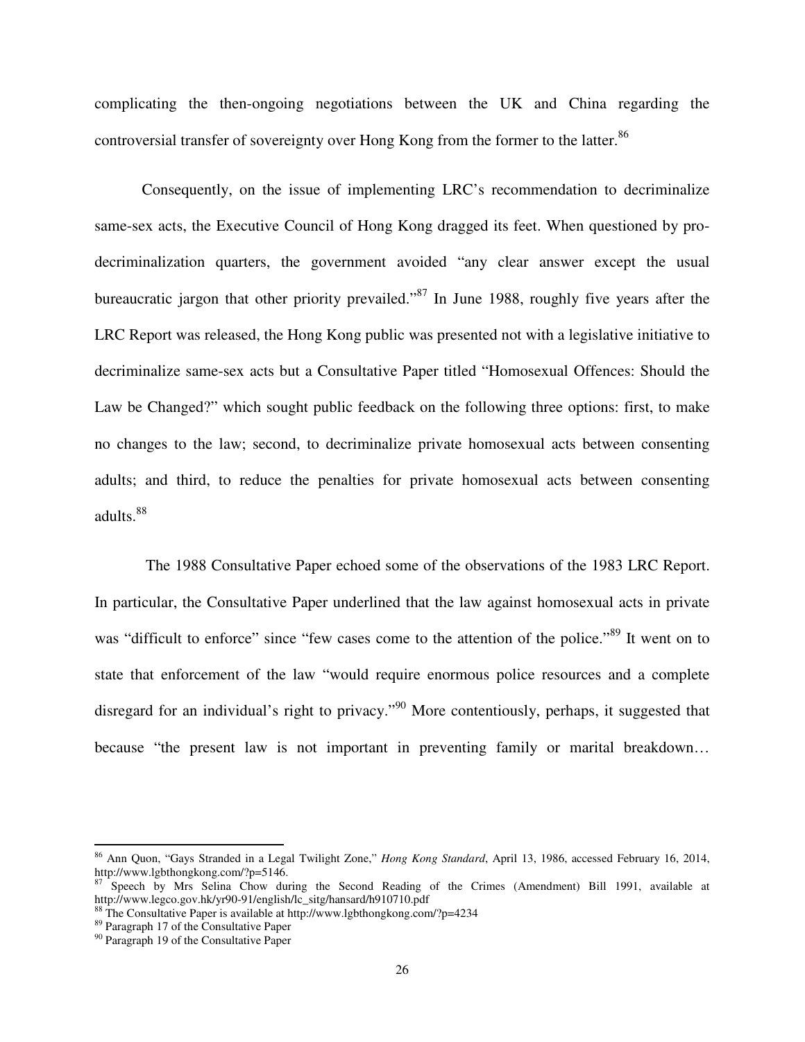complicating the then-ongoing negotiations between the UK and China regarding the controversial transfer of sovereignty over Hong Kong from the former to the latter.[86]

Consequently, on the issue of implementing LRC's recommendation to decriminalize same-sex acts, the Executive Council of Hong Kong dragged its feet. When questioned by pro-decriminalization quarters, the government avoided "any clear answer except the usual bureaucratic jargon that other priority prevailed."[87] In June 1988, roughly five years after the LRC Report was released, the Hong Kong public was presented not with a legislative initiative to decriminalize same-sex acts but a Consultative Paper titled "Homosexual Offences: Should the Law be Changed?" which sought public feedback on the following three options: first, to make no changes to the law; second, to decriminalize private homosexual acts between consenting adults; and third, to reduce the penalties for private homosexual acts between consenting adults.[88]

The 1988 Consultative Paper echoed some of the observations of the 1983 LRC Report. In particular, the Consultative Paper underlined that the law against homosexual acts in private was "difficult to enforce" since "few cases come to the attention of the police."[89] It went on to state that enforcement of the law "would require enormous police resources and a complete disregard for an individual's right to privacy."[90] More contentiously, perhaps, it suggested that because "the present law is not important in preventing family or marital breakdown…

---

[86] Ann Quon, "Gays Stranded in a Legal Twilight Zone," *Hong Kong Standard*, April 13, 1986, accessed February 16, 2014, http://www.lgbthongkong.com/?p=5146.

[87] Speech by Mrs Selina Chow during the Second Reading of the Crimes (Amendment) Bill 1991, available at http://www.legco.gov.hk/yr90-91/english/lc_sitg/hansard/h910710.pdf

[88] The Consultative Paper is available at http://www.lgbthongkong.com/?p=4234

[89] Paragraph 17 of the Consultative Paper

[90] Paragraph 19 of the Consultative Paper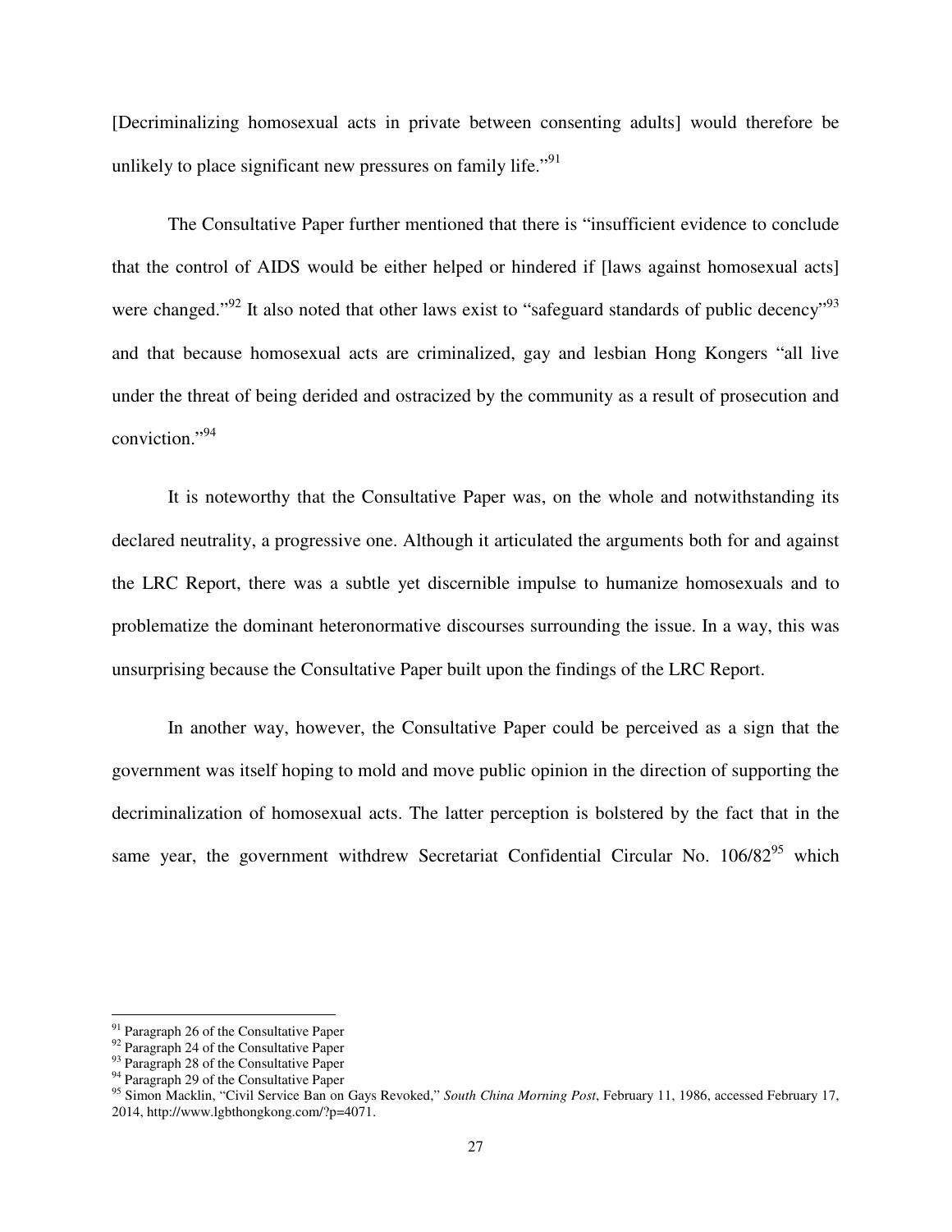[Decriminalizing homosexual acts in private between consenting adults] would therefore be unlikely to place significant new pressures on family life."[91]

The Consultative Paper further mentioned that there is "insufficient evidence to conclude that the control of AIDS would be either helped or hindered if [laws against homosexual acts] were changed."[92] It also noted that other laws exist to "safeguard standards of public decency"[93] and that because homosexual acts are criminalized, gay and lesbian Hong Kongers "all live under the threat of being derided and ostracized by the community as a result of prosecution and conviction."[94]

It is noteworthy that the Consultative Paper was, on the whole and notwithstanding its declared neutrality, a progressive one. Although it articulated the arguments both for and against the LRC Report, there was a subtle yet discernible impulse to humanize homosexuals and to problematize the dominant heteronormative discourses surrounding the issue. In a way, this was unsurprising because the Consultative Paper built upon the findings of the LRC Report.

In another way, however, the Consultative Paper could be perceived as a sign that the government was itself hoping to mold and move public opinion in the direction of supporting the decriminalization of homosexual acts. The latter perception is bolstered by the fact that in the same year, the government withdrew Secretariat Confidential Circular No. 106/82[95] which

---

[91] Paragraph 26 of the Consultative Paper

[92] Paragraph 24 of the Consultative Paper

[93] Paragraph 28 of the Consultative Paper

[94] Paragraph 29 of the Consultative Paper

[95] Simon Macklin, "Civil Service Ban on Gays Revoked," *South China Morning Post*, February 11, 1986, accessed February 17, 2014, http://www.lgbthongkong.com/?p=4071.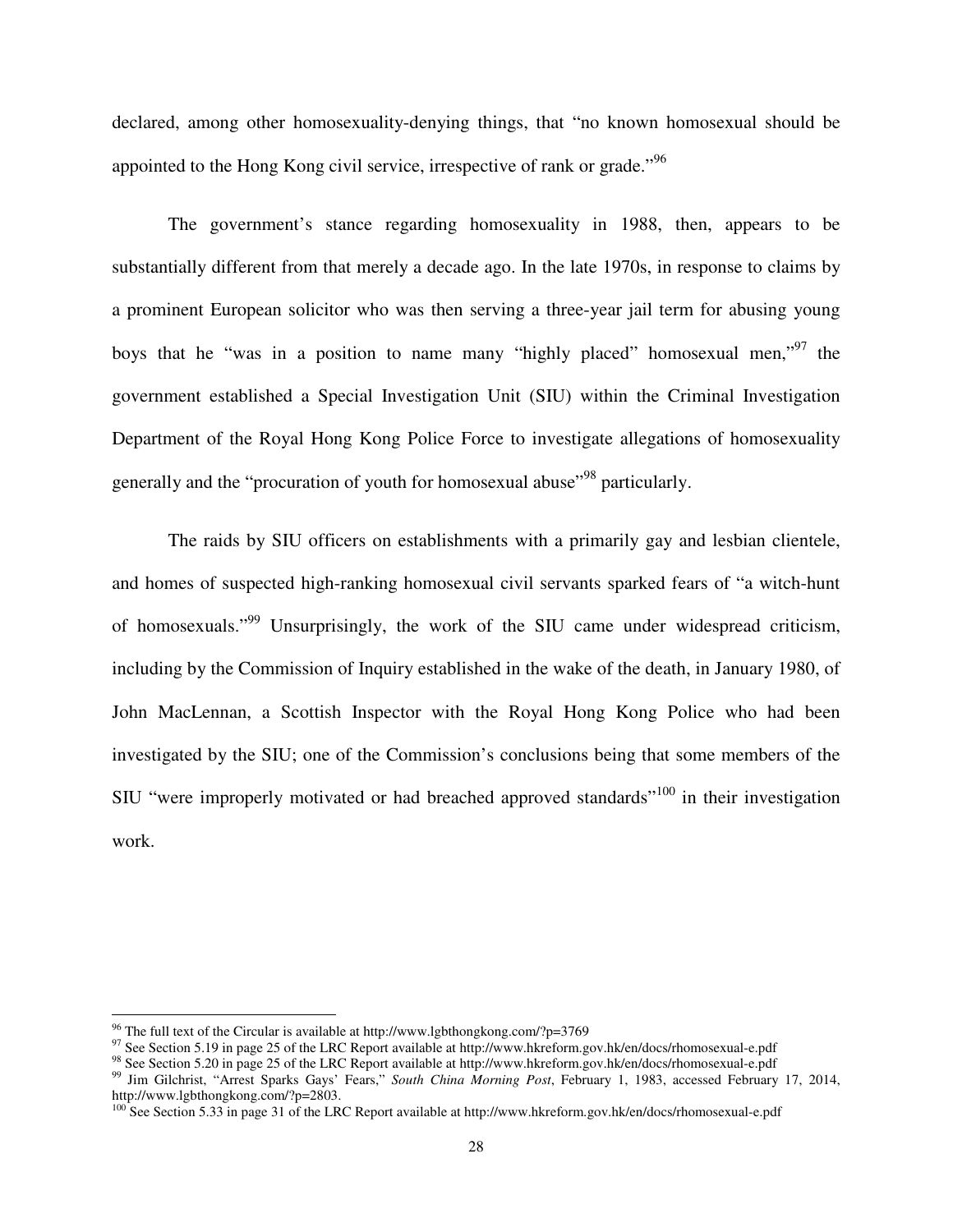declared, among other homosexuality-denying things, that "no known homosexual should be appointed to the Hong Kong civil service, irrespective of rank or grade."[96]

The government's stance regarding homosexuality in 1988, then, appears to be substantially different from that merely a decade ago. In the late 1970s, in response to claims by a prominent European solicitor who was then serving a three-year jail term for abusing young boys that he "was in a position to name many "highly placed" homosexual men,"[97] the government established a Special Investigation Unit (SIU) within the Criminal Investigation Department of the Royal Hong Kong Police Force to investigate allegations of homosexuality generally and the "procuration of youth for homosexual abuse"[98] particularly.

The raids by SIU officers on establishments with a primarily gay and lesbian clientele, and homes of suspected high-ranking homosexual civil servants sparked fears of "a witch-hunt of homosexuals."[99] Unsurprisingly, the work of the SIU came under widespread criticism, including by the Commission of Inquiry established in the wake of the death, in January 1980, of John MacLennan, a Scottish Inspector with the Royal Hong Kong Police who had been investigated by the SIU; one of the Commission's conclusions being that some members of the SIU "were improperly motivated or had breached approved standards"[100] in their investigation work.

---

[96] The full text of the Circular is available at http://www.lgbthongkong.com/?p=3769

[97] See Section 5.19 in page 25 of the LRC Report available at http://www.hkreform.gov.hk/en/docs/rhomosexual-e.pdf

[98] See Section 5.20 in page 25 of the LRC Report available at http://www.hkreform.gov.hk/en/docs/rhomosexual-e.pdf

[99] Jim Gilchrist, "Arrest Sparks Gays' Fears," *South China Morning Post*, February 1, 1983, accessed February 17, 2014, http://www.lgbthongkong.com/?p=2803.

[100] See Section 5.33 in page 31 of the LRC Report available at http://www.hkreform.gov.hk/en/docs/rhomosexual-e.pdf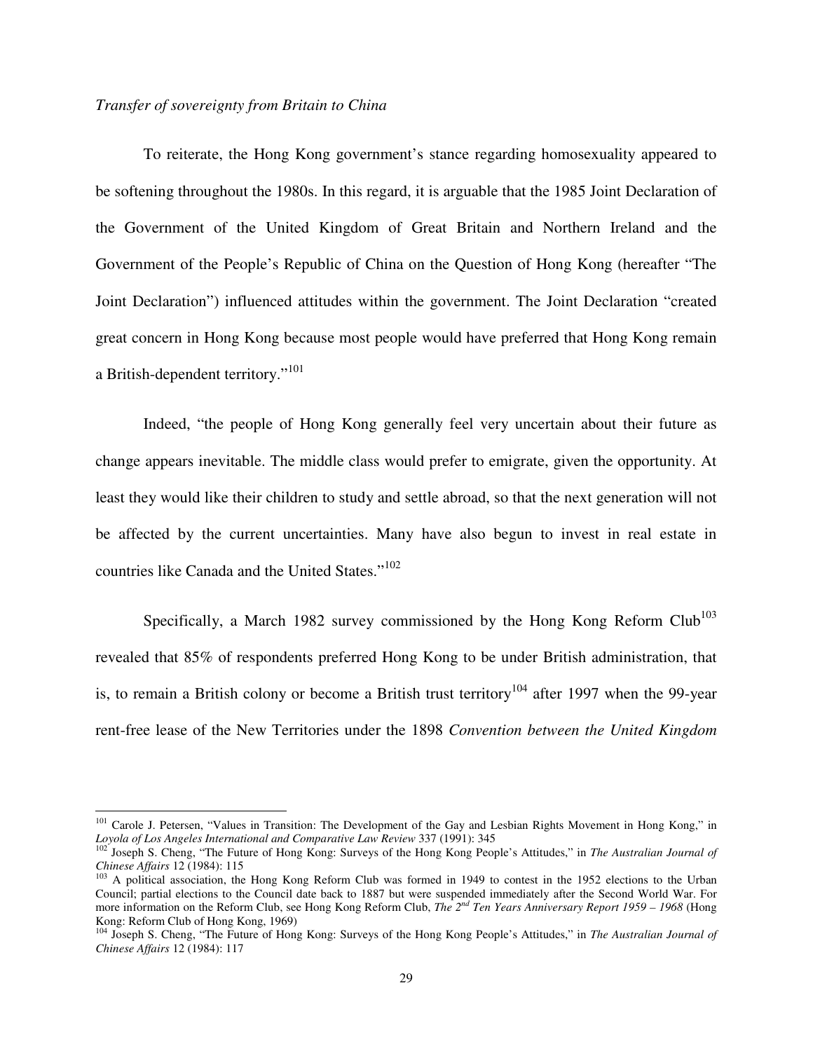*Transfer of sovereignty from Britain to China*

To reiterate, the Hong Kong government's stance regarding homosexuality appeared to be softening throughout the 1980s. In this regard, it is arguable that the 1985 Joint Declaration of the Government of the United Kingdom of Great Britain and Northern Ireland and the Government of the People's Republic of China on the Question of Hong Kong (hereafter "The Joint Declaration") influenced attitudes within the government. The Joint Declaration "created great concern in Hong Kong because most people would have preferred that Hong Kong remain a British-dependent territory."[101]

Indeed, "the people of Hong Kong generally feel very uncertain about their future as change appears inevitable. The middle class would prefer to emigrate, given the opportunity. At least they would like their children to study and settle abroad, so that the next generation will not be affected by the current uncertainties. Many have also begun to invest in real estate in countries like Canada and the United States."[102]

Specifically, a March 1982 survey commissioned by the Hong Kong Reform Club[103] revealed that 85% of respondents preferred Hong Kong to be under British administration, that is, to remain a British colony or become a British trust territory[104] after 1997 when the 99-year rent-free lease of the New Territories under the 1898 *Convention between the United Kingdom*

---

[101] Carole J. Petersen, "Values in Transition: The Development of the Gay and Lesbian Rights Movement in Hong Kong," in *Loyola of Los Angeles International and Comparative Law Review* 337 (1991): 345

[102] Joseph S. Cheng, "The Future of Hong Kong: Surveys of the Hong Kong People's Attitudes," in *The Australian Journal of Chinese Affairs* 12 (1984): 115

[103] A political association, the Hong Kong Reform Club was formed in 1949 to contest in the 1952 elections to the Urban Council; partial elections to the Council date back to 1887 but were suspended immediately after the Second World War. For more information on the Reform Club, see Hong Kong Reform Club, *The 2nd Ten Years Anniversary Report 1959 – 1968* (Hong Kong: Reform Club of Hong Kong, 1969)

[104] Joseph S. Cheng, "The Future of Hong Kong: Surveys of the Hong Kong People's Attitudes," in *The Australian Journal of Chinese Affairs* 12 (1984): 117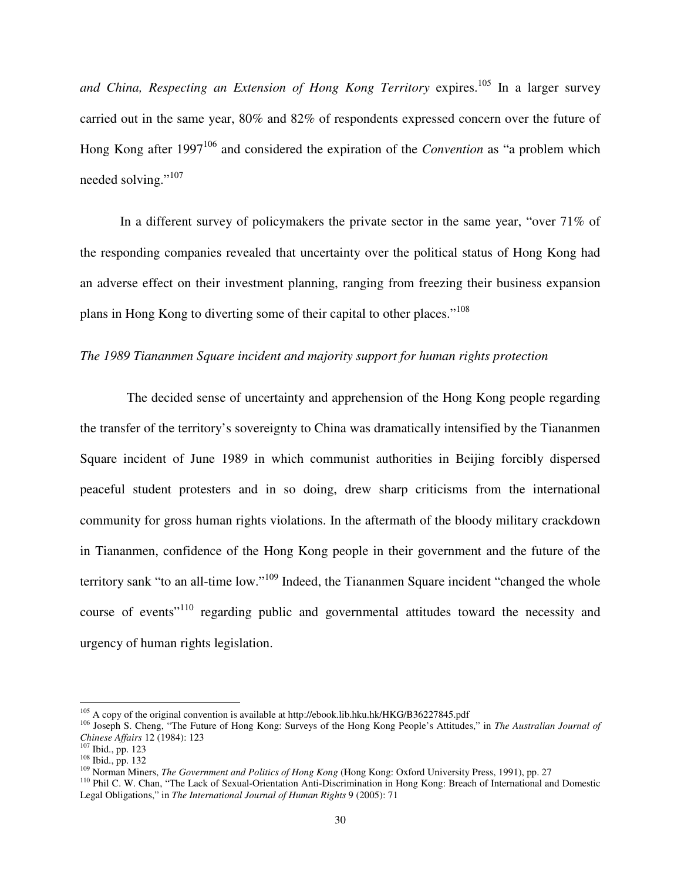*and China, Respecting an Extension of Hong Kong Territory* expires.[105] In a larger survey carried out in the same year, 80% and 82% of respondents expressed concern over the future of Hong Kong after 1997[106] and considered the expiration of the *Convention* as "a problem which needed solving."[107]

In a different survey of policymakers the private sector in the same year, "over 71% of the responding companies revealed that uncertainty over the political status of Hong Kong had an adverse effect on their investment planning, ranging from freezing their business expansion plans in Hong Kong to diverting some of their capital to other places."[108]

*The 1989 Tiananmen Square incident and majority support for human rights protection*

The decided sense of uncertainty and apprehension of the Hong Kong people regarding the transfer of the territory's sovereignty to China was dramatically intensified by the Tiananmen Square incident of June 1989 in which communist authorities in Beijing forcibly dispersed peaceful student protesters and in so doing, drew sharp criticisms from the international community for gross human rights violations. In the aftermath of the bloody military crackdown in Tiananmen, confidence of the Hong Kong people in their government and the future of the territory sank "to an all-time low."[109] Indeed, the Tiananmen Square incident "changed the whole course of events"[110] regarding public and governmental attitudes toward the necessity and urgency of human rights legislation.

---

[105] A copy of the original convention is available at http://ebook.lib.hku.hk/HKG/B36227845.pdf

[106] Joseph S. Cheng, "The Future of Hong Kong: Surveys of the Hong Kong People's Attitudes," in *The Australian Journal of Chinese Affairs* 12 (1984): 123

[107] Ibid., pp. 123

[108] Ibid., pp. 132

[109] Norman Miners, *The Government and Politics of Hong Kong* (Hong Kong: Oxford University Press, 1991), pp. 27

[110] Phil C. W. Chan, "The Lack of Sexual-Orientation Anti-Discrimination in Hong Kong: Breach of International and Domestic Legal Obligations," in *The International Journal of Human Rights* 9 (2005): 71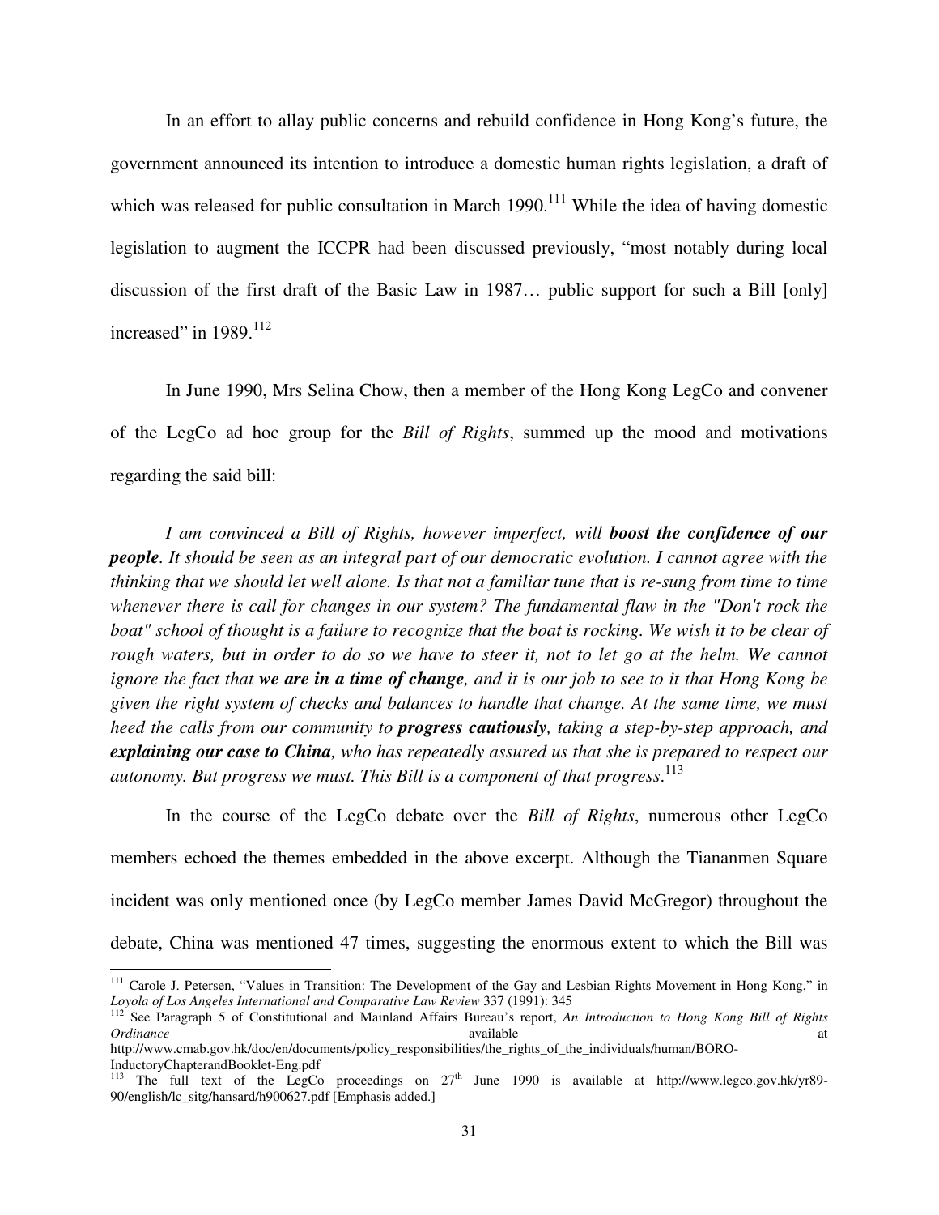In an effort to allay public concerns and rebuild confidence in Hong Kong's future, the government announced its intention to introduce a domestic human rights legislation, a draft of which was released for public consultation in March 1990.[111] While the idea of having domestic legislation to augment the ICCPR had been discussed previously, "most notably during local discussion of the first draft of the Basic Law in 1987… public support for such a Bill [only] increased" in 1989.[112]

In June 1990, Mrs Selina Chow, then a member of the Hong Kong LegCo and convener of the LegCo ad hoc group for the *Bill of Rights*, summed up the mood and motivations regarding the said bill:

> *I am convinced a Bill of Rights, however imperfect, will* ***boost the confidence of our people****. It should be seen as an integral part of our democratic evolution. I cannot agree with the thinking that we should let well alone. Is that not a familiar tune that is re-sung from time to time whenever there is call for changes in our system? The fundamental flaw in the "Don't rock the boat" school of thought is a failure to recognize that the boat is rocking. We wish it to be clear of rough waters, but in order to do so we have to steer it, not to let go at the helm. We cannot ignore the fact that* ***we are in a time of change****, and it is our job to see to it that Hong Kong be given the right system of checks and balances to handle that change. At the same time, we must heed the calls from our community to* ***progress cautiously****, taking a step-by-step approach, and* ***explaining our case to China****, who has repeatedly assured us that she is prepared to respect our autonomy. But progress we must. This Bill is a component of that progress.*[113]

In the course of the LegCo debate over the *Bill of Rights*, numerous other LegCo members echoed the themes embedded in the above excerpt. Although the Tiananmen Square incident was only mentioned once (by LegCo member James David McGregor) throughout the debate, China was mentioned 47 times, suggesting the enormous extent to which the Bill was

---

[111] Carole J. Petersen, "Values in Transition: The Development of the Gay and Lesbian Rights Movement in Hong Kong," in *Loyola of Los Angeles International and Comparative Law Review* 337 (1991): 345

[112] See Paragraph 5 of Constitutional and Mainland Affairs Bureau's report, *An Introduction to Hong Kong Bill of Rights Ordinance* available at http://www.cmab.gov.hk/doc/en/documents/policy_responsibilities/the_rights_of_the_individuals/human/BORO-InductoryChapterandBooklet-Eng.pdf

[113] The full text of the LegCo proceedings on 27th June 1990 is available at http://www.legco.gov.hk/yr89-90/english/lc_sitg/hansard/h900627.pdf [Emphasis added.]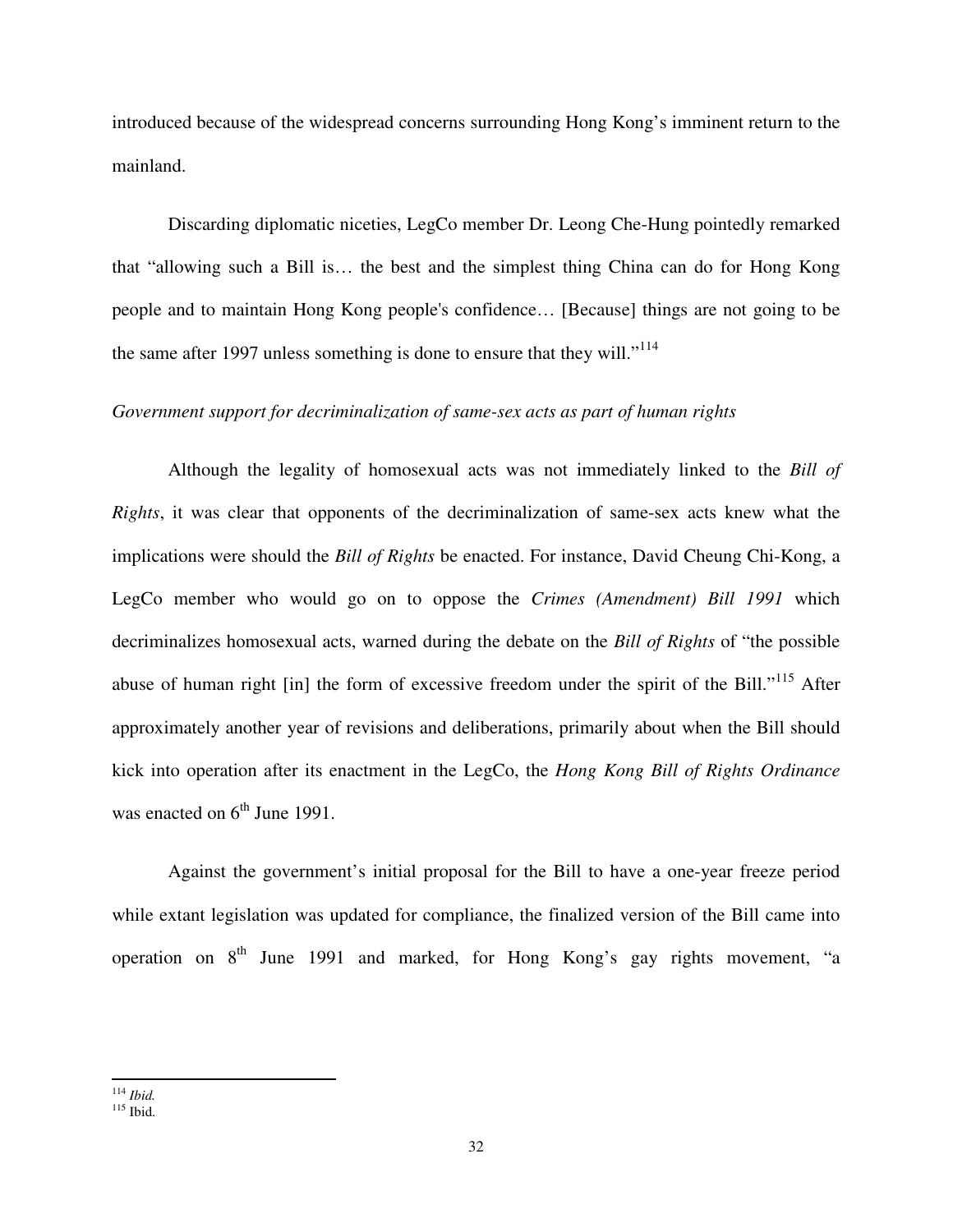introduced because of the widespread concerns surrounding Hong Kong's imminent return to the mainland.

Discarding diplomatic niceties, LegCo member Dr. Leong Che-Hung pointedly remarked that "allowing such a Bill is… the best and the simplest thing China can do for Hong Kong people and to maintain Hong Kong people's confidence… [Because] things are not going to be the same after 1997 unless something is done to ensure that they will."[114]

*Government support for decriminalization of same-sex acts as part of human rights*

Although the legality of homosexual acts was not immediately linked to the *Bill of Rights*, it was clear that opponents of the decriminalization of same-sex acts knew what the implications were should the *Bill of Rights* be enacted. For instance, David Cheung Chi-Kong, a LegCo member who would go on to oppose the *Crimes (Amendment) Bill 1991* which decriminalizes homosexual acts, warned during the debate on the *Bill of Rights* of "the possible abuse of human right [in] the form of excessive freedom under the spirit of the Bill."[115] After approximately another year of revisions and deliberations, primarily about when the Bill should kick into operation after its enactment in the LegCo, the *Hong Kong Bill of Rights Ordinance* was enacted on 6th June 1991.

Against the government's initial proposal for the Bill to have a one-year freeze period while extant legislation was updated for compliance, the finalized version of the Bill came into operation on 8th June 1991 and marked, for Hong Kong's gay rights movement, "a

---

[114] *Ibid.*

[115] Ibid.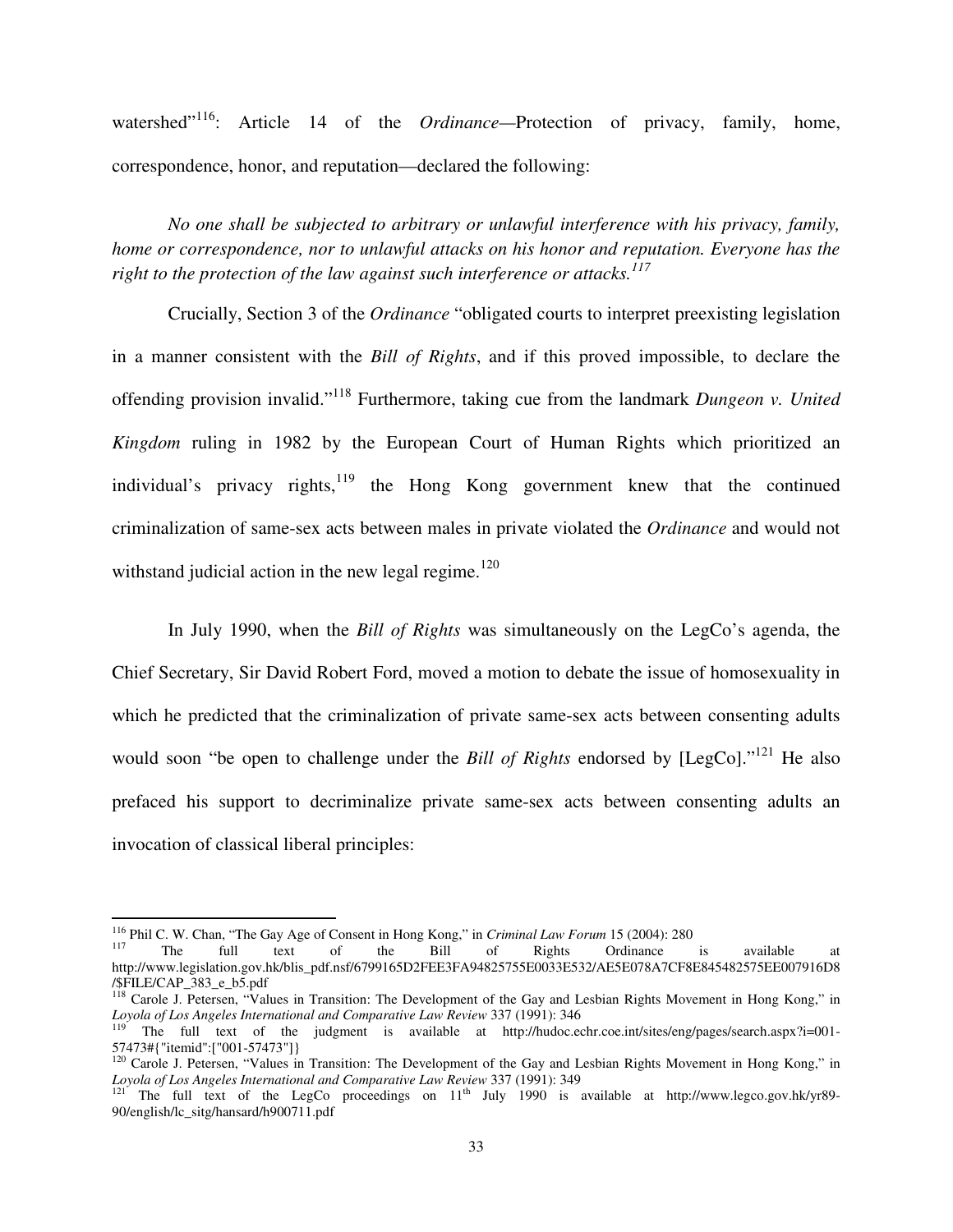watershed"[116]: Article 14 of the *Ordinance*—Protection of privacy, family, home, correspondence, honor, and reputation—declared the following:

> *No one shall be subjected to arbitrary or unlawful interference with his privacy, family, home or correspondence, nor to unlawful attacks on his honor and reputation. Everyone has the right to the protection of the law against such interference or attacks.*[117]

Crucially, Section 3 of the *Ordinance* "obligated courts to interpret preexisting legislation in a manner consistent with the *Bill of Rights*, and if this proved impossible, to declare the offending provision invalid."[118] Furthermore, taking cue from the landmark *Dungeon v. United Kingdom* ruling in 1982 by the European Court of Human Rights which prioritized an individual's privacy rights,[119] the Hong Kong government knew that the continued criminalization of same-sex acts between males in private violated the *Ordinance* and would not withstand judicial action in the new legal regime.[120]

In July 1990, when the *Bill of Rights* was simultaneously on the LegCo's agenda, the Chief Secretary, Sir David Robert Ford, moved a motion to debate the issue of homosexuality in which he predicted that the criminalization of private same-sex acts between consenting adults would soon "be open to challenge under the *Bill of Rights* endorsed by [LegCo]."[121] He also prefaced his support to decriminalize private same-sex acts between consenting adults an invocation of classical liberal principles:

---

[116] Phil C. W. Chan, "The Gay Age of Consent in Hong Kong," in *Criminal Law Forum* 15 (2004): 280

[117] The full text of the Bill of Rights Ordinance is available at http://www.legislation.gov.hk/blis_pdf.nsf/6799165D2FEE3FA94825755E0033E532/AE5E078A7CF8E845482575EE007916D8/$FILE/CAP_383_e_b5.pdf

[118] Carole J. Petersen, "Values in Transition: The Development of the Gay and Lesbian Rights Movement in Hong Kong," in *Loyola of Los Angeles International and Comparative Law Review* 337 (1991): 346

[119] The full text of the judgment is available at http://hudoc.echr.coe.int/sites/eng/pages/search.aspx?i=001-57473#{"itemid":["001-57473"]}

[120] Carole J. Petersen, "Values in Transition: The Development of the Gay and Lesbian Rights Movement in Hong Kong," in *Loyola of Los Angeles International and Comparative Law Review* 337 (1991): 349

[121] The full text of the LegCo proceedings on 11th July 1990 is available at http://www.legco.gov.hk/yr89-90/english/lc_sitg/hansard/h900711.pdf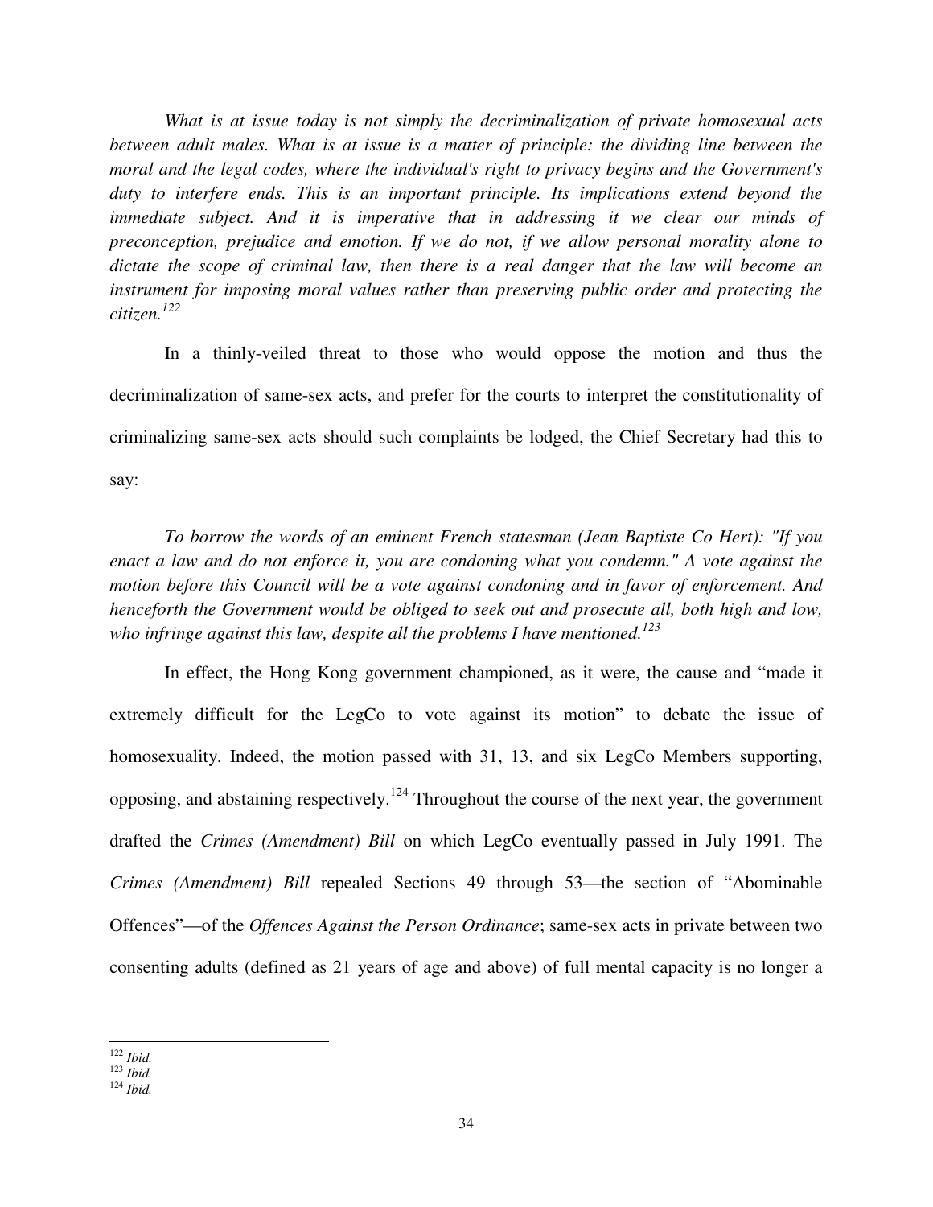*What is at issue today is not simply the decriminalization of private homosexual acts between adult males. What is at issue is a matter of principle: the dividing line between the moral and the legal codes, where the individual's right to privacy begins and the Government's duty to interfere ends. This is an important principle. Its implications extend beyond the immediate subject. And it is imperative that in addressing it we clear our minds of preconception, prejudice and emotion. If we do not, if we allow personal morality alone to dictate the scope of criminal law, then there is a real danger that the law will become an instrument for imposing moral values rather than preserving public order and protecting the citizen.*[122]

In a thinly-veiled threat to those who would oppose the motion and thus the decriminalization of same-sex acts, and prefer for the courts to interpret the constitutionality of criminalizing same-sex acts should such complaints be lodged, the Chief Secretary had this to say:

*To borrow the words of an eminent French statesman (Jean Baptiste Co Hert): "If you enact a law and do not enforce it, you are condoning what you condemn." A vote against the motion before this Council will be a vote against condoning and in favor of enforcement. And henceforth the Government would be obliged to seek out and prosecute all, both high and low, who infringe against this law, despite all the problems I have mentioned.*[123]

In effect, the Hong Kong government championed, as it were, the cause and "made it extremely difficult for the LegCo to vote against its motion" to debate the issue of homosexuality. Indeed, the motion passed with 31, 13, and six LegCo Members supporting, opposing, and abstaining respectively.[124] Throughout the course of the next year, the government drafted the *Crimes (Amendment) Bill* on which LegCo eventually passed in July 1991. The *Crimes (Amendment) Bill* repealed Sections 49 through 53—the section of "Abominable Offences"—of the *Offences Against the Person Ordinance*; same-sex acts in private between two consenting adults (defined as 21 years of age and above) of full mental capacity is no longer a

---

[122] *Ibid.*
[123] *Ibid.*
[124] *Ibid.*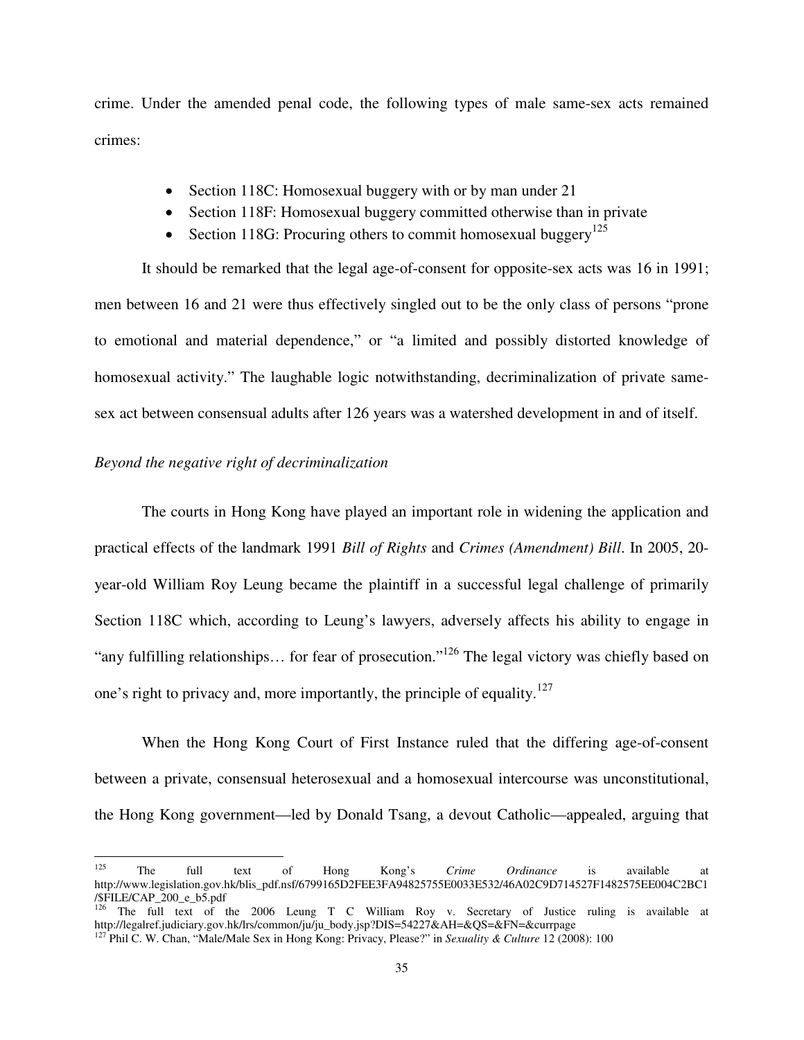crime. Under the amended penal code, the following types of male same-sex acts remained crimes:

- Section 118C: Homosexual buggery with or by man under 21
- Section 118F: Homosexual buggery committed otherwise than in private
- Section 118G: Procuring others to commit homosexual buggery[125]

It should be remarked that the legal age-of-consent for opposite-sex acts was 16 in 1991; men between 16 and 21 were thus effectively singled out to be the only class of persons "prone to emotional and material dependence," or "a limited and possibly distorted knowledge of homosexual activity." The laughable logic notwithstanding, decriminalization of private same-sex act between consensual adults after 126 years was a watershed development in and of itself.

*Beyond the negative right of decriminalization*

The courts in Hong Kong have played an important role in widening the application and practical effects of the landmark 1991 *Bill of Rights* and *Crimes (Amendment) Bill*. In 2005, 20-year-old William Roy Leung became the plaintiff in a successful legal challenge of primarily Section 118C which, according to Leung's lawyers, adversely affects his ability to engage in "any fulfilling relationships… for fear of prosecution."[126] The legal victory was chiefly based on one's right to privacy and, more importantly, the principle of equality.[127]

When the Hong Kong Court of First Instance ruled that the differing age-of-consent between a private, consensual heterosexual and a homosexual intercourse was unconstitutional, the Hong Kong government—led by Donald Tsang, a devout Catholic—appealed, arguing that

---

[125] The full text of Hong Kong's *Crime Ordinance* is available at http://www.legislation.gov.hk/blis_pdf.nsf/6799165D2FEE3FA94825755E0033E532/46A02C9D714527F1482575EE004C2BC1/$FILE/CAP_200_e_b5.pdf

[126] The full text of the 2006 Leung T C William Roy v. Secretary of Justice ruling is available at http://legalref.judiciary.gov.hk/lrs/common/ju/ju_body.jsp?DIS=54227&AH=&QS=&FN=&currpage

[127] Phil C. W. Chan, "Male/Male Sex in Hong Kong: Privacy, Please?" in *Sexuality & Culture* 12 (2008): 100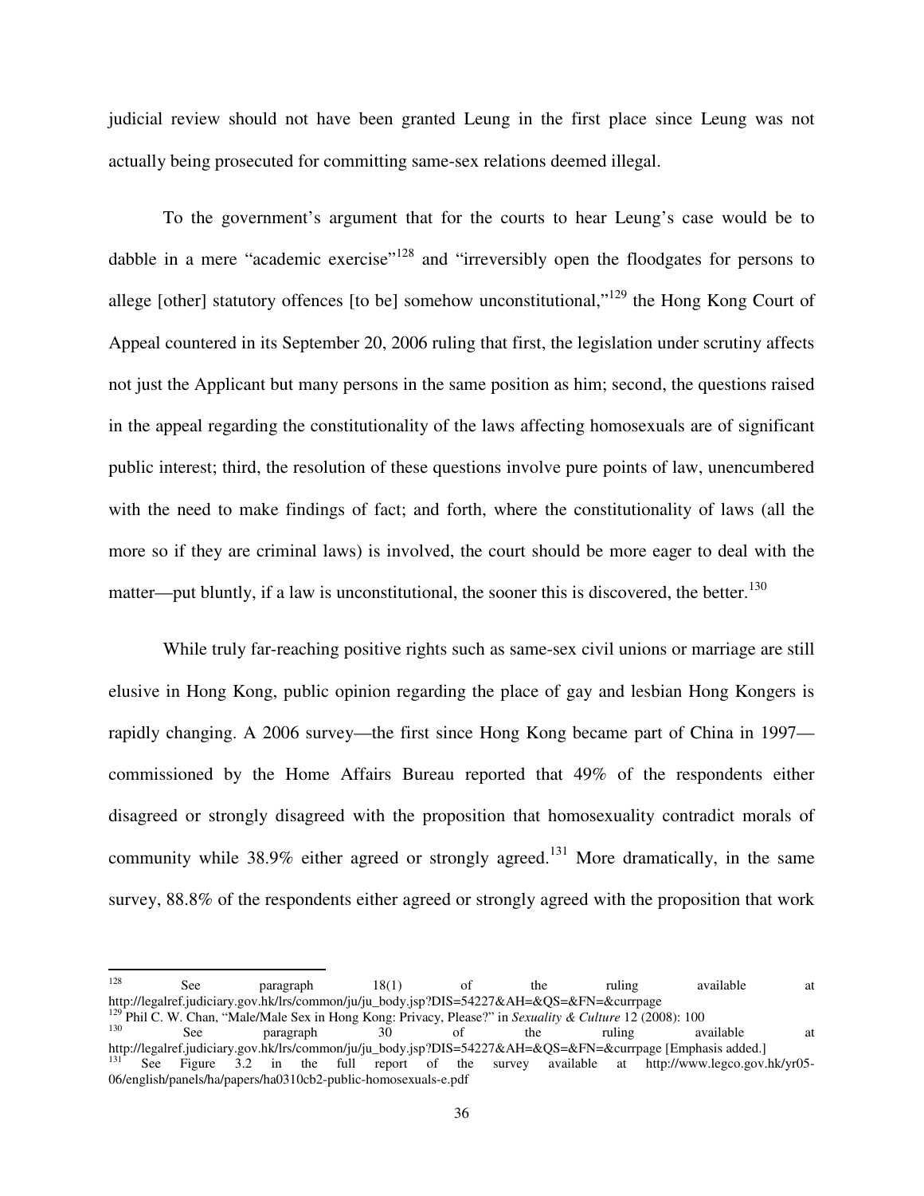judicial review should not have been granted Leung in the first place since Leung was not actually being prosecuted for committing same-sex relations deemed illegal.

To the government's argument that for the courts to hear Leung's case would be to dabble in a mere "academic exercise"[128] and "irreversibly open the floodgates for persons to allege [other] statutory offences [to be] somehow unconstitutional,"[129] the Hong Kong Court of Appeal countered in its September 20, 2006 ruling that first, the legislation under scrutiny affects not just the Applicant but many persons in the same position as him; second, the questions raised in the appeal regarding the constitutionality of the laws affecting homosexuals are of significant public interest; third, the resolution of these questions involve pure points of law, unencumbered with the need to make findings of fact; and forth, where the constitutionality of laws (all the more so if they are criminal laws) is involved, the court should be more eager to deal with the matter—put bluntly, if a law is unconstitutional, the sooner this is discovered, the better.[130]

While truly far-reaching positive rights such as same-sex civil unions or marriage are still elusive in Hong Kong, public opinion regarding the place of gay and lesbian Hong Kongers is rapidly changing. A 2006 survey—the first since Hong Kong became part of China in 1997—commissioned by the Home Affairs Bureau reported that 49% of the respondents either disagreed or strongly disagreed with the proposition that homosexuality contradict morals of community while 38.9% either agreed or strongly agreed.[131] More dramatically, in the same survey, 88.8% of the respondents either agreed or strongly agreed with the proposition that work

---

[128] See paragraph 18(1) of the ruling available at http://legalref.judiciary.gov.hk/lrs/common/ju/ju_body.jsp?DIS=54227&AH=&QS=&FN=&currpage

[129] Phil C. W. Chan, "Male/Male Sex in Hong Kong: Privacy, Please?" in *Sexuality & Culture* 12 (2008): 100

[130] See paragraph 30 of the ruling available at http://legalref.judiciary.gov.hk/lrs/common/ju/ju_body.jsp?DIS=54227&AH=&QS=&FN=&currpage [Emphasis added.]

[131] See Figure 3.2 in the full report of the survey available at http://www.legco.gov.hk/yr05-06/english/panels/ha/papers/ha0310cb2-public-homosexuals-e.pdf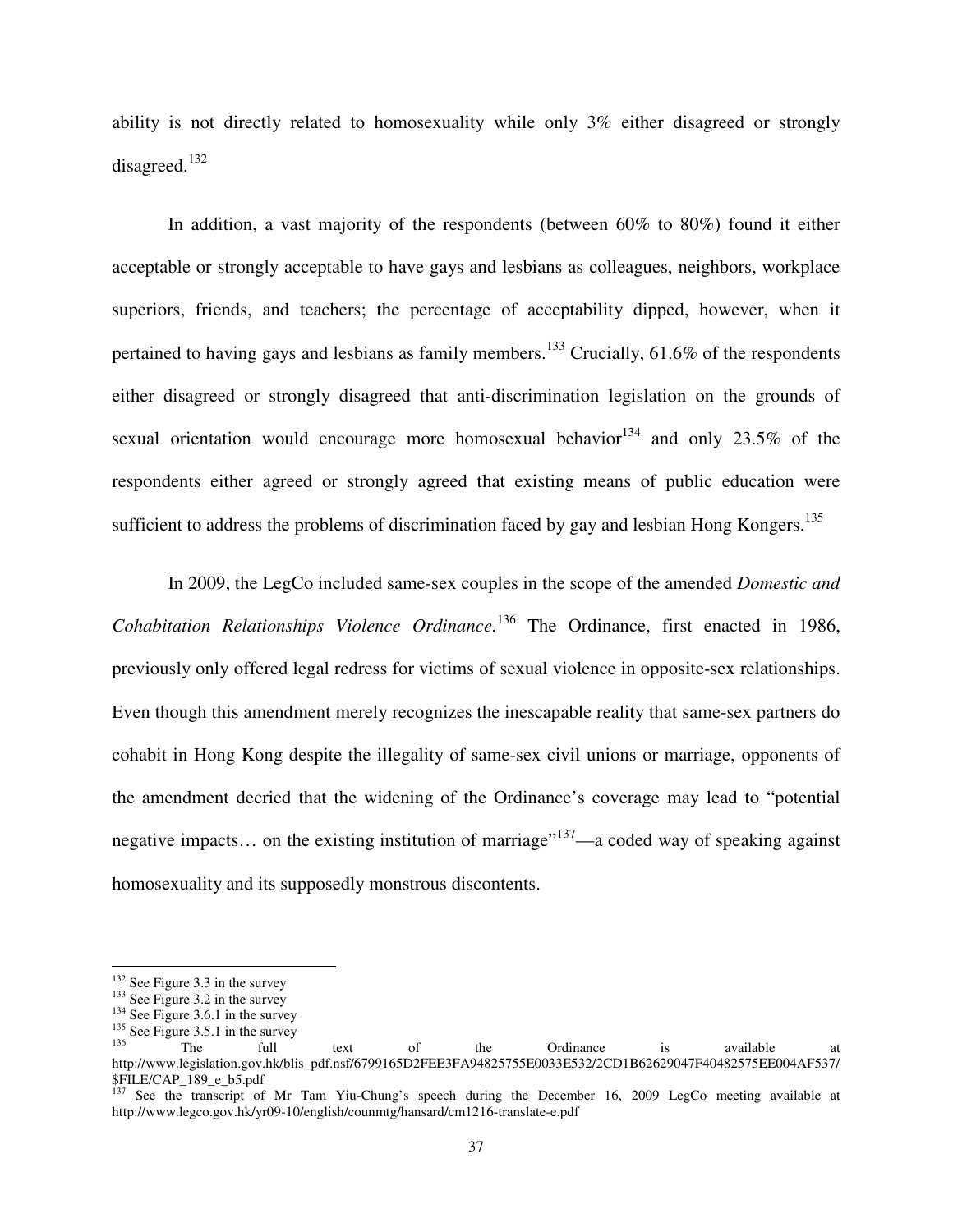ability is not directly related to homosexuality while only 3% either disagreed or strongly disagreed.[132]

In addition, a vast majority of the respondents (between 60% to 80%) found it either acceptable or strongly acceptable to have gays and lesbians as colleagues, neighbors, workplace superiors, friends, and teachers; the percentage of acceptability dipped, however, when it pertained to having gays and lesbians as family members.[133] Crucially, 61.6% of the respondents either disagreed or strongly disagreed that anti-discrimination legislation on the grounds of sexual orientation would encourage more homosexual behavior[134] and only 23.5% of the respondents either agreed or strongly agreed that existing means of public education were sufficient to address the problems of discrimination faced by gay and lesbian Hong Kongers.[135]

In 2009, the LegCo included same-sex couples in the scope of the amended *Domestic and Cohabitation Relationships Violence Ordinance.*[136] The Ordinance, first enacted in 1986, previously only offered legal redress for victims of sexual violence in opposite-sex relationships. Even though this amendment merely recognizes the inescapable reality that same-sex partners do cohabit in Hong Kong despite the illegality of same-sex civil unions or marriage, opponents of the amendment decried that the widening of the Ordinance's coverage may lead to "potential negative impacts… on the existing institution of marriage"[137]—a coded way of speaking against homosexuality and its supposedly monstrous discontents.

---

[132] See Figure 3.3 in the survey

[133] See Figure 3.2 in the survey

[134] See Figure 3.6.1 in the survey

[135] See Figure 3.5.1 in the survey

[136] The full text of the Ordinance is available at http://www.legislation.gov.hk/blis_pdf.nsf/6799165D2FEE3FA94825755E0033E532/2CD1B62629047F40482575EE004AF537/$FILE/CAP_189_e_b5.pdf

[137] See the transcript of Mr Tam Yiu-Chung's speech during the December 16, 2009 LegCo meeting available at http://www.legco.gov.hk/yr09-10/english/counmtg/hansard/cm1216-translate-e.pdf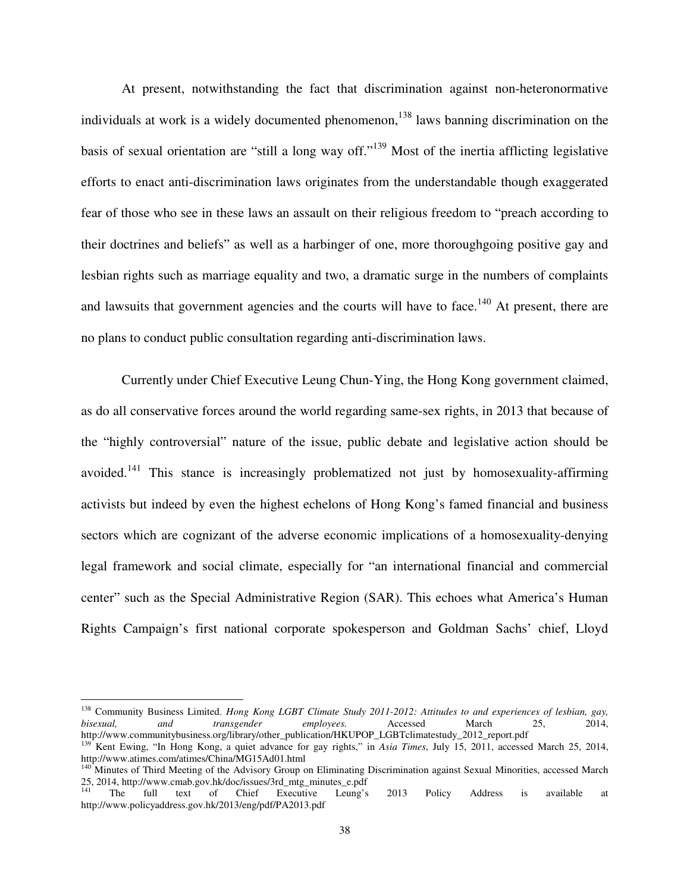At present, notwithstanding the fact that discrimination against non-heteronormative individuals at work is a widely documented phenomenon,[138] laws banning discrimination on the basis of sexual orientation are "still a long way off."[139] Most of the inertia afflicting legislative efforts to enact anti-discrimination laws originates from the understandable though exaggerated fear of those who see in these laws an assault on their religious freedom to "preach according to their doctrines and beliefs" as well as a harbinger of one, more thoroughgoing positive gay and lesbian rights such as marriage equality and two, a dramatic surge in the numbers of complaints and lawsuits that government agencies and the courts will have to face.[140] At present, there are no plans to conduct public consultation regarding anti-discrimination laws.

Currently under Chief Executive Leung Chun-Ying, the Hong Kong government claimed, as do all conservative forces around the world regarding same-sex rights, in 2013 that because of the "highly controversial" nature of the issue, public debate and legislative action should be avoided.[141] This stance is increasingly problematized not just by homosexuality-affirming activists but indeed by even the highest echelons of Hong Kong's famed financial and business sectors which are cognizant of the adverse economic implications of a homosexuality-denying legal framework and social climate, especially for "an international financial and commercial center" such as the Special Administrative Region (SAR). This echoes what America's Human Rights Campaign's first national corporate spokesperson and Goldman Sachs' chief, Lloyd

---

[138] Community Business Limited. *Hong Kong LGBT Climate Study 2011-2012: Attitudes to and experiences of lesbian, gay, bisexual, and transgender employees.* Accessed March 25, 2014, http://www.communitybusiness.org/library/other_publication/HKUPOP_LGBTclimatestudy_2012_report.pdf

[139] Kent Ewing, "In Hong Kong, a quiet advance for gay rights," in *Asia Times*, July 15, 2011, accessed March 25, 2014, http://www.atimes.com/atimes/China/MG15Ad01.html

[140] Minutes of Third Meeting of the Advisory Group on Eliminating Discrimination against Sexual Minorities, accessed March 25, 2014, http://www.cmab.gov.hk/doc/issues/3rd_mtg_minutes_e.pdf

[141] The full text of Chief Executive Leung's 2013 Policy Address is available at http://www.policyaddress.gov.hk/2013/eng/pdf/PA2013.pdf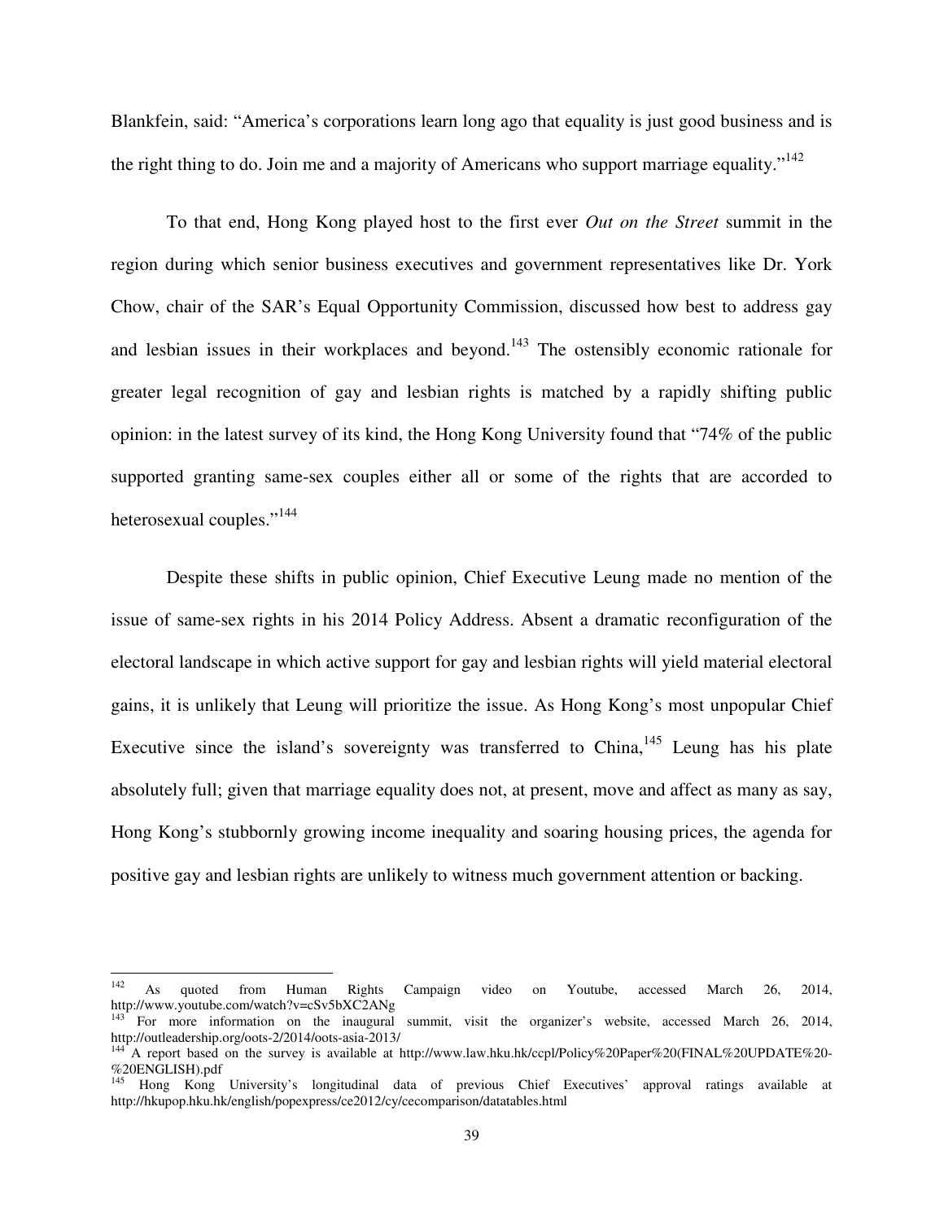Blankfein, said: "America's corporations learn long ago that equality is just good business and is the right thing to do. Join me and a majority of Americans who support marriage equality."[142]

To that end, Hong Kong played host to the first ever *Out on the Street* summit in the region during which senior business executives and government representatives like Dr. York Chow, chair of the SAR's Equal Opportunity Commission, discussed how best to address gay and lesbian issues in their workplaces and beyond.[143] The ostensibly economic rationale for greater legal recognition of gay and lesbian rights is matched by a rapidly shifting public opinion: in the latest survey of its kind, the Hong Kong University found that "74% of the public supported granting same-sex couples either all or some of the rights that are accorded to heterosexual couples."[144]

Despite these shifts in public opinion, Chief Executive Leung made no mention of the issue of same-sex rights in his 2014 Policy Address. Absent a dramatic reconfiguration of the electoral landscape in which active support for gay and lesbian rights will yield material electoral gains, it is unlikely that Leung will prioritize the issue. As Hong Kong's most unpopular Chief Executive since the island's sovereignty was transferred to China,[145] Leung has his plate absolutely full; given that marriage equality does not, at present, move and affect as many as say, Hong Kong's stubbornly growing income inequality and soaring housing prices, the agenda for positive gay and lesbian rights are unlikely to witness much government attention or backing.

---

[142] As quoted from Human Rights Campaign video on Youtube, accessed March 26, 2014, http://www.youtube.com/watch?v=cSv5bXC2ANg

[143] For more information on the inaugural summit, visit the organizer's website, accessed March 26, 2014, http://outleadership.org/oots-2/2014/oots-asia-2013/

[144] A report based on the survey is available at http://www.law.hku.hk/ccpl/Policy%20Paper%20(FINAL%20UPDATE%20-%20ENGLISH).pdf

[145] Hong Kong University's longitudinal data of previous Chief Executives' approval ratings available at http://hkupop.hku.hk/english/popexpress/ce2012/cy/cecomparison/datatables.html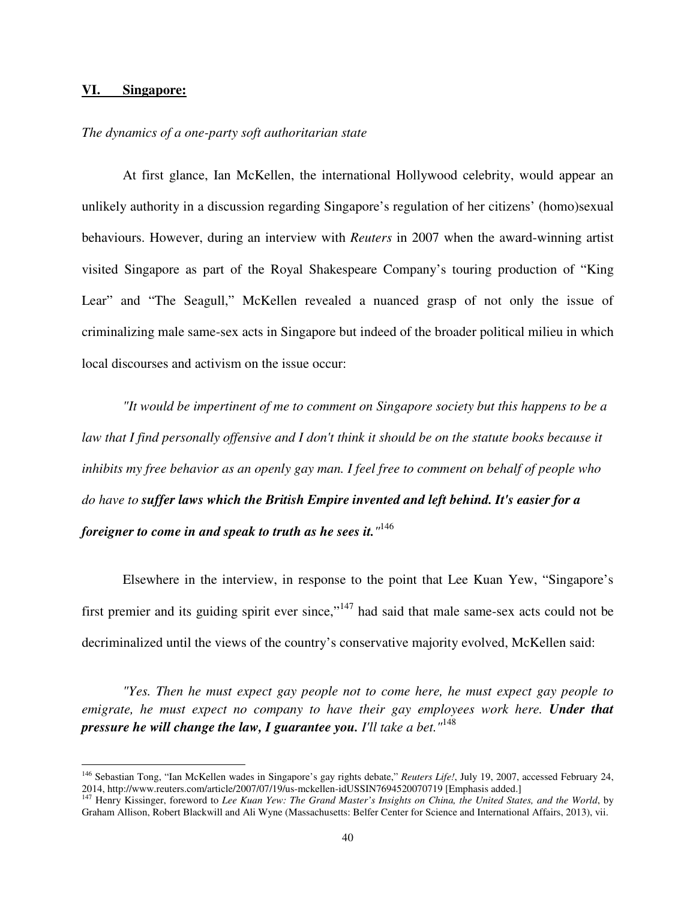## **VI. Singapore:**

*The dynamics of a one-party soft authoritarian state*

At first glance, Ian McKellen, the international Hollywood celebrity, would appear an unlikely authority in a discussion regarding Singapore's regulation of her citizens' (homo)sexual behaviours. However, during an interview with *Reuters* in 2007 when the award-winning artist visited Singapore as part of the Royal Shakespeare Company's touring production of "King Lear" and "The Seagull," McKellen revealed a nuanced grasp of not only the issue of criminalizing male same-sex acts in Singapore but indeed of the broader political milieu in which local discourses and activism on the issue occur:

> *"It would be impertinent of me to comment on Singapore society but this happens to be a law that I find personally offensive and I don't think it should be on the statute books because it inhibits my free behavior as an openly gay man. I feel free to comment on behalf of people who do have to* ***suffer laws which the British Empire invented and left behind. It's easier for a foreigner to come in and speak to truth as he sees it.****"*[146]

Elsewhere in the interview, in response to the point that Lee Kuan Yew, "Singapore's first premier and its guiding spirit ever since,"[147] had said that male same-sex acts could not be decriminalized until the views of the country's conservative majority evolved, McKellen said:

> *"Yes. Then he must expect gay people not to come here, he must expect gay people to emigrate, he must expect no company to have their gay employees work here.* ***Under that pressure he will change the law, I guarantee you.*** *I'll take a bet."*[148]

---

[146] Sebastian Tong, "Ian McKellen wades in Singapore's gay rights debate," *Reuters Life!*, July 19, 2007, accessed February 24, 2014, http://www.reuters.com/article/2007/07/19/us-mckellen-idUSSIN7694520070719 [Emphasis added.]

[147] Henry Kissinger, foreword to *Lee Kuan Yew: The Grand Master's Insights on China, the United States, and the World*, by Graham Allison, Robert Blackwill and Ali Wyne (Massachusetts: Belfer Center for Science and International Affairs, 2013), vii.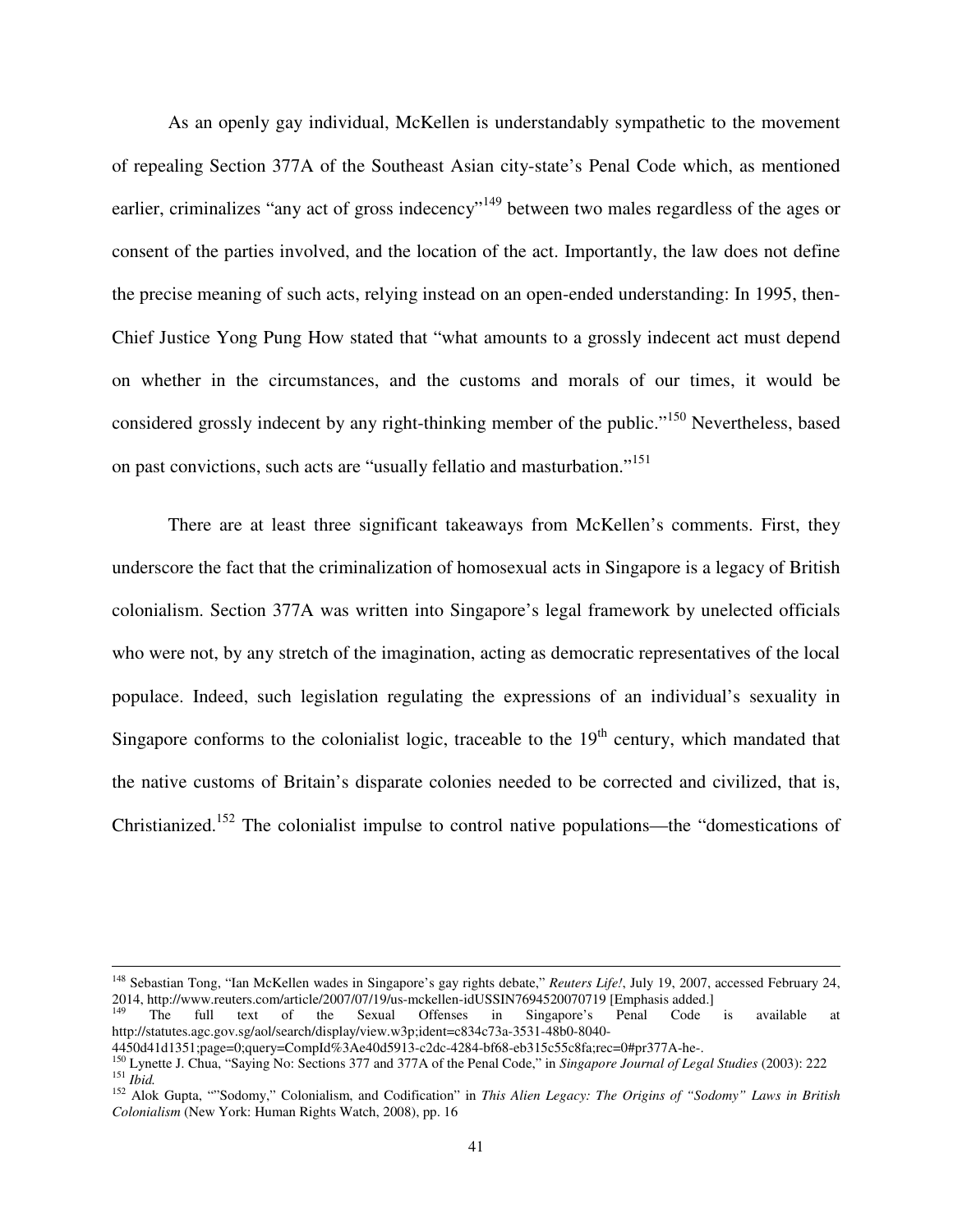As an openly gay individual, McKellen is understandably sympathetic to the movement of repealing Section 377A of the Southeast Asian city-state's Penal Code which, as mentioned earlier, criminalizes "any act of gross indecency"[149] between two males regardless of the ages or consent of the parties involved, and the location of the act. Importantly, the law does not define the precise meaning of such acts, relying instead on an open-ended understanding: In 1995, then-Chief Justice Yong Pung How stated that "what amounts to a grossly indecent act must depend on whether in the circumstances, and the customs and morals of our times, it would be considered grossly indecent by any right-thinking member of the public."[150] Nevertheless, based on past convictions, such acts are "usually fellatio and masturbation."[151]

There are at least three significant takeaways from McKellen's comments. First, they underscore the fact that the criminalization of homosexual acts in Singapore is a legacy of British colonialism. Section 377A was written into Singapore's legal framework by unelected officials who were not, by any stretch of the imagination, acting as democratic representatives of the local populace. Indeed, such legislation regulating the expressions of an individual's sexuality in Singapore conforms to the colonialist logic, traceable to the 19th century, which mandated that the native customs of Britain's disparate colonies needed to be corrected and civilized, that is, Christianized.[152] The colonialist impulse to control native populations—the "domestications of

---

[148] Sebastian Tong, "Ian McKellen wades in Singapore's gay rights debate," *Reuters Life!*, July 19, 2007, accessed February 24, 2014, http://www.reuters.com/article/2007/07/19/us-mckellen-idUSSIN7694520070719 [Emphasis added.]

[149] The full text of the Sexual Offenses in Singapore's Penal Code is available at http://statutes.agc.gov.sg/aol/search/display/view.w3p;ident=c834c73a-3531-48b0-8040-4450d41d1351;page=0;query=CompId%3Ae40d5913-c2dc-4284-bf68-eb315c55c8fa;rec=0#pr377A-he-.

[150] Lynette J. Chua, "Saying No: Sections 377 and 377A of the Penal Code," in *Singapore Journal of Legal Studies* (2003): 222

[151] *Ibid.*

[152] Alok Gupta, ""Sodomy," Colonialism, and Codification" in *This Alien Legacy: The Origins of "Sodomy" Laws in British Colonialism* (New York: Human Rights Watch, 2008), pp. 16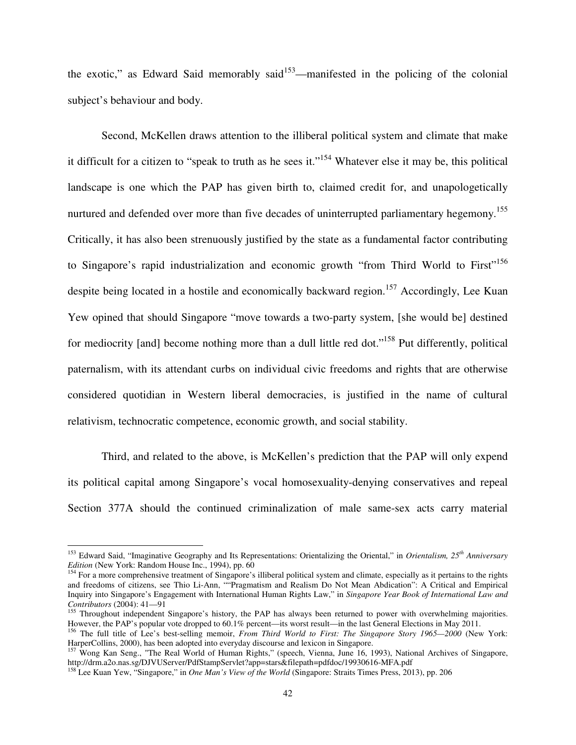the exotic," as Edward Said memorably said[153]—manifested in the policing of the colonial subject's behaviour and body.

Second, McKellen draws attention to the illiberal political system and climate that make it difficult for a citizen to "speak to truth as he sees it."[154] Whatever else it may be, this political landscape is one which the PAP has given birth to, claimed credit for, and unapologetically nurtured and defended over more than five decades of uninterrupted parliamentary hegemony.[155] Critically, it has also been strenuously justified by the state as a fundamental factor contributing to Singapore's rapid industrialization and economic growth "from Third World to First"[156] despite being located in a hostile and economically backward region.[157] Accordingly, Lee Kuan Yew opined that should Singapore "move towards a two-party system, [she would be] destined for mediocrity [and] become nothing more than a dull little red dot."[158] Put differently, political paternalism, with its attendant curbs on individual civic freedoms and rights that are otherwise considered quotidian in Western liberal democracies, is justified in the name of cultural relativism, technocratic competence, economic growth, and social stability.

Third, and related to the above, is McKellen's prediction that the PAP will only expend its political capital among Singapore's vocal homosexuality-denying conservatives and repeal Section 377A should the continued criminalization of male same-sex acts carry material

---

[153] Edward Said, "Imaginative Geography and Its Representations: Orientalizing the Oriental," in *Orientalism, 25th Anniversary Edition* (New York: Random House Inc., 1994), pp. 60

[154] For a more comprehensive treatment of Singapore's illiberal political system and climate, especially as it pertains to the rights and freedoms of citizens, see Thio Li-Ann, ""Pragmatism and Realism Do Not Mean Abdication": A Critical and Empirical Inquiry into Singapore's Engagement with International Human Rights Law," in *Singapore Year Book of International Law and Contributors* (2004): 41—91

[155] Throughout independent Singapore's history, the PAP has always been returned to power with overwhelming majorities. However, the PAP's popular vote dropped to 60.1% percent—its worst result—in the last General Elections in May 2011.

[156] The full title of Lee's best-selling memoir, *From Third World to First: The Singapore Story 1965—2000* (New York: HarperCollins, 2000), has been adopted into everyday discourse and lexicon in Singapore.

[157] Wong Kan Seng., "The Real World of Human Rights," (speech, Vienna, June 16, 1993), National Archives of Singapore, http://drm.a2o.nas.sg/DJVUServer/PdfStampServlet?app=stars&filepath=pdfdoc/19930616-MFA.pdf

[158] Lee Kuan Yew, "Singapore," in *One Man's View of the World* (Singapore: Straits Times Press, 2013), pp. 206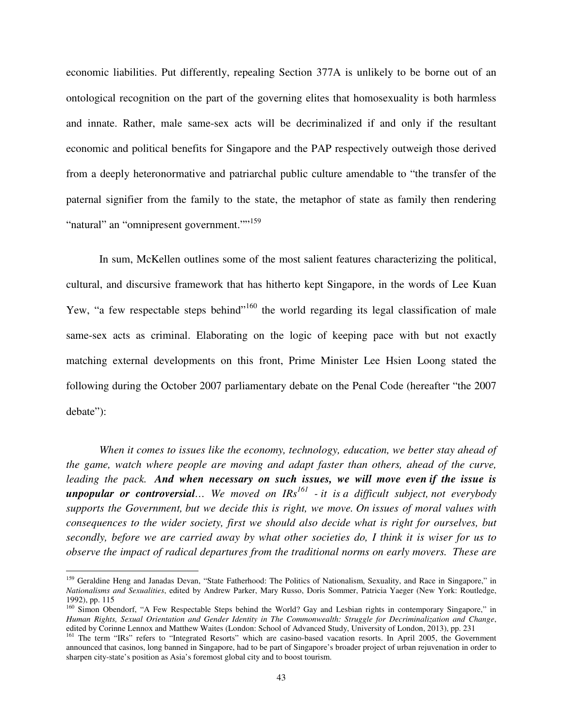economic liabilities. Put differently, repealing Section 377A is unlikely to be borne out of an ontological recognition on the part of the governing elites that homosexuality is both harmless and innate. Rather, male same-sex acts will be decriminalized if and only if the resultant economic and political benefits for Singapore and the PAP respectively outweigh those derived from a deeply heteronormative and patriarchal public culture amendable to "the transfer of the paternal signifier from the family to the state, the metaphor of state as family then rendering "natural" an "omnipresent government.""[159]

In sum, McKellen outlines some of the most salient features characterizing the political, cultural, and discursive framework that has hitherto kept Singapore, in the words of Lee Kuan Yew, "a few respectable steps behind"[160] the world regarding its legal classification of male same-sex acts as criminal. Elaborating on the logic of keeping pace with but not exactly matching external developments on this front, Prime Minister Lee Hsien Loong stated the following during the October 2007 parliamentary debate on the Penal Code (hereafter "the 2007 debate"):

*When it comes to issues like the economy, technology, education, we better stay ahead of the game, watch where people are moving and adapt faster than others, ahead of the curve, leading the pack.* ***And when necessary on such issues, we will move even if the issue is unpopular or controversial****… We moved on IRs*[161] *- it is a difficult subject, not everybody supports the Government, but we decide this is right, we move. On issues of moral values with consequences to the wider society, first we should also decide what is right for ourselves, but secondly, before we are carried away by what other societies do, I think it is wiser for us to observe the impact of radical departures from the traditional norms on early movers. These are*

---

[159] Geraldine Heng and Janadas Devan, "State Fatherhood: The Politics of Nationalism, Sexuality, and Race in Singapore," in *Nationalisms and Sexualities*, edited by Andrew Parker, Mary Russo, Doris Sommer, Patricia Yaeger (New York: Routledge, 1992), pp. 115

[160] Simon Obendorf, "A Few Respectable Steps behind the World? Gay and Lesbian rights in contemporary Singapore," in *Human Rights, Sexual Orientation and Gender Identity in The Commonwealth: Struggle for Decriminalization and Change*, edited by Corinne Lennox and Matthew Waites (London: School of Advanced Study, University of London, 2013), pp. 231

[161] The term "IRs" refers to "Integrated Resorts" which are casino-based vacation resorts. In April 2005, the Government announced that casinos, long banned in Singapore, had to be part of Singapore's broader project of urban rejuvenation in order to sharpen city-state's position as Asia's foremost global city and to boost tourism.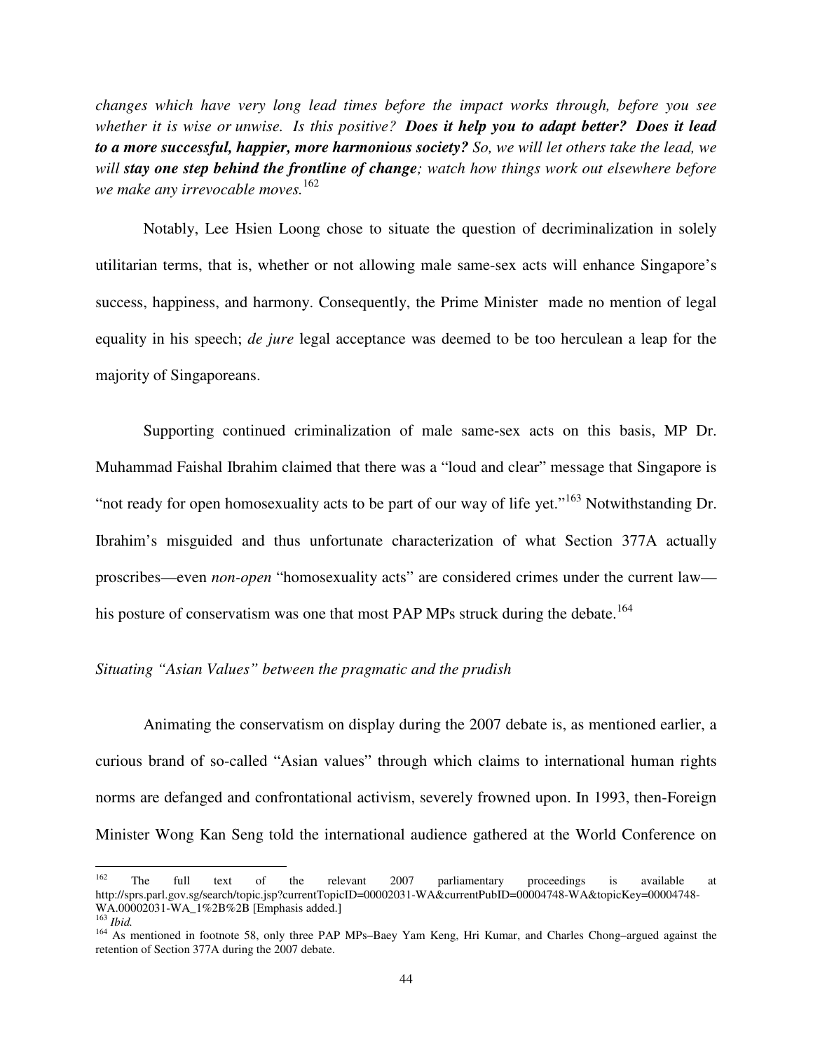*changes which have very long lead times before the impact works through, before you see whether it is wise or unwise. Is this positive?* ***Does it help you to adapt better? Does it lead to a more successful, happier, more harmonious society?*** *So, we will let others take the lead, we will* ***stay one step behind the frontline of change****; watch how things work out elsewhere before we make any irrevocable moves.*[162]

Notably, Lee Hsien Loong chose to situate the question of decriminalization in solely utilitarian terms, that is, whether or not allowing male same-sex acts will enhance Singapore's success, happiness, and harmony. Consequently, the Prime Minister made no mention of legal equality in his speech; *de jure* legal acceptance was deemed to be too herculean a leap for the majority of Singaporeans.

Supporting continued criminalization of male same-sex acts on this basis, MP Dr. Muhammad Faishal Ibrahim claimed that there was a "loud and clear" message that Singapore is "not ready for open homosexuality acts to be part of our way of life yet."[163] Notwithstanding Dr. Ibrahim's misguided and thus unfortunate characterization of what Section 377A actually proscribes—even *non-open* "homosexuality acts" are considered crimes under the current law—his posture of conservatism was one that most PAP MPs struck during the debate.[164]

*Situating "Asian Values" between the pragmatic and the prudish*

Animating the conservatism on display during the 2007 debate is, as mentioned earlier, a curious brand of so-called "Asian values" through which claims to international human rights norms are defanged and confrontational activism, severely frowned upon. In 1993, then-Foreign Minister Wong Kan Seng told the international audience gathered at the World Conference on

---

[162] The full text of the relevant 2007 parliamentary proceedings is available at http://sprs.parl.gov.sg/search/topic.jsp?currentTopicID=00002031-WA&currentPubID=00004748-WA&topicKey=00004748-WA.00002031-WA_1%2B%2B [Emphasis added.]

[163] *Ibid.*

[164] As mentioned in footnote 58, only three PAP MPs–Baey Yam Keng, Hri Kumar, and Charles Chong–argued against the retention of Section 377A during the 2007 debate.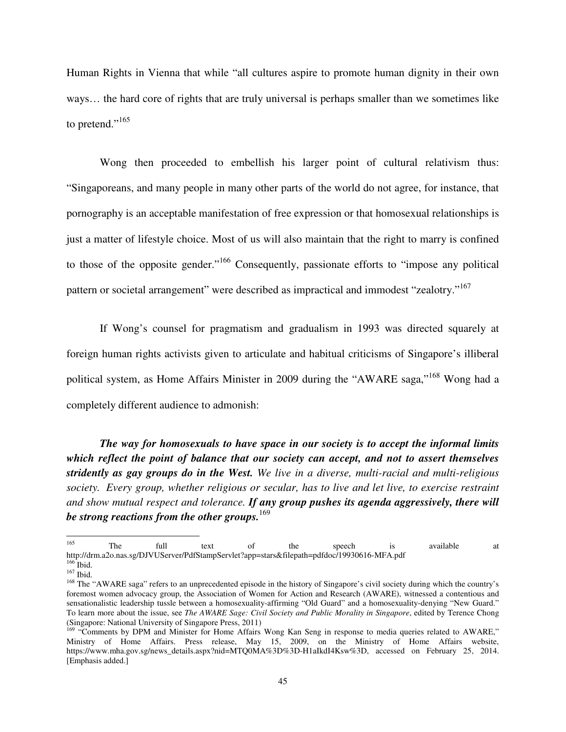Human Rights in Vienna that while "all cultures aspire to promote human dignity in their own ways… the hard core of rights that are truly universal is perhaps smaller than we sometimes like to pretend."[165]

Wong then proceeded to embellish his larger point of cultural relativism thus: "Singaporeans, and many people in many other parts of the world do not agree, for instance, that pornography is an acceptable manifestation of free expression or that homosexual relationships is just a matter of lifestyle choice. Most of us will also maintain that the right to marry is confined to those of the opposite gender."[166] Consequently, passionate efforts to "impose any political pattern or societal arrangement" were described as impractical and immodest "zealotry."[167]

If Wong's counsel for pragmatism and gradualism in 1993 was directed squarely at foreign human rights activists given to articulate and habitual criticisms of Singapore's illiberal political system, as Home Affairs Minister in 2009 during the "AWARE saga,"[168] Wong had a completely different audience to admonish:

> ***The way for homosexuals to have space in our society is to accept the informal limits which reflect the point of balance that our society can accept, and not to assert themselves stridently as gay groups do in the West.*** *We live in a diverse, multi-racial and multi-religious society. Every group, whether religious or secular, has to live and let live, to exercise restraint and show mutual respect and tolerance.* ***If any group pushes its agenda aggressively, there will be strong reactions from the other groups.***[169]

---

[165] The full text of the speech is available at http://drm.a2o.nas.sg/DJVUServer/PdfStampServlet?app=stars&filepath=pdfdoc/19930616-MFA.pdf

[166] Ibid.

[167] Ibid.

[168] The "AWARE saga" refers to an unprecedented episode in the history of Singapore's civil society during which the country's foremost women advocacy group, the Association of Women for Action and Research (AWARE), witnessed a contentious and sensationalistic leadership tussle between a homosexuality-affirming "Old Guard" and a homosexuality-denying "New Guard." To learn more about the issue, see *The AWARE Sage: Civil Society and Public Morality in Singapore*, edited by Terence Chong (Singapore: National University of Singapore Press, 2011)

[169] "Comments by DPM and Minister for Home Affairs Wong Kan Seng in response to media queries related to AWARE," Ministry of Home Affairs. Press release, May 15, 2009, on the Ministry of Home Affairs website, https://www.mha.gov.sg/news_details.aspx?nid=MTQ0MA%3D%3D-H1aIkdI4Ksw%3D, accessed on February 25, 2014. [Emphasis added.]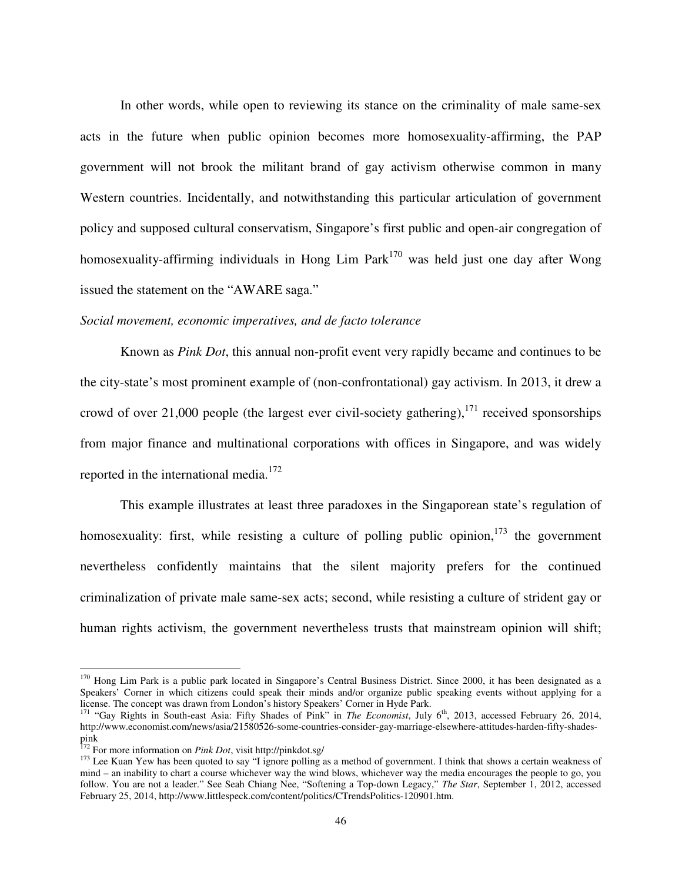In other words, while open to reviewing its stance on the criminality of male same-sex acts in the future when public opinion becomes more homosexuality-affirming, the PAP government will not brook the militant brand of gay activism otherwise common in many Western countries. Incidentally, and notwithstanding this particular articulation of government policy and supposed cultural conservatism, Singapore's first public and open-air congregation of homosexuality-affirming individuals in Hong Lim Park[170] was held just one day after Wong issued the statement on the "AWARE saga."

*Social movement, economic imperatives, and de facto tolerance*

Known as *Pink Dot*, this annual non-profit event very rapidly became and continues to be the city-state's most prominent example of (non-confrontational) gay activism. In 2013, it drew a crowd of over 21,000 people (the largest ever civil-society gathering),[171] received sponsorships from major finance and multinational corporations with offices in Singapore, and was widely reported in the international media.[172]

This example illustrates at least three paradoxes in the Singaporean state's regulation of homosexuality: first, while resisting a culture of polling public opinion,[173] the government nevertheless confidently maintains that the silent majority prefers for the continued criminalization of private male same-sex acts; second, while resisting a culture of strident gay or human rights activism, the government nevertheless trusts that mainstream opinion will shift;

---

[170] Hong Lim Park is a public park located in Singapore's Central Business District. Since 2000, it has been designated as a Speakers' Corner in which citizens could speak their minds and/or organize public speaking events without applying for a license. The concept was drawn from London's history Speakers' Corner in Hyde Park.

[171] "Gay Rights in South-east Asia: Fifty Shades of Pink" in *The Economist*, July 6th, 2013, accessed February 26, 2014, http://www.economist.com/news/asia/21580526-some-countries-consider-gay-marriage-elsewhere-attitudes-harden-fifty-shades-pink

[172] For more information on *Pink Dot*, visit http://pinkdot.sg/

[173] Lee Kuan Yew has been quoted to say "I ignore polling as a method of government. I think that shows a certain weakness of mind – an inability to chart a course whichever way the wind blows, whichever way the media encourages the people to go, you follow. You are not a leader." See Seah Chiang Nee, "Softening a Top-down Legacy," *The Star*, September 1, 2012, accessed February 25, 2014, http://www.littlespeck.com/content/politics/CTrendsPolitics-120901.htm.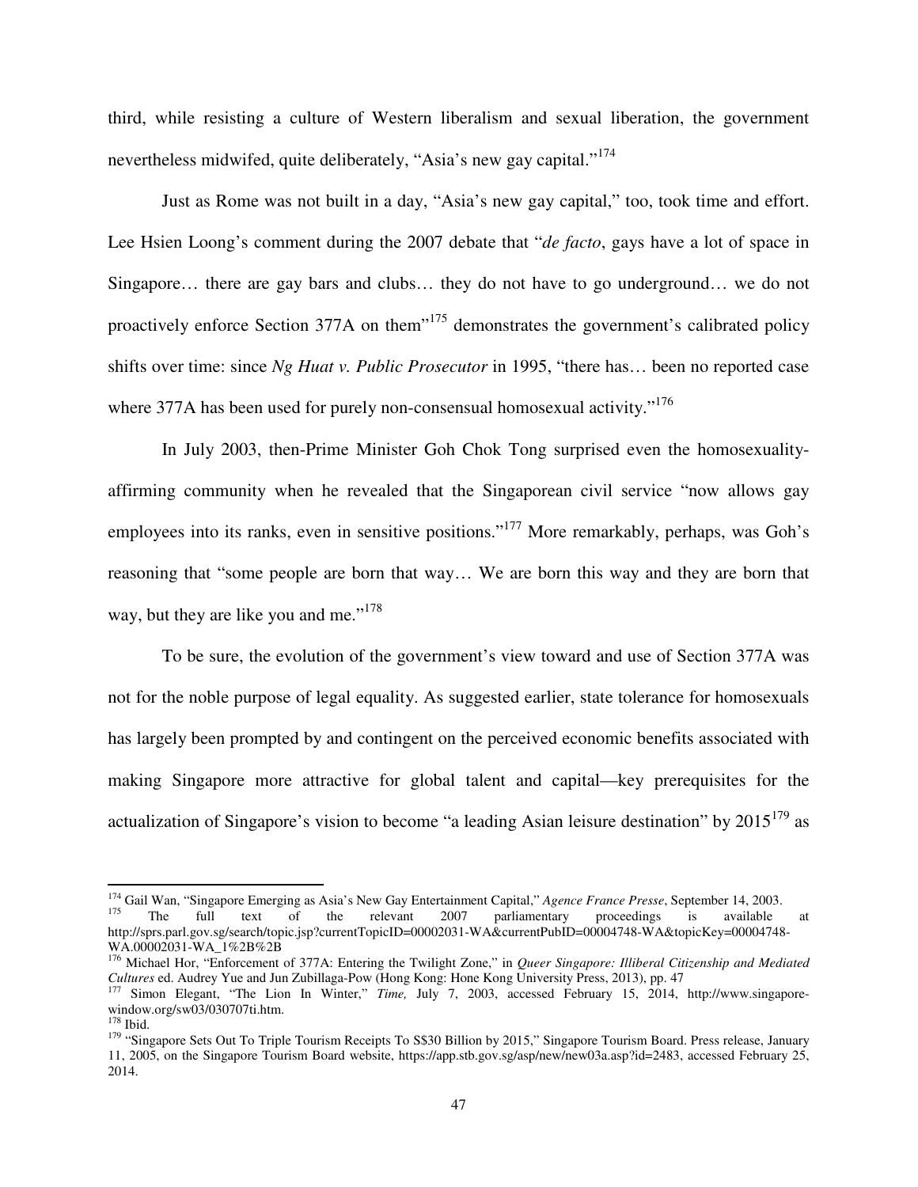third, while resisting a culture of Western liberalism and sexual liberation, the government nevertheless midwifed, quite deliberately, "Asia's new gay capital."[174]

Just as Rome was not built in a day, "Asia's new gay capital," too, took time and effort. Lee Hsien Loong's comment during the 2007 debate that "*de facto*, gays have a lot of space in Singapore… there are gay bars and clubs… they do not have to go underground… we do not proactively enforce Section 377A on them"[175] demonstrates the government's calibrated policy shifts over time: since *Ng Huat v. Public Prosecutor* in 1995, "there has… been no reported case where 377A has been used for purely non-consensual homosexual activity."[176]

In July 2003, then-Prime Minister Goh Chok Tong surprised even the homosexuality-affirming community when he revealed that the Singaporean civil service "now allows gay employees into its ranks, even in sensitive positions."[177] More remarkably, perhaps, was Goh's reasoning that "some people are born that way… We are born this way and they are born that way, but they are like you and me."[178]

To be sure, the evolution of the government's view toward and use of Section 377A was not for the noble purpose of legal equality. As suggested earlier, state tolerance for homosexuals has largely been prompted by and contingent on the perceived economic benefits associated with making Singapore more attractive for global talent and capital—key prerequisites for the actualization of Singapore's vision to become "a leading Asian leisure destination" by 2015[179] as

---

[174] Gail Wan, "Singapore Emerging as Asia's New Gay Entertainment Capital," *Agence France Presse*, September 14, 2003.

[175] The full text of the relevant 2007 parliamentary proceedings is available at http://sprs.parl.gov.sg/search/topic.jsp?currentTopicID=00002031-WA&currentPubID=00004748-WA&topicKey=00004748-WA.00002031-WA_1%2B%2B

[176] Michael Hor, "Enforcement of 377A: Entering the Twilight Zone," in *Queer Singapore: Illiberal Citizenship and Mediated Cultures* ed. Audrey Yue and Jun Zubillaga-Pow (Hong Kong: Hone Kong University Press, 2013), pp. 47

[177] Simon Elegant, "The Lion In Winter," *Time,* July 7, 2003, accessed February 15, 2014, http://www.singapore-window.org/sw03/030707ti.htm.

[178] Ibid.

[179] "Singapore Sets Out To Triple Tourism Receipts To S$30 Billion by 2015," Singapore Tourism Board. Press release, January 11, 2005, on the Singapore Tourism Board website, https://app.stb.gov.sg/asp/new/new03a.asp?id=2483, accessed February 25, 2014.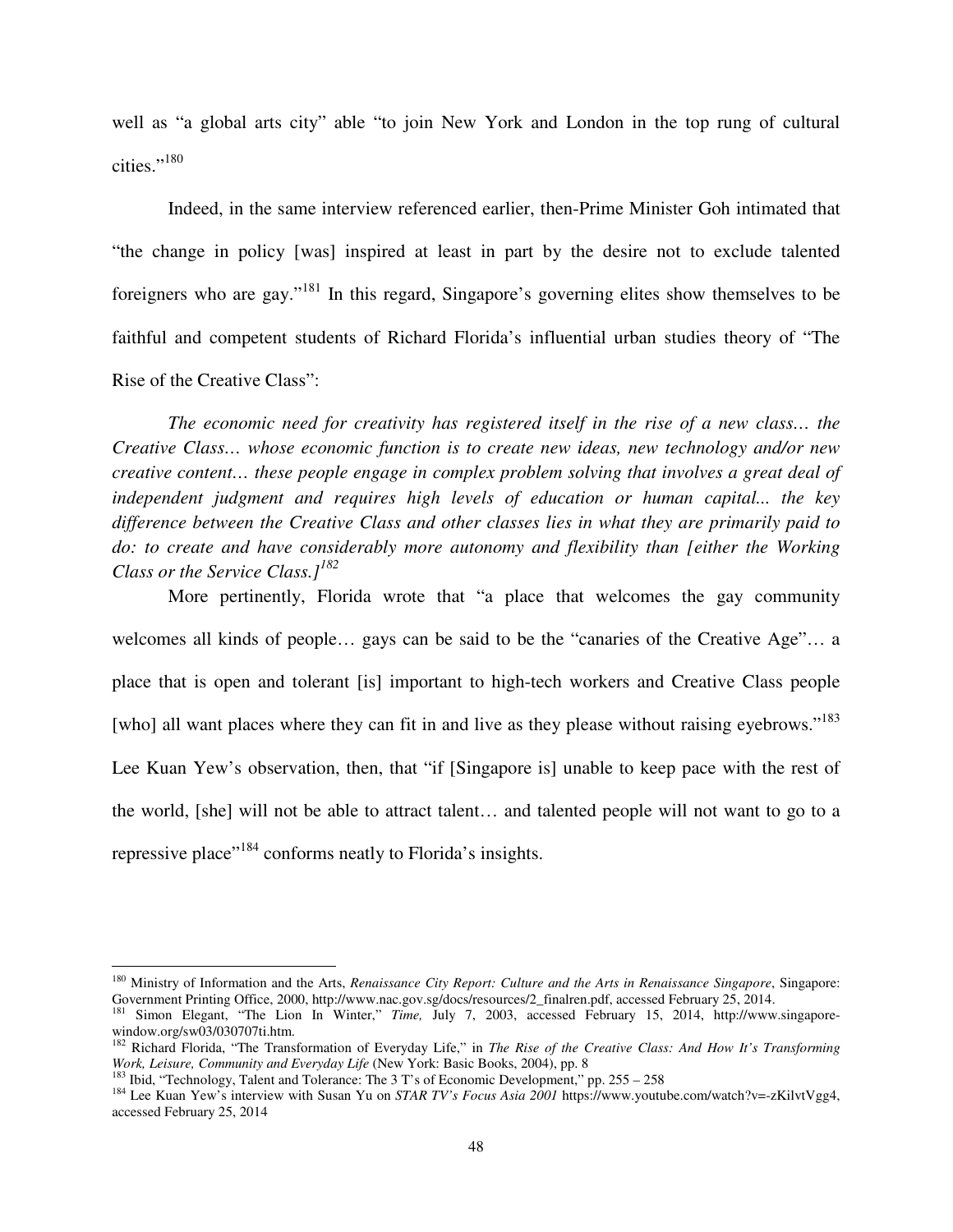well as "a global arts city" able "to join New York and London in the top rung of cultural cities."[180]

Indeed, in the same interview referenced earlier, then-Prime Minister Goh intimated that "the change in policy [was] inspired at least in part by the desire not to exclude talented foreigners who are gay."[181] In this regard, Singapore's governing elites show themselves to be faithful and competent students of Richard Florida's influential urban studies theory of "The Rise of the Creative Class":

> *The economic need for creativity has registered itself in the rise of a new class… the Creative Class… whose economic function is to create new ideas, new technology and/or new creative content… these people engage in complex problem solving that involves a great deal of independent judgment and requires high levels of education or human capital... the key difference between the Creative Class and other classes lies in what they are primarily paid to do: to create and have considerably more autonomy and flexibility than [either the Working Class or the Service Class.]*[182]

More pertinently, Florida wrote that "a place that welcomes the gay community welcomes all kinds of people… gays can be said to be the "canaries of the Creative Age"… a place that is open and tolerant [is] important to high-tech workers and Creative Class people [who] all want places where they can fit in and live as they please without raising eyebrows."[183] Lee Kuan Yew's observation, then, that "if [Singapore is] unable to keep pace with the rest of the world, [she] will not be able to attract talent… and talented people will not want to go to a repressive place"[184] conforms neatly to Florida's insights.

---

[180] Ministry of Information and the Arts, *Renaissance City Report: Culture and the Arts in Renaissance Singapore*, Singapore: Government Printing Office, 2000, http://www.nac.gov.sg/docs/resources/2_finalren.pdf, accessed February 25, 2014.

[181] Simon Elegant, "The Lion In Winter," *Time,* July 7, 2003, accessed February 15, 2014, http://www.singapore-window.org/sw03/030707ti.htm.

[182] Richard Florida, "The Transformation of Everyday Life," in *The Rise of the Creative Class: And How It's Transforming Work, Leisure, Community and Everyday Life* (New York: Basic Books, 2004), pp. 8

[183] Ibid, "Technology, Talent and Tolerance: The 3 T's of Economic Development," pp. 255 – 258

[184] Lee Kuan Yew's interview with Susan Yu on *STAR TV's Focus Asia 2001* https://www.youtube.com/watch?v=-zKilvtVgg4, accessed February 25, 2014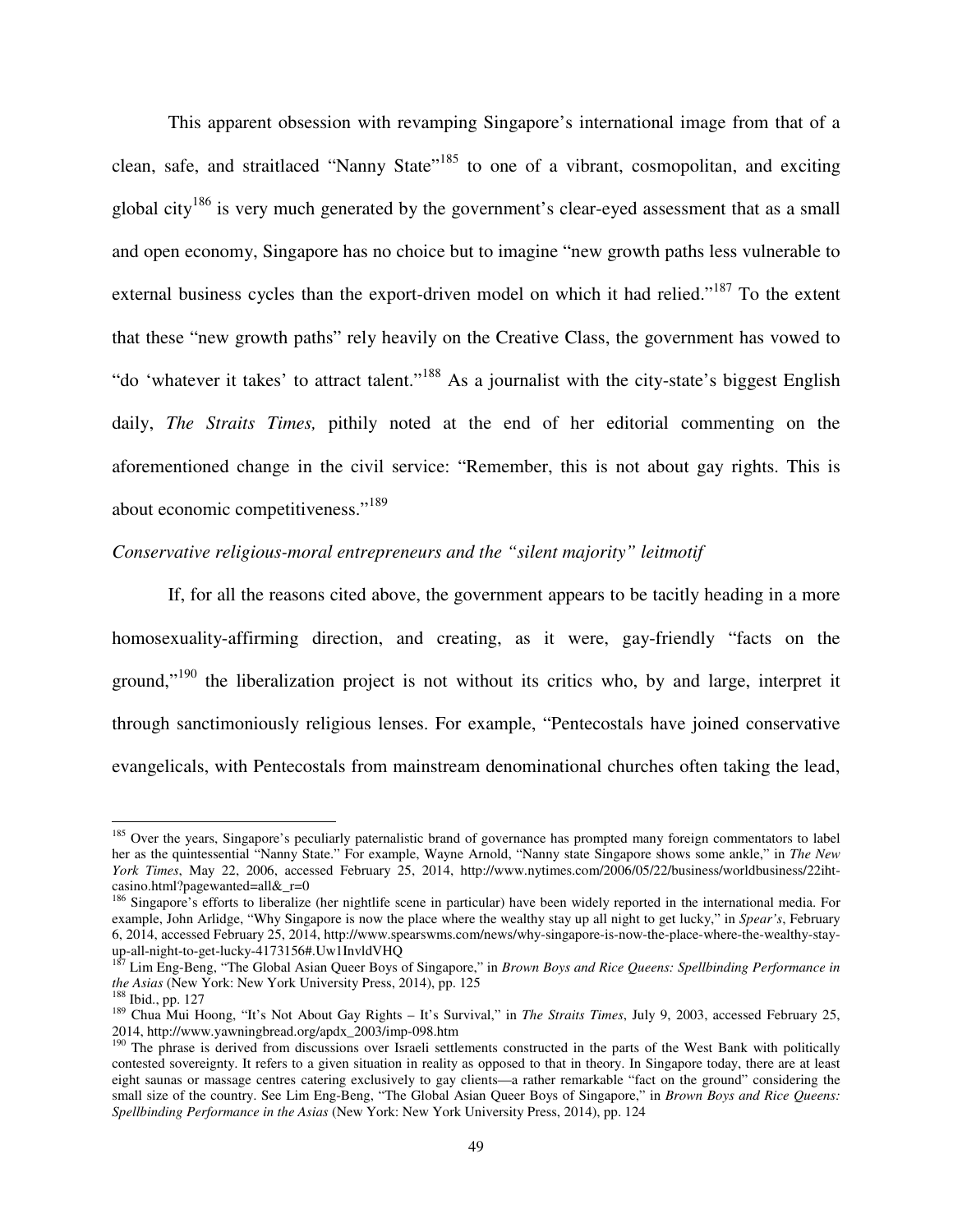This apparent obsession with revamping Singapore's international image from that of a clean, safe, and straitlaced "Nanny State"[185] to one of a vibrant, cosmopolitan, and exciting global city[186] is very much generated by the government's clear-eyed assessment that as a small and open economy, Singapore has no choice but to imagine "new growth paths less vulnerable to external business cycles than the export-driven model on which it had relied."[187] To the extent that these "new growth paths" rely heavily on the Creative Class, the government has vowed to "do 'whatever it takes' to attract talent."[188] As a journalist with the city-state's biggest English daily, *The Straits Times,* pithily noted at the end of her editorial commenting on the aforementioned change in the civil service: "Remember, this is not about gay rights. This is about economic competitiveness."[189]

*Conservative religious-moral entrepreneurs and the "silent majority" leitmotif*

If, for all the reasons cited above, the government appears to be tacitly heading in a more homosexuality-affirming direction, and creating, as it were, gay-friendly "facts on the ground,"[190] the liberalization project is not without its critics who, by and large, interpret it through sanctimoniously religious lenses. For example, "Pentecostals have joined conservative evangelicals, with Pentecostals from mainstream denominational churches often taking the lead,

---

[185] Over the years, Singapore's peculiarly paternalistic brand of governance has prompted many foreign commentators to label her as the quintessential "Nanny State." For example, Wayne Arnold, "Nanny state Singapore shows some ankle," in *The New York Times*, May 22, 2006, accessed February 25, 2014, http://www.nytimes.com/2006/05/22/business/worldbusiness/22iht-casino.html?pagewanted=all&_r=0

[186] Singapore's efforts to liberalize (her nightlife scene in particular) have been widely reported in the international media. For example, John Arlidge, "Why Singapore is now the place where the wealthy stay up all night to get lucky," in *Spear's*, February 6, 2014, accessed February 25, 2014, http://www.spearswms.com/news/why-singapore-is-now-the-place-where-the-wealthy-stay-up-all-night-to-get-lucky-4173156#.Uw1InvldVHQ

[187] Lim Eng-Beng, "The Global Asian Queer Boys of Singapore," in *Brown Boys and Rice Queens: Spellbinding Performance in the Asias* (New York: New York University Press, 2014), pp. 125

[188] Ibid., pp. 127

[189] Chua Mui Hoong, "It's Not About Gay Rights – It's Survival," in *The Straits Times*, July 9, 2003, accessed February 25, 2014, http://www.yawningbread.org/apdx_2003/imp-098.htm

[190] The phrase is derived from discussions over Israeli settlements constructed in the parts of the West Bank with politically contested sovereignty. It refers to a given situation in reality as opposed to that in theory. In Singapore today, there are at least eight saunas or massage centres catering exclusively to gay clients—a rather remarkable "fact on the ground" considering the small size of the country. See Lim Eng-Beng, "The Global Asian Queer Boys of Singapore," in *Brown Boys and Rice Queens: Spellbinding Performance in the Asias* (New York: New York University Press, 2014), pp. 124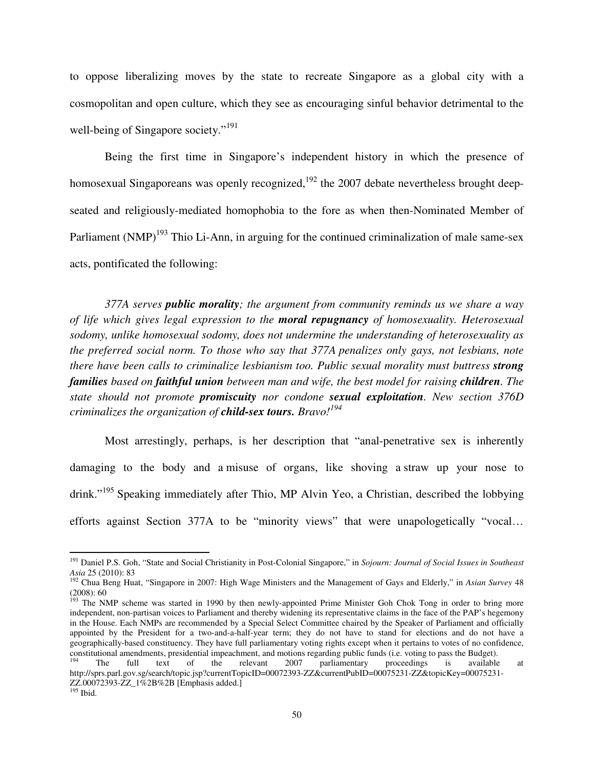to oppose liberalizing moves by the state to recreate Singapore as a global city with a cosmopolitan and open culture, which they see as encouraging sinful behavior detrimental to the well-being of Singapore society."[191]

Being the first time in Singapore's independent history in which the presence of homosexual Singaporeans was openly recognized,[192] the 2007 debate nevertheless brought deep-seated and religiously-mediated homophobia to the fore as when then-Nominated Member of Parliament (NMP)[193] Thio Li-Ann, in arguing for the continued criminalization of male same-sex acts, pontificated the following:

> *377A serves **public morality**; the argument from community reminds us we share a way of life which gives legal expression to the **moral repugnancy** of homosexuality. Heterosexual sodomy, unlike homosexual sodomy, does not undermine the understanding of heterosexuality as the preferred social norm. To those who say that 377A penalizes only gays, not lesbians, note there have been calls to criminalize lesbianism too. Public sexual morality must buttress **strong families** based on **faithful union** between man and wife, the best model for raising **children**. The state should not promote **promiscuity** nor condone **sexual exploitation**. New section 376D criminalizes the organization of **child-sex tours.** Bravo!*[194]

Most arrestingly, perhaps, is her description that "anal-penetrative sex is inherently damaging to the body and a misuse of organs, like shoving a straw up your nose to drink."[195] Speaking immediately after Thio, MP Alvin Yeo, a Christian, described the lobbying efforts against Section 377A to be "minority views" that were unapologetically "vocal…

---

[191] Daniel P.S. Goh, "State and Social Christianity in Post-Colonial Singapore," in *Sojourn: Journal of Social Issues in Southeast Asia* 25 (2010): 83

[192] Chua Beng Huat, "Singapore in 2007: High Wage Ministers and the Management of Gays and Elderly," in *Asian Survey* 48 (2008): 60

[193] The NMP scheme was started in 1990 by then newly-appointed Prime Minister Goh Chok Tong in order to bring more independent, non-partisan voices to Parliament and thereby widening its representative claims in the face of the PAP's hegemony in the House. Each NMPs are recommended by a Special Select Committee chaired by the Speaker of Parliament and officially appointed by the President for a two-and-a-half-year term; they do not have to stand for elections and do not have a geographically-based constituency. They have full parliamentary voting rights except when it pertains to votes of no confidence, constitutional amendments, presidential impeachment, and motions regarding public funds (i.e. voting to pass the Budget).

[194] The full text of the relevant 2007 parliamentary proceedings is available at http://sprs.parl.gov.sg/search/topic.jsp?currentTopicID=00072393-ZZ&currentPubID=00075231-ZZ&topicKey=00075231-ZZ.00072393-ZZ_1%2B%2B [Emphasis added.]

[195] Ibid.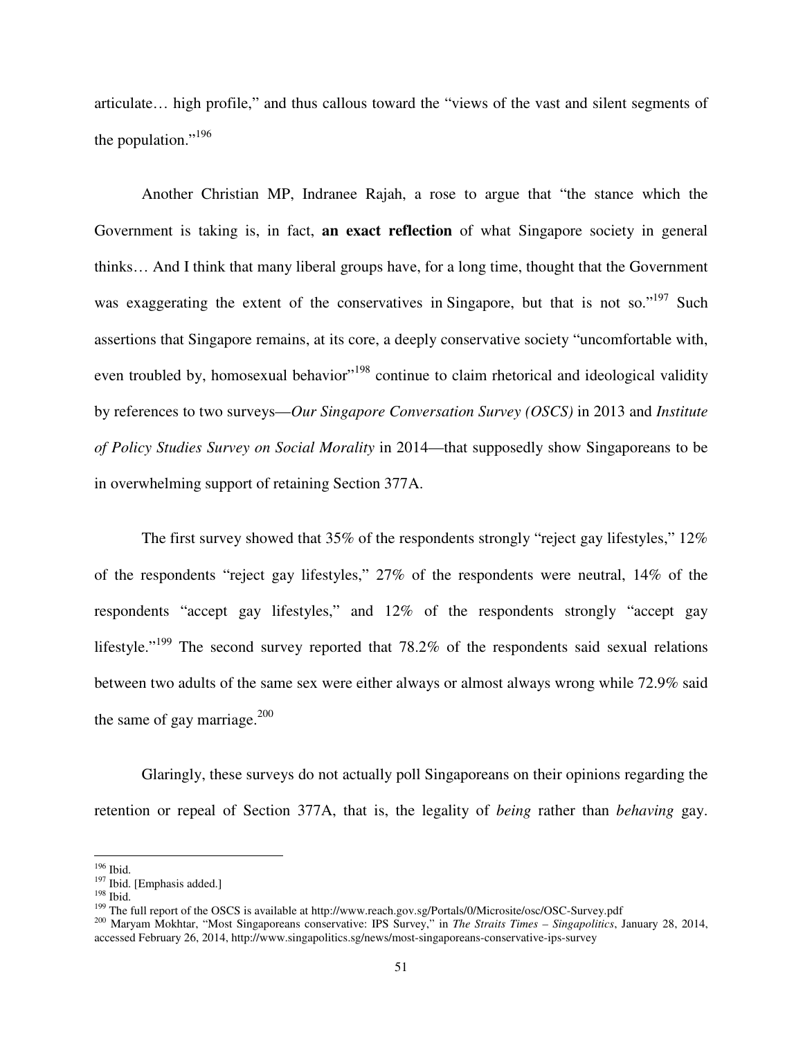articulate… high profile," and thus callous toward the "views of the vast and silent segments of the population."[196]

Another Christian MP, Indranee Rajah, a rose to argue that "the stance which the Government is taking is, in fact, **an exact reflection** of what Singapore society in general thinks… And I think that many liberal groups have, for a long time, thought that the Government was exaggerating the extent of the conservatives in Singapore, but that is not so."[197] Such assertions that Singapore remains, at its core, a deeply conservative society "uncomfortable with, even troubled by, homosexual behavior"[198] continue to claim rhetorical and ideological validity by references to two surveys—*Our Singapore Conversation Survey (OSCS)* in 2013 and *Institute of Policy Studies Survey on Social Morality* in 2014—that supposedly show Singaporeans to be in overwhelming support of retaining Section 377A.

The first survey showed that 35% of the respondents strongly "reject gay lifestyles," 12% of the respondents "reject gay lifestyles," 27% of the respondents were neutral, 14% of the respondents "accept gay lifestyles," and 12% of the respondents strongly "accept gay lifestyle."[199] The second survey reported that 78.2% of the respondents said sexual relations between two adults of the same sex were either always or almost always wrong while 72.9% said the same of gay marriage.[200]

Glaringly, these surveys do not actually poll Singaporeans on their opinions regarding the retention or repeal of Section 377A, that is, the legality of *being* rather than *behaving* gay.

---

[196] Ibid.

[197] Ibid. [Emphasis added.]

[198] Ibid.

[199] The full report of the OSCS is available at http://www.reach.gov.sg/Portals/0/Microsite/osc/OSC-Survey.pdf

[200] Maryam Mokhtar, "Most Singaporeans conservative: IPS Survey," in *The Straits Times – Singapolitics*, January 28, 2014, accessed February 26, 2014, http://www.singapolitics.sg/news/most-singaporeans-conservative-ips-survey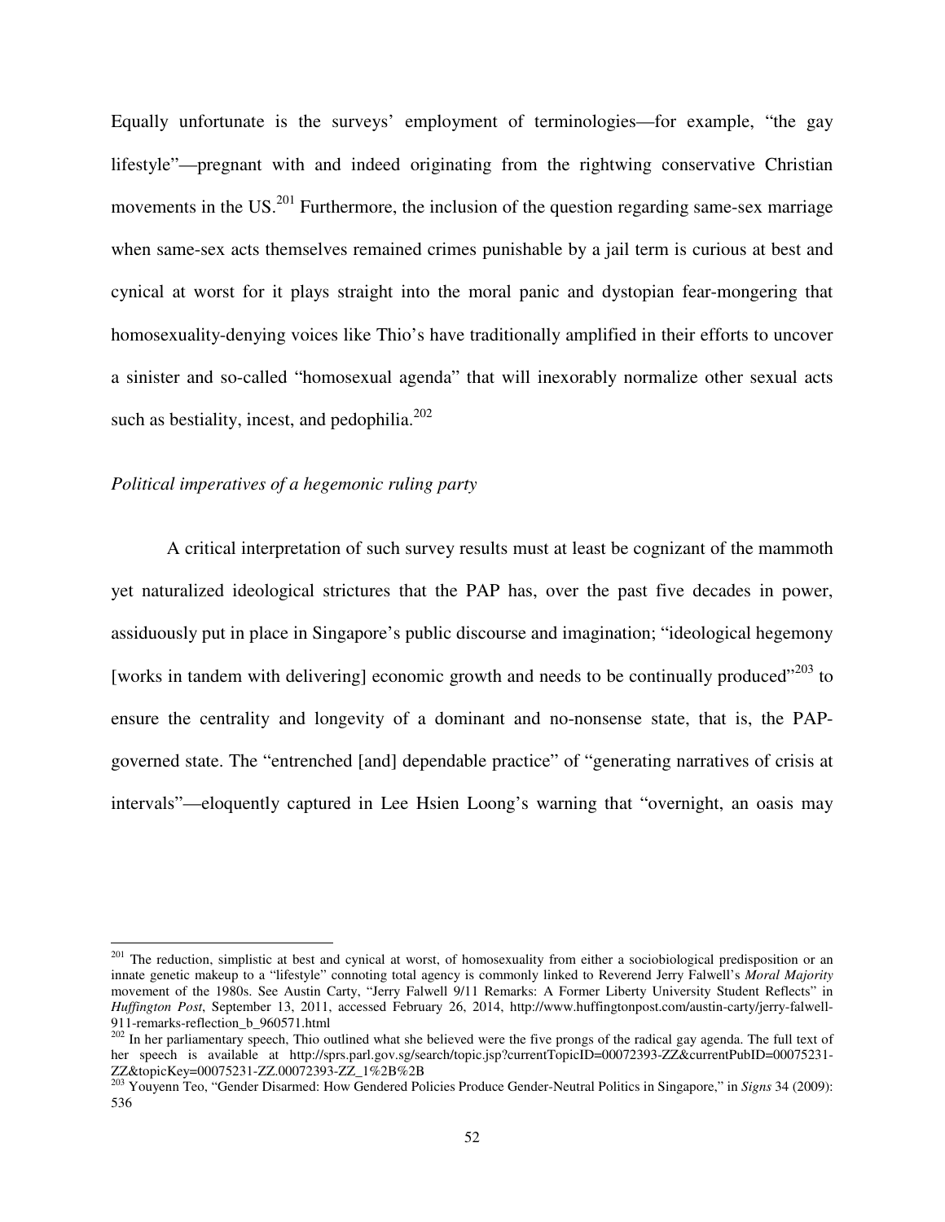Equally unfortunate is the surveys' employment of terminologies—for example, "the gay lifestyle"—pregnant with and indeed originating from the rightwing conservative Christian movements in the US.[201] Furthermore, the inclusion of the question regarding same-sex marriage when same-sex acts themselves remained crimes punishable by a jail term is curious at best and cynical at worst for it plays straight into the moral panic and dystopian fear-mongering that homosexuality-denying voices like Thio's have traditionally amplified in their efforts to uncover a sinister and so-called "homosexual agenda" that will inexorably normalize other sexual acts such as bestiality, incest, and pedophilia.[202]

*Political imperatives of a hegemonic ruling party*

A critical interpretation of such survey results must at least be cognizant of the mammoth yet naturalized ideological strictures that the PAP has, over the past five decades in power, assiduously put in place in Singapore's public discourse and imagination; "ideological hegemony [works in tandem with delivering] economic growth and needs to be continually produced"[203] to ensure the centrality and longevity of a dominant and no-nonsense state, that is, the PAP-governed state. The "entrenched [and] dependable practice" of "generating narratives of crisis at intervals"—eloquently captured in Lee Hsien Loong's warning that "overnight, an oasis may

---

[201] The reduction, simplistic at best and cynical at worst, of homosexuality from either a sociobiological predisposition or an innate genetic makeup to a "lifestyle" connoting total agency is commonly linked to Reverend Jerry Falwell's *Moral Majority* movement of the 1980s. See Austin Carty, "Jerry Falwell 9/11 Remarks: A Former Liberty University Student Reflects" in *Huffington Post*, September 13, 2011, accessed February 26, 2014, http://www.huffingtonpost.com/austin-carty/jerry-falwell-911-remarks-reflection_b_960571.html

[202] In her parliamentary speech, Thio outlined what she believed were the five prongs of the radical gay agenda. The full text of her speech is available at http://sprs.parl.gov.sg/search/topic.jsp?currentTopicID=00072393-ZZ&currentPubID=00075231-ZZ&topicKey=00075231-ZZ.00072393-ZZ_1%2B%2B

[203] Youyenn Teo, "Gender Disarmed: How Gendered Policies Produce Gender-Neutral Politics in Singapore," in *Signs* 34 (2009): 536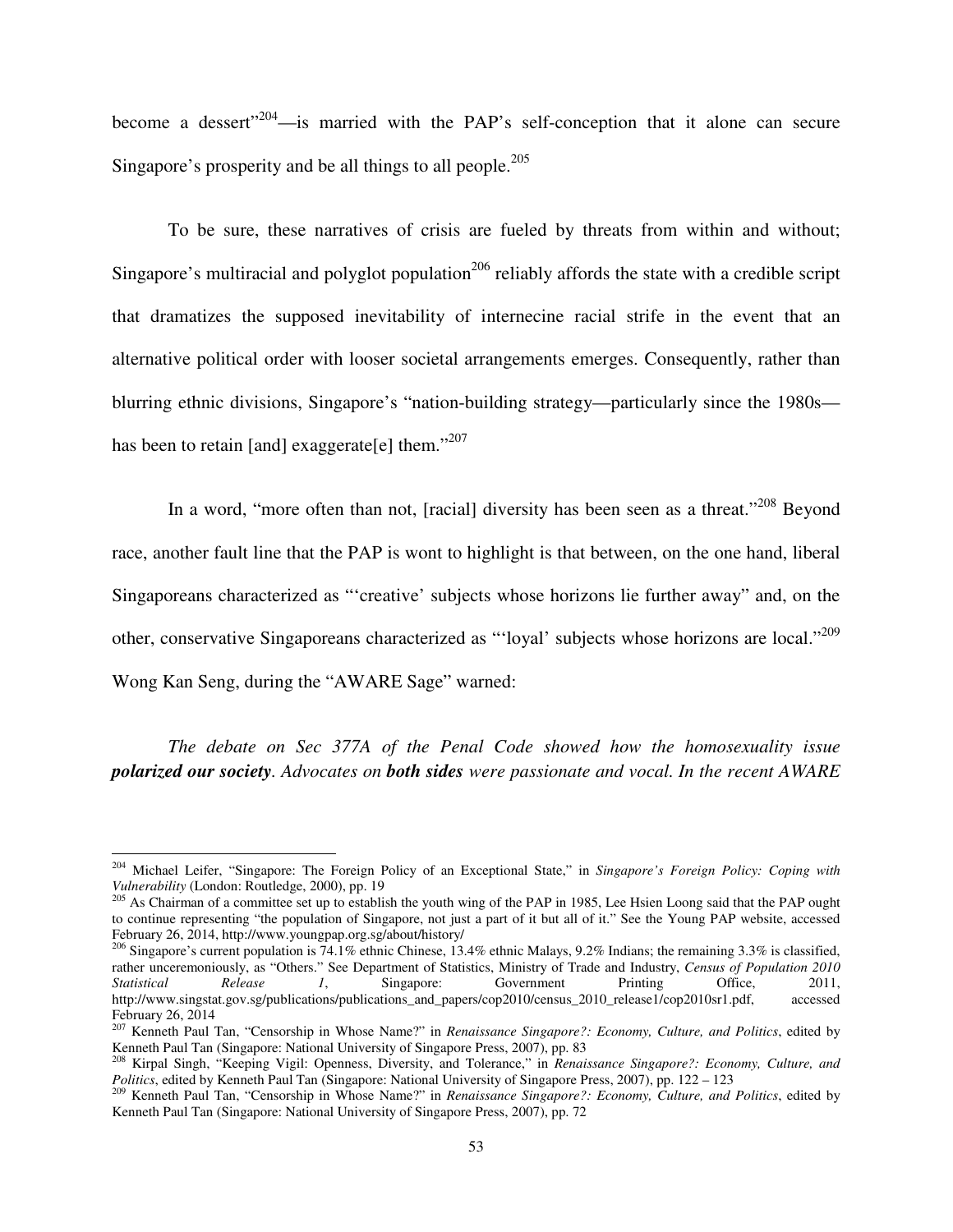become a dessert"[204]—is married with the PAP's self-conception that it alone can secure Singapore's prosperity and be all things to all people.[205]

To be sure, these narratives of crisis are fueled by threats from within and without; Singapore's multiracial and polyglot population[206] reliably affords the state with a credible script that dramatizes the supposed inevitability of internecine racial strife in the event that an alternative political order with looser societal arrangements emerges. Consequently, rather than blurring ethnic divisions, Singapore's "nation-building strategy—particularly since the 1980s—has been to retain [and] exaggerate[e] them."[207]

In a word, "more often than not, [racial] diversity has been seen as a threat."[208] Beyond race, another fault line that the PAP is wont to highlight is that between, on the one hand, liberal Singaporeans characterized as "'creative' subjects whose horizons lie further away" and, on the other, conservative Singaporeans characterized as "'loyal' subjects whose horizons are local."[209] Wong Kan Seng, during the "AWARE Sage" warned:

*The debate on Sec 377A of the Penal Code showed how the homosexuality issue **polarized our society**. Advocates on **both sides** were passionate and vocal. In the recent AWARE*

---

[204] Michael Leifer, "Singapore: The Foreign Policy of an Exceptional State," in *Singapore's Foreign Policy: Coping with Vulnerability* (London: Routledge, 2000), pp. 19

[205] As Chairman of a committee set up to establish the youth wing of the PAP in 1985, Lee Hsien Loong said that the PAP ought to continue representing "the population of Singapore, not just a part of it but all of it." See the Young PAP website, accessed February 26, 2014, http://www.youngpap.org.sg/about/history/

[206] Singapore's current population is 74.1% ethnic Chinese, 13.4% ethnic Malays, 9.2% Indians; the remaining 3.3% is classified, rather unceremoniously, as "Others." See Department of Statistics, Ministry of Trade and Industry, *Census of Population 2010 Statistical Release 1*, Singapore: Government Printing Office, 2011, http://www.singstat.gov.sg/publications/publications_and_papers/cop2010/census_2010_release1/cop2010sr1.pdf, accessed February 26, 2014

[207] Kenneth Paul Tan, "Censorship in Whose Name?" in *Renaissance Singapore?: Economy, Culture, and Politics*, edited by Kenneth Paul Tan (Singapore: National University of Singapore Press, 2007), pp. 83

[208] Kirpal Singh, "Keeping Vigil: Openness, Diversity, and Tolerance," in *Renaissance Singapore?: Economy, Culture, and Politics*, edited by Kenneth Paul Tan (Singapore: National University of Singapore Press, 2007), pp. 122 – 123

[209] Kenneth Paul Tan, "Censorship in Whose Name?" in *Renaissance Singapore?: Economy, Culture, and Politics*, edited by Kenneth Paul Tan (Singapore: National University of Singapore Press, 2007), pp. 72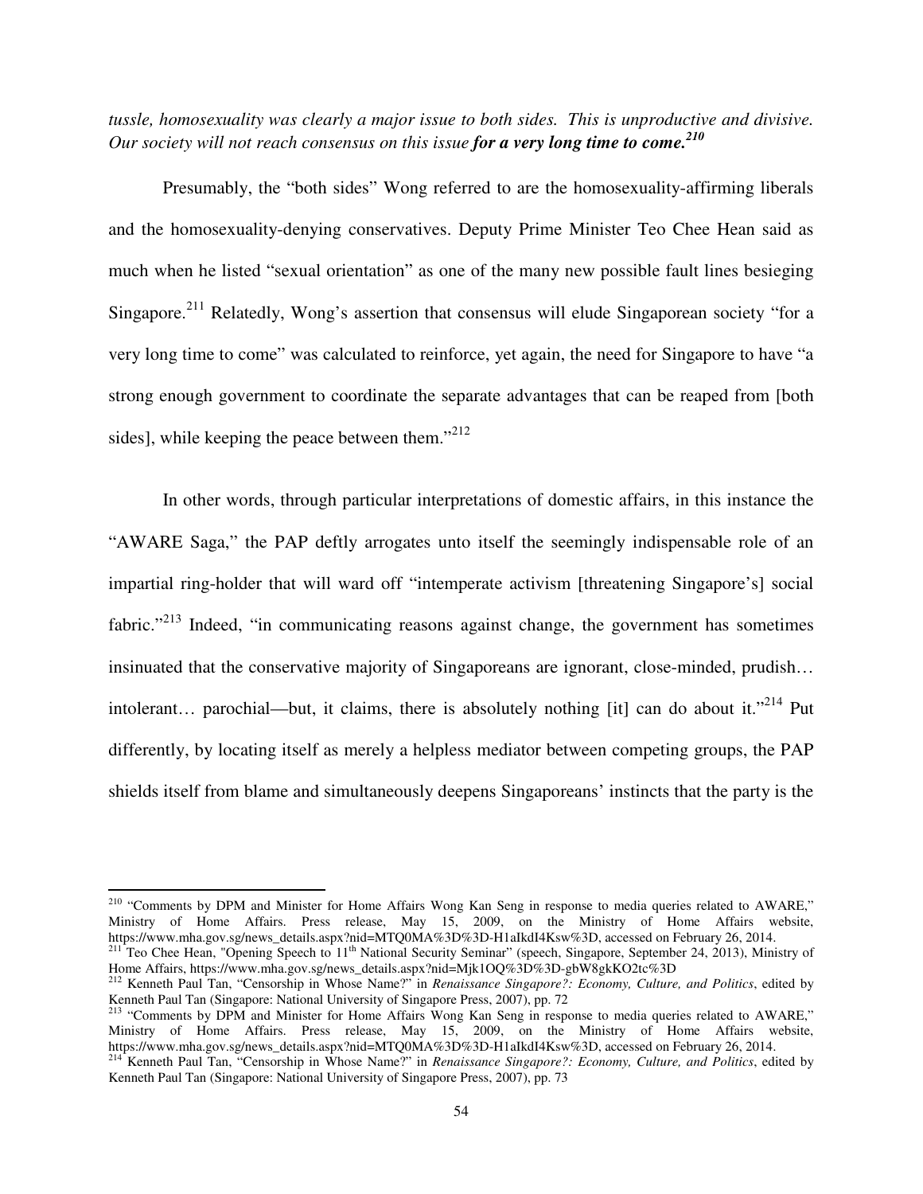*tussle, homosexuality was clearly a major issue to both sides. This is unproductive and divisive. Our society will not reach consensus on this issue* ***for a very long time to come.***[210]

Presumably, the "both sides" Wong referred to are the homosexuality-affirming liberals and the homosexuality-denying conservatives. Deputy Prime Minister Teo Chee Hean said as much when he listed "sexual orientation" as one of the many new possible fault lines besieging Singapore.[211] Relatedly, Wong's assertion that consensus will elude Singaporean society "for a very long time to come" was calculated to reinforce, yet again, the need for Singapore to have "a strong enough government to coordinate the separate advantages that can be reaped from [both sides], while keeping the peace between them."[212]

In other words, through particular interpretations of domestic affairs, in this instance the "AWARE Saga," the PAP deftly arrogates unto itself the seemingly indispensable role of an impartial ring-holder that will ward off "intemperate activism [threatening Singapore's] social fabric."[213] Indeed, "in communicating reasons against change, the government has sometimes insinuated that the conservative majority of Singaporeans are ignorant, close-minded, prudish… intolerant… parochial—but, it claims, there is absolutely nothing [it] can do about it."[214] Put differently, by locating itself as merely a helpless mediator between competing groups, the PAP shields itself from blame and simultaneously deepens Singaporeans' instincts that the party is the

---

[210] "Comments by DPM and Minister for Home Affairs Wong Kan Seng in response to media queries related to AWARE," Ministry of Home Affairs. Press release, May 15, 2009, on the Ministry of Home Affairs website, https://www.mha.gov.sg/news_details.aspx?nid=MTQ0MA%3D%3D-H1aIkdI4Ksw%3D, accessed on February 26, 2014.

[211] Teo Chee Hean, "Opening Speech to 11th National Security Seminar" (speech, Singapore, September 24, 2013), Ministry of Home Affairs, https://www.mha.gov.sg/news_details.aspx?nid=Mjk1OQ%3D%3D-gbW8gkKO2tc%3D

[212] Kenneth Paul Tan, "Censorship in Whose Name?" in *Renaissance Singapore?: Economy, Culture, and Politics*, edited by Kenneth Paul Tan (Singapore: National University of Singapore Press, 2007), pp. 72

[213] "Comments by DPM and Minister for Home Affairs Wong Kan Seng in response to media queries related to AWARE," Ministry of Home Affairs. Press release, May 15, 2009, on the Ministry of Home Affairs website, https://www.mha.gov.sg/news_details.aspx?nid=MTQ0MA%3D%3D-H1aIkdI4Ksw%3D, accessed on February 26, 2014.

[214] Kenneth Paul Tan, "Censorship in Whose Name?" in *Renaissance Singapore?: Economy, Culture, and Politics*, edited by Kenneth Paul Tan (Singapore: National University of Singapore Press, 2007), pp. 73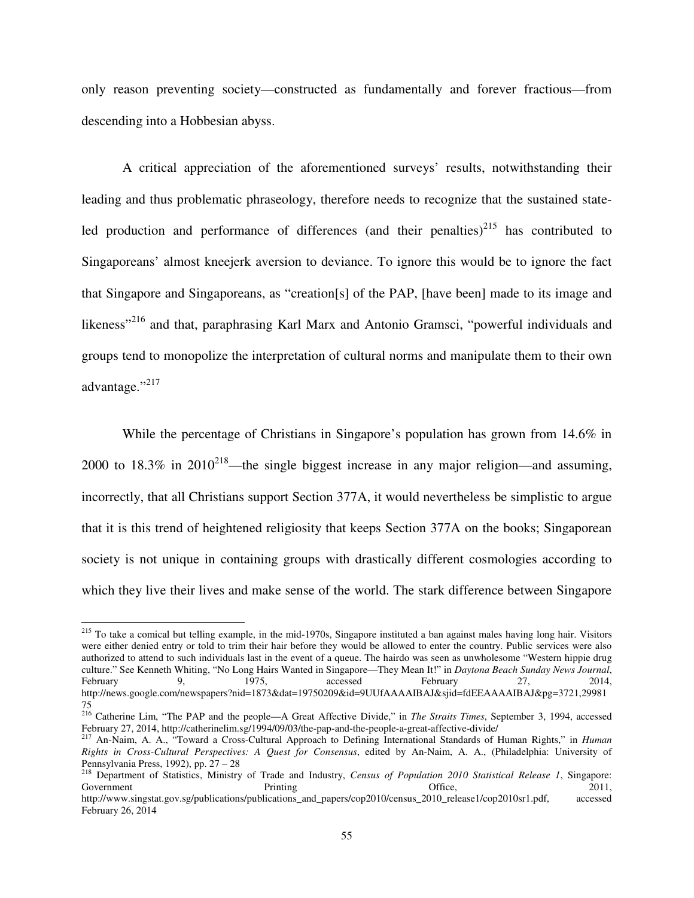only reason preventing society—constructed as fundamentally and forever fractious—from descending into a Hobbesian abyss.

A critical appreciation of the aforementioned surveys' results, notwithstanding their leading and thus problematic phraseology, therefore needs to recognize that the sustained state-led production and performance of differences (and their penalties)[215] has contributed to Singaporeans' almost kneejerk aversion to deviance. To ignore this would be to ignore the fact that Singapore and Singaporeans, as "creation[s] of the PAP, [have been] made to its image and likeness"[216] and that, paraphrasing Karl Marx and Antonio Gramsci, "powerful individuals and groups tend to monopolize the interpretation of cultural norms and manipulate them to their own advantage."[217]

While the percentage of Christians in Singapore's population has grown from 14.6% in 2000 to 18.3% in 2010[218]—the single biggest increase in any major religion—and assuming, incorrectly, that all Christians support Section 377A, it would nevertheless be simplistic to argue that it is this trend of heightened religiosity that keeps Section 377A on the books; Singaporean society is not unique in containing groups with drastically different cosmologies according to which they live their lives and make sense of the world. The stark difference between Singapore

---

[215] To take a comical but telling example, in the mid-1970s, Singapore instituted a ban against males having long hair. Visitors were either denied entry or told to trim their hair before they would be allowed to enter the country. Public services were also authorized to attend to such individuals last in the event of a queue. The hairdo was seen as unwholesome "Western hippie drug culture." See Kenneth Whiting, "No Long Hairs Wanted in Singapore—They Mean It!" in *Daytona Beach Sunday News Journal*, February 9, 1975, accessed February 27, 2014, http://news.google.com/newspapers?nid=1873&dat=19750209&id=9UUfAAAAIBAJ&sjid=fdEEAAAAIBAJ&pg=3721,2998175

[216] Catherine Lim, "The PAP and the people—A Great Affective Divide," in *The Straits Times*, September 3, 1994, accessed February 27, 2014, http://catherinelim.sg/1994/09/03/the-pap-and-the-people-a-great-affective-divide/

[217] An-Naim, A. A., "Toward a Cross-Cultural Approach to Defining International Standards of Human Rights," in *Human Rights in Cross-Cultural Perspectives: A Quest for Consensus*, edited by An-Naim, A. A., (Philadelphia: University of Pennsylvania Press, 1992), pp. 27 – 28

[218] Department of Statistics, Ministry of Trade and Industry, *Census of Population 2010 Statistical Release 1*, Singapore: Government Printing Office, 2011, http://www.singstat.gov.sg/publications/publications_and_papers/cop2010/census_2010_release1/cop2010sr1.pdf, accessed February 26, 2014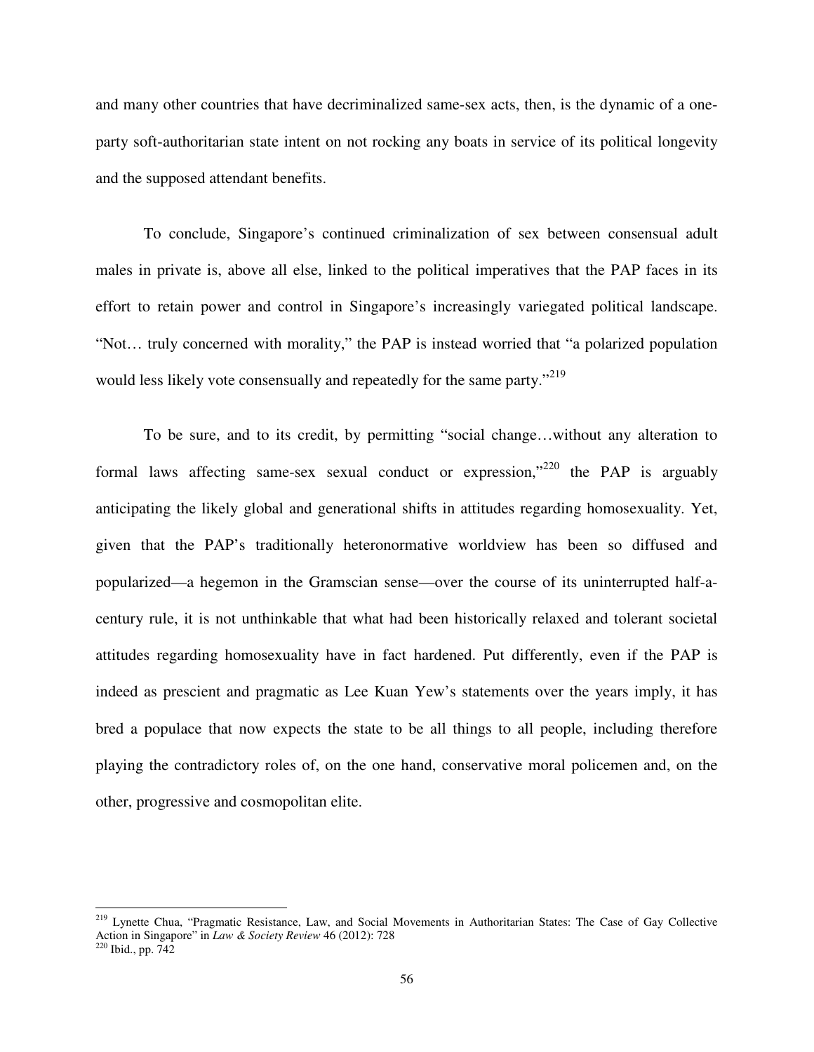and many other countries that have decriminalized same-sex acts, then, is the dynamic of a one-party soft-authoritarian state intent on not rocking any boats in service of its political longevity and the supposed attendant benefits.

To conclude, Singapore's continued criminalization of sex between consensual adult males in private is, above all else, linked to the political imperatives that the PAP faces in its effort to retain power and control in Singapore's increasingly variegated political landscape. "Not… truly concerned with morality," the PAP is instead worried that "a polarized population would less likely vote consensually and repeatedly for the same party."[219]

To be sure, and to its credit, by permitting "social change…without any alteration to formal laws affecting same-sex sexual conduct or expression,"[220] the PAP is arguably anticipating the likely global and generational shifts in attitudes regarding homosexuality. Yet, given that the PAP's traditionally heteronormative worldview has been so diffused and popularized—a hegemon in the Gramscian sense—over the course of its uninterrupted half-a-century rule, it is not unthinkable that what had been historically relaxed and tolerant societal attitudes regarding homosexuality have in fact hardened. Put differently, even if the PAP is indeed as prescient and pragmatic as Lee Kuan Yew's statements over the years imply, it has bred a populace that now expects the state to be all things to all people, including therefore playing the contradictory roles of, on the one hand, conservative moral policemen and, on the other, progressive and cosmopolitan elite.

---

[219] Lynette Chua, "Pragmatic Resistance, Law, and Social Movements in Authoritarian States: The Case of Gay Collective Action in Singapore" in *Law & Society Review* 46 (2012): 728

[220] Ibid., pp. 742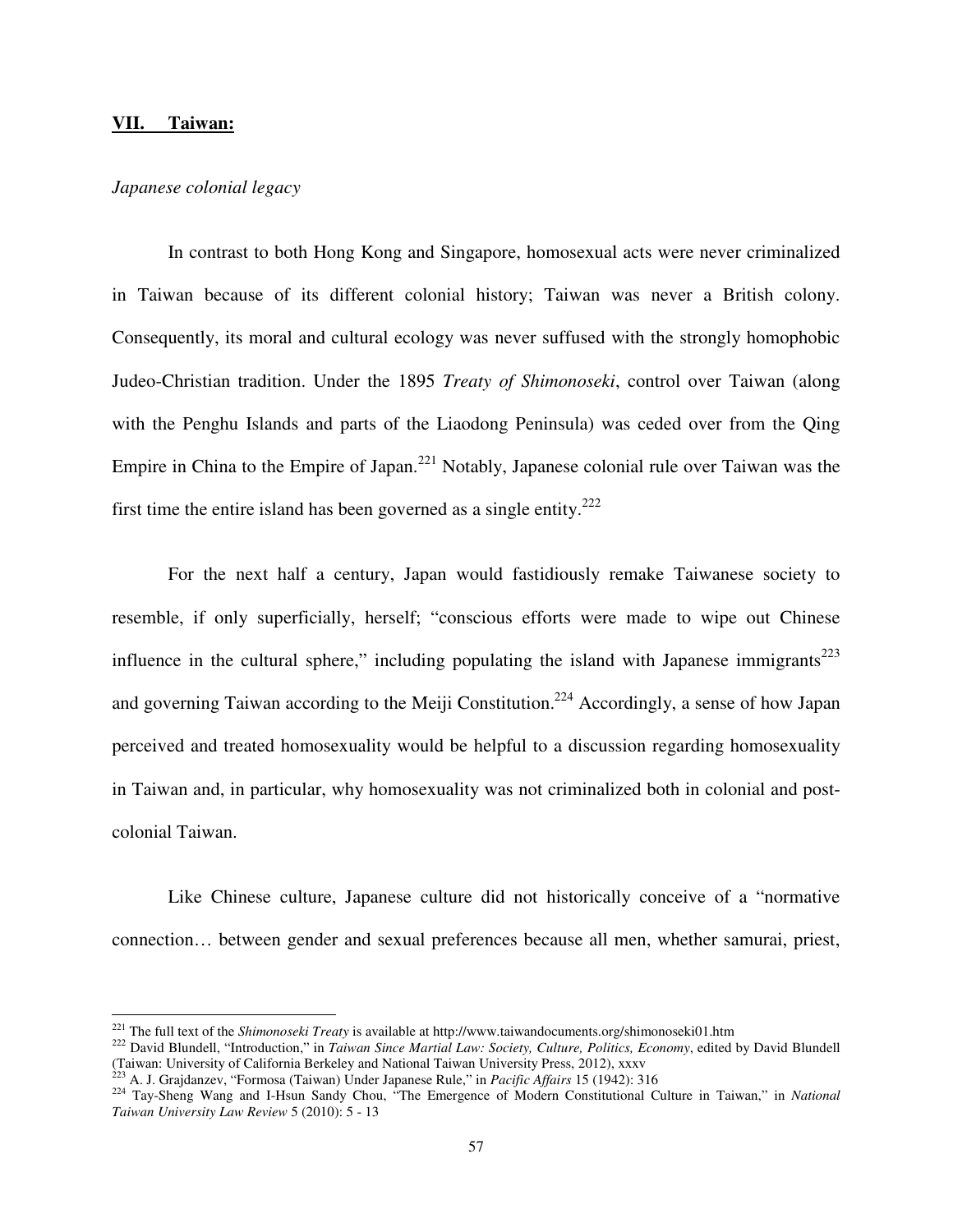## **VII. Taiwan:**

*Japanese colonial legacy*

In contrast to both Hong Kong and Singapore, homosexual acts were never criminalized in Taiwan because of its different colonial history; Taiwan was never a British colony. Consequently, its moral and cultural ecology was never suffused with the strongly homophobic Judeo-Christian tradition. Under the 1895 *Treaty of Shimonoseki*, control over Taiwan (along with the Penghu Islands and parts of the Liaodong Peninsula) was ceded over from the Qing Empire in China to the Empire of Japan.[221] Notably, Japanese colonial rule over Taiwan was the first time the entire island has been governed as a single entity.[222]

For the next half a century, Japan would fastidiously remake Taiwanese society to resemble, if only superficially, herself; "conscious efforts were made to wipe out Chinese influence in the cultural sphere," including populating the island with Japanese immigrants[223] and governing Taiwan according to the Meiji Constitution.[224] Accordingly, a sense of how Japan perceived and treated homosexuality would be helpful to a discussion regarding homosexuality in Taiwan and, in particular, why homosexuality was not criminalized both in colonial and post-colonial Taiwan.

Like Chinese culture, Japanese culture did not historically conceive of a "normative connection… between gender and sexual preferences because all men, whether samurai, priest,

---

[221] The full text of the *Shimonoseki Treaty* is available at http://www.taiwandocuments.org/shimonoseki01.htm

[222] David Blundell, "Introduction," in *Taiwan Since Martial Law: Society, Culture, Politics, Economy*, edited by David Blundell (Taiwan: University of California Berkeley and National Taiwan University Press, 2012), xxxv

[223] A. J. Grajdanzev, "Formosa (Taiwan) Under Japanese Rule," in *Pacific Affairs* 15 (1942): 316

[224] Tay-Sheng Wang and I-Hsun Sandy Chou, "The Emergence of Modern Constitutional Culture in Taiwan," in *National Taiwan University Law Review* 5 (2010): 5 - 13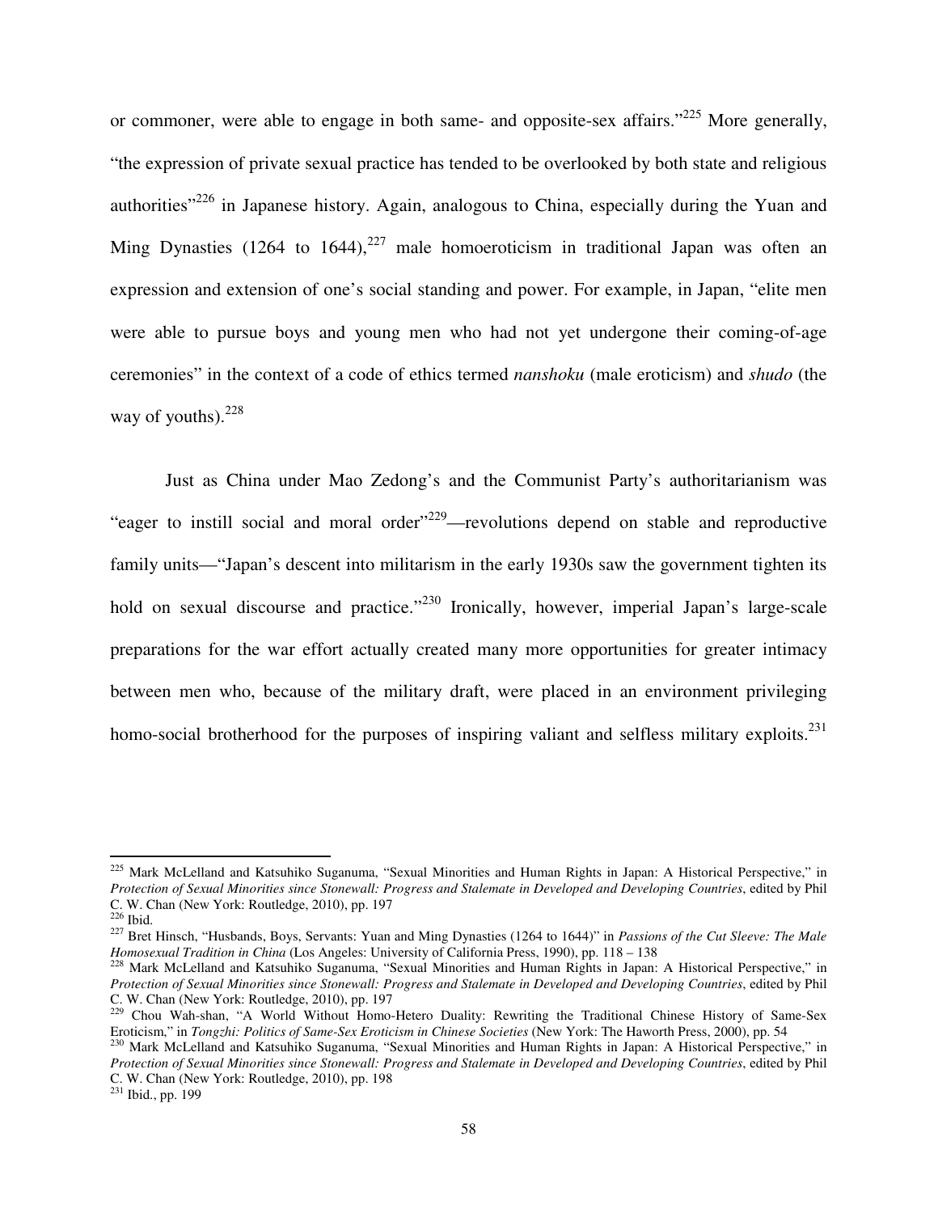or commoner, were able to engage in both same- and opposite-sex affairs."[225] More generally, "the expression of private sexual practice has tended to be overlooked by both state and religious authorities"[226] in Japanese history. Again, analogous to China, especially during the Yuan and Ming Dynasties (1264 to 1644),[227] male homoeroticism in traditional Japan was often an expression and extension of one's social standing and power. For example, in Japan, "elite men were able to pursue boys and young men who had not yet undergone their coming-of-age ceremonies" in the context of a code of ethics termed *nanshoku* (male eroticism) and *shudo* (the way of youths).[228]

Just as China under Mao Zedong's and the Communist Party's authoritarianism was "eager to instill social and moral order"[229]—revolutions depend on stable and reproductive family units—"Japan's descent into militarism in the early 1930s saw the government tighten its hold on sexual discourse and practice."[230] Ironically, however, imperial Japan's large-scale preparations for the war effort actually created many more opportunities for greater intimacy between men who, because of the military draft, were placed in an environment privileging homo-social brotherhood for the purposes of inspiring valiant and selfless military exploits.[231]

---

[225] Mark McLelland and Katsuhiko Suganuma, "Sexual Minorities and Human Rights in Japan: A Historical Perspective," in *Protection of Sexual Minorities since Stonewall: Progress and Stalemate in Developed and Developing Countries*, edited by Phil C. W. Chan (New York: Routledge, 2010), pp. 197

[226] Ibid.

[227] Bret Hinsch, "Husbands, Boys, Servants: Yuan and Ming Dynasties (1264 to 1644)" in *Passions of the Cut Sleeve: The Male Homosexual Tradition in China* (Los Angeles: University of California Press, 1990), pp. 118 – 138

[228] Mark McLelland and Katsuhiko Suganuma, "Sexual Minorities and Human Rights in Japan: A Historical Perspective," in *Protection of Sexual Minorities since Stonewall: Progress and Stalemate in Developed and Developing Countries*, edited by Phil C. W. Chan (New York: Routledge, 2010), pp. 197

[229] Chou Wah-shan, "A World Without Homo-Hetero Duality: Rewriting the Traditional Chinese History of Same-Sex Eroticism," in *Tongzhi: Politics of Same-Sex Eroticism in Chinese Societies* (New York: The Haworth Press, 2000), pp. 54

[230] Mark McLelland and Katsuhiko Suganuma, "Sexual Minorities and Human Rights in Japan: A Historical Perspective," in *Protection of Sexual Minorities since Stonewall: Progress and Stalemate in Developed and Developing Countries*, edited by Phil C. W. Chan (New York: Routledge, 2010), pp. 198

[231] Ibid., pp. 199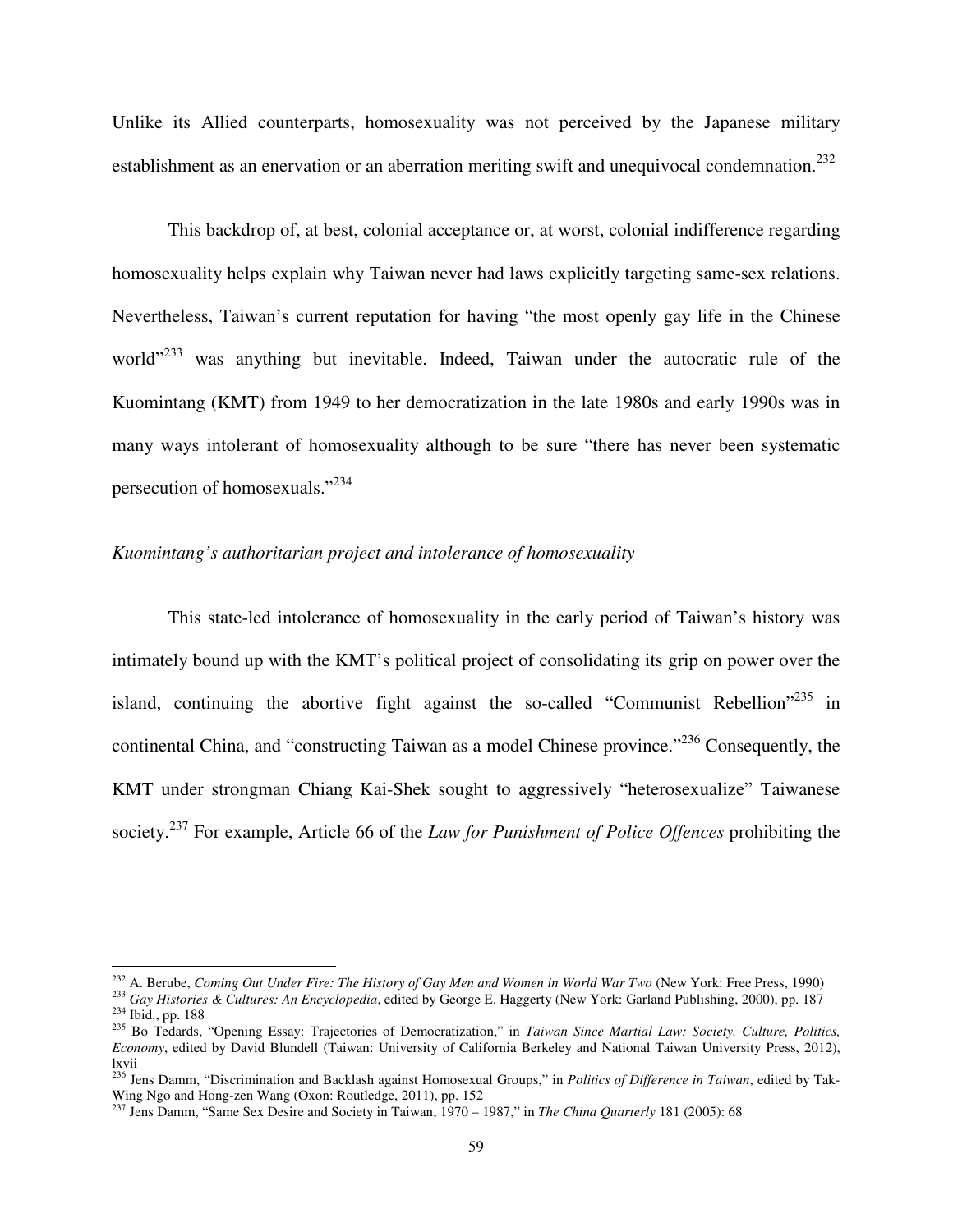Unlike its Allied counterparts, homosexuality was not perceived by the Japanese military establishment as an enervation or an aberration meriting swift and unequivocal condemnation.[232]

This backdrop of, at best, colonial acceptance or, at worst, colonial indifference regarding homosexuality helps explain why Taiwan never had laws explicitly targeting same-sex relations. Nevertheless, Taiwan's current reputation for having "the most openly gay life in the Chinese world"[233] was anything but inevitable. Indeed, Taiwan under the autocratic rule of the Kuomintang (KMT) from 1949 to her democratization in the late 1980s and early 1990s was in many ways intolerant of homosexuality although to be sure "there has never been systematic persecution of homosexuals."[234]

*Kuomintang's authoritarian project and intolerance of homosexuality*

This state-led intolerance of homosexuality in the early period of Taiwan's history was intimately bound up with the KMT's political project of consolidating its grip on power over the island, continuing the abortive fight against the so-called "Communist Rebellion"[235] in continental China, and "constructing Taiwan as a model Chinese province."[236] Consequently, the KMT under strongman Chiang Kai-Shek sought to aggressively "heterosexualize" Taiwanese society.[237] For example, Article 66 of the *Law for Punishment of Police Offences* prohibiting the

---

[232] A. Berube, *Coming Out Under Fire: The History of Gay Men and Women in World War Two* (New York: Free Press, 1990)

[233] *Gay Histories & Cultures: An Encyclopedia*, edited by George E. Haggerty (New York: Garland Publishing, 2000), pp. 187

[234] Ibid., pp. 188

[235] Bo Tedards, "Opening Essay: Trajectories of Democratization," in *Taiwan Since Martial Law: Society, Culture, Politics, Economy*, edited by David Blundell (Taiwan: University of California Berkeley and National Taiwan University Press, 2012), lxvii

[236] Jens Damm, "Discrimination and Backlash against Homosexual Groups," in *Politics of Difference in Taiwan*, edited by Tak-Wing Ngo and Hong-zen Wang (Oxon: Routledge, 2011), pp. 152

[237] Jens Damm, "Same Sex Desire and Society in Taiwan, 1970 – 1987," in *The China Quarterly* 181 (2005): 68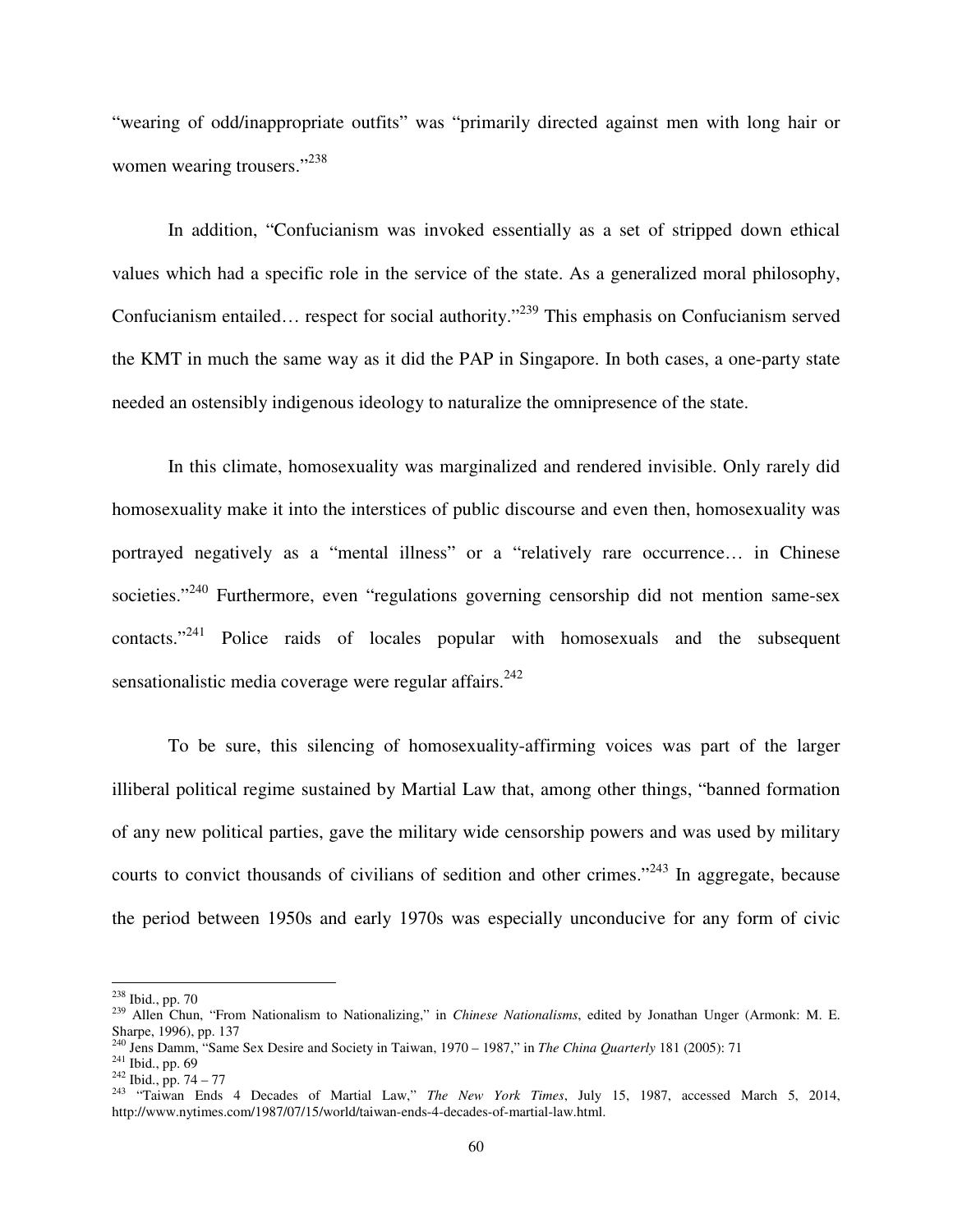"wearing of odd/inappropriate outfits" was "primarily directed against men with long hair or women wearing trousers."[238]

In addition, "Confucianism was invoked essentially as a set of stripped down ethical values which had a specific role in the service of the state. As a generalized moral philosophy, Confucianism entailed… respect for social authority."[239] This emphasis on Confucianism served the KMT in much the same way as it did the PAP in Singapore. In both cases, a one-party state needed an ostensibly indigenous ideology to naturalize the omnipresence of the state.

In this climate, homosexuality was marginalized and rendered invisible. Only rarely did homosexuality make it into the interstices of public discourse and even then, homosexuality was portrayed negatively as a "mental illness" or a "relatively rare occurrence… in Chinese societies."[240] Furthermore, even "regulations governing censorship did not mention same-sex contacts."[241] Police raids of locales popular with homosexuals and the subsequent sensationalistic media coverage were regular affairs.[242]

To be sure, this silencing of homosexuality-affirming voices was part of the larger illiberal political regime sustained by Martial Law that, among other things, "banned formation of any new political parties, gave the military wide censorship powers and was used by military courts to convict thousands of civilians of sedition and other crimes."[243] In aggregate, because the period between 1950s and early 1970s was especially unconducive for any form of civic

---

[238] Ibid., pp. 70

[239] Allen Chun, "From Nationalism to Nationalizing," in *Chinese Nationalisms*, edited by Jonathan Unger (Armonk: M. E. Sharpe, 1996), pp. 137

[240] Jens Damm, "Same Sex Desire and Society in Taiwan, 1970 – 1987," in *The China Quarterly* 181 (2005): 71

[241] Ibid., pp. 69

[242] Ibid., pp. 74 – 77

[243] "Taiwan Ends 4 Decades of Martial Law," *The New York Times*, July 15, 1987, accessed March 5, 2014, http://www.nytimes.com/1987/07/15/world/taiwan-ends-4-decades-of-martial-law.html.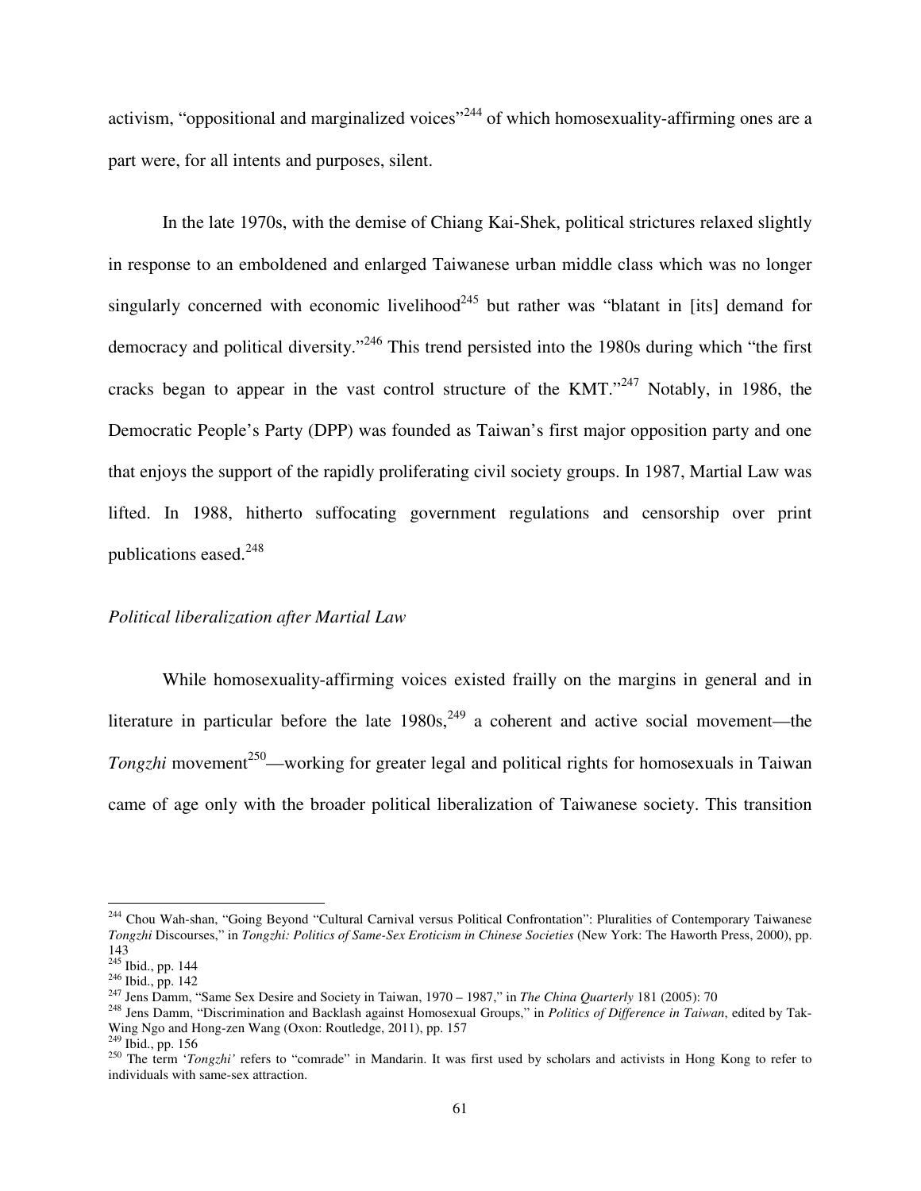activism, "oppositional and marginalized voices"[244] of which homosexuality-affirming ones are a part were, for all intents and purposes, silent.

In the late 1970s, with the demise of Chiang Kai-Shek, political strictures relaxed slightly in response to an emboldened and enlarged Taiwanese urban middle class which was no longer singularly concerned with economic livelihood[245] but rather was "blatant in [its] demand for democracy and political diversity."[246] This trend persisted into the 1980s during which "the first cracks began to appear in the vast control structure of the KMT."[247] Notably, in 1986, the Democratic People's Party (DPP) was founded as Taiwan's first major opposition party and one that enjoys the support of the rapidly proliferating civil society groups. In 1987, Martial Law was lifted. In 1988, hitherto suffocating government regulations and censorship over print publications eased.[248]

*Political liberalization after Martial Law*

While homosexuality-affirming voices existed frailly on the margins in general and in literature in particular before the late 1980s,[249] a coherent and active social movement—the *Tongzhi* movement[250]—working for greater legal and political rights for homosexuals in Taiwan came of age only with the broader political liberalization of Taiwanese society. This transition

---

[244] Chou Wah-shan, "Going Beyond "Cultural Carnival versus Political Confrontation": Pluralities of Contemporary Taiwanese *Tongzhi* Discourses," in *Tongzhi: Politics of Same-Sex Eroticism in Chinese Societies* (New York: The Haworth Press, 2000), pp. 143

[245] Ibid., pp. 144

[246] Ibid., pp. 142

[247] Jens Damm, "Same Sex Desire and Society in Taiwan, 1970 – 1987," in *The China Quarterly* 181 (2005): 70

[248] Jens Damm, "Discrimination and Backlash against Homosexual Groups," in *Politics of Difference in Taiwan*, edited by Tak-Wing Ngo and Hong-zen Wang (Oxon: Routledge, 2011), pp. 157

[249] Ibid., pp. 156

[250] The term '*Tongzhi'* refers to "comrade" in Mandarin. It was first used by scholars and activists in Hong Kong to refer to individuals with same-sex attraction.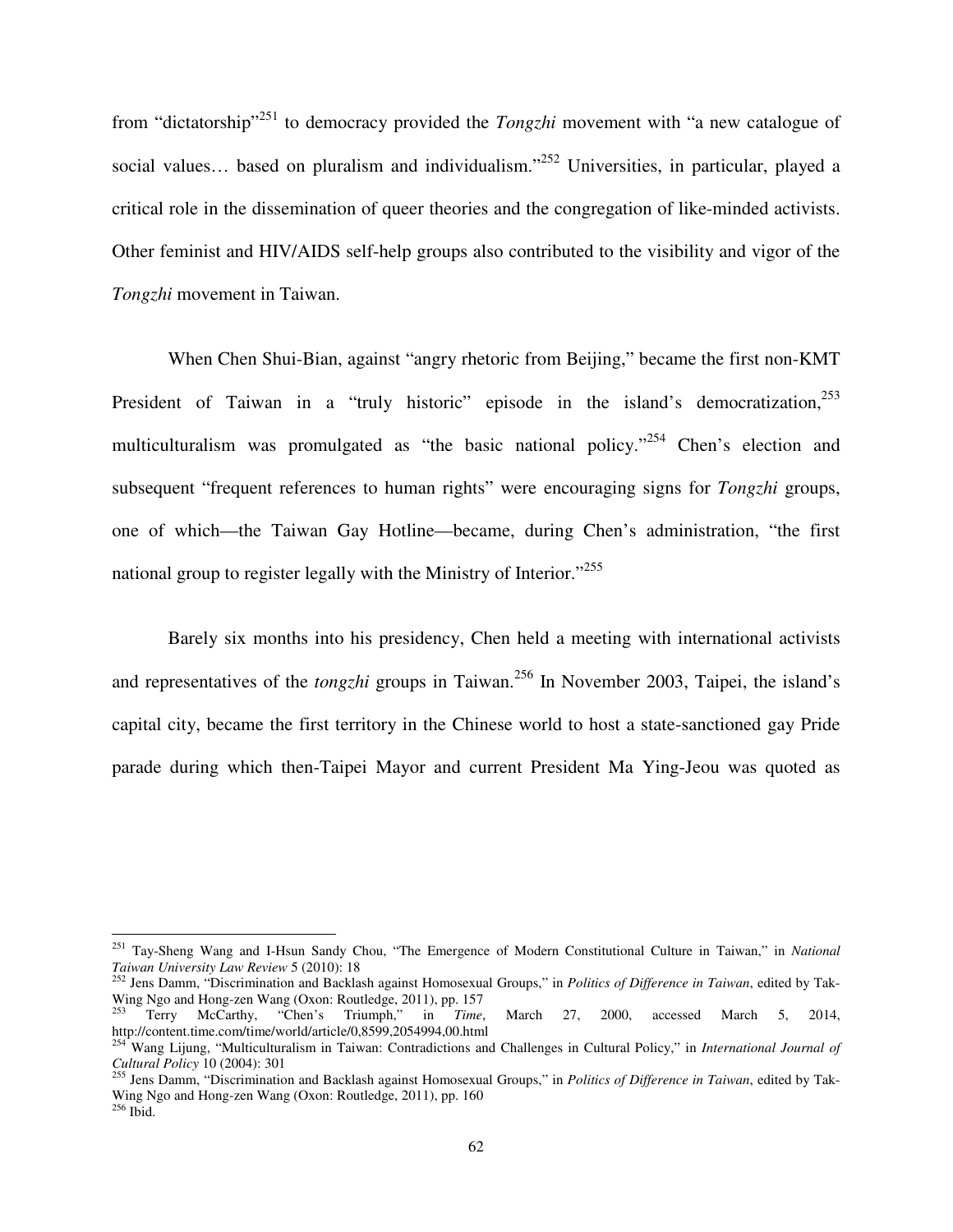from "dictatorship"[251] to democracy provided the *Tongzhi* movement with "a new catalogue of social values… based on pluralism and individualism."[252] Universities, in particular, played a critical role in the dissemination of queer theories and the congregation of like-minded activists. Other feminist and HIV/AIDS self-help groups also contributed to the visibility and vigor of the *Tongzhi* movement in Taiwan.

When Chen Shui-Bian, against "angry rhetoric from Beijing," became the first non-KMT President of Taiwan in a "truly historic" episode in the island's democratization,[253] multiculturalism was promulgated as "the basic national policy."[254] Chen's election and subsequent "frequent references to human rights" were encouraging signs for *Tongzhi* groups, one of which—the Taiwan Gay Hotline—became, during Chen's administration, "the first national group to register legally with the Ministry of Interior."[255]

Barely six months into his presidency, Chen held a meeting with international activists and representatives of the *tongzhi* groups in Taiwan.[256] In November 2003, Taipei, the island's capital city, became the first territory in the Chinese world to host a state-sanctioned gay Pride parade during which then-Taipei Mayor and current President Ma Ying-Jeou was quoted as

---

[251] Tay-Sheng Wang and I-Hsun Sandy Chou, "The Emergence of Modern Constitutional Culture in Taiwan," in *National Taiwan University Law Review* 5 (2010): 18

[252] Jens Damm, "Discrimination and Backlash against Homosexual Groups," in *Politics of Difference in Taiwan*, edited by Tak-Wing Ngo and Hong-zen Wang (Oxon: Routledge, 2011), pp. 157

[253] Terry McCarthy, "Chen's Triumph," in *Time*, March 27, 2000, accessed March 5, 2014, http://content.time.com/time/world/article/0,8599,2054994,00.html

[254] Wang Lijung, "Multiculturalism in Taiwan: Contradictions and Challenges in Cultural Policy," in *International Journal of Cultural Policy* 10 (2004): 301

[255] Jens Damm, "Discrimination and Backlash against Homosexual Groups," in *Politics of Difference in Taiwan*, edited by Tak-Wing Ngo and Hong-zen Wang (Oxon: Routledge, 2011), pp. 160

[256] Ibid.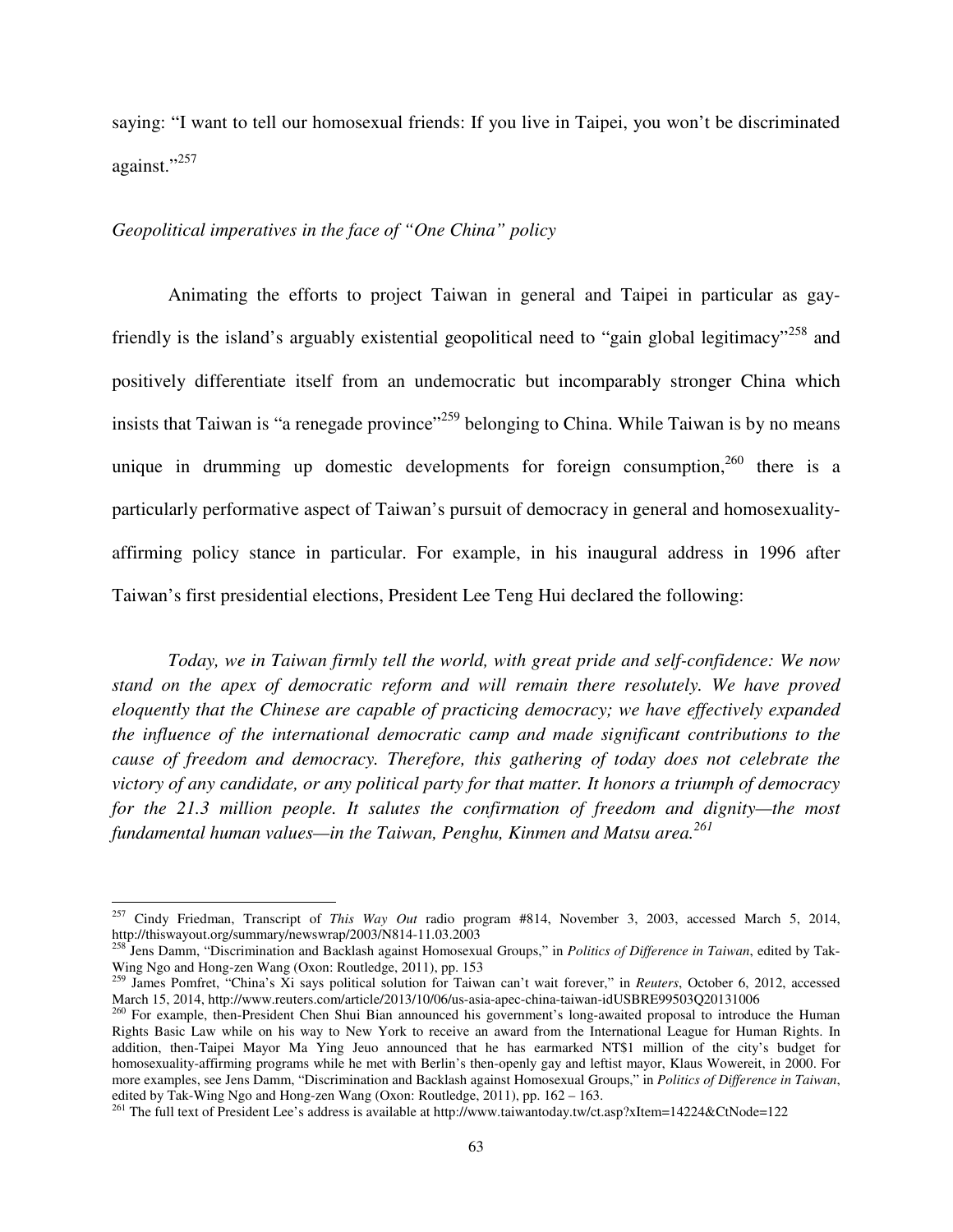saying: "I want to tell our homosexual friends: If you live in Taipei, you won't be discriminated against."[257]

*Geopolitical imperatives in the face of "One China" policy*

Animating the efforts to project Taiwan in general and Taipei in particular as gay-friendly is the island's arguably existential geopolitical need to "gain global legitimacy"[258] and positively differentiate itself from an undemocratic but incomparably stronger China which insists that Taiwan is "a renegade province"[259] belonging to China. While Taiwan is by no means unique in drumming up domestic developments for foreign consumption,[260] there is a particularly performative aspect of Taiwan's pursuit of democracy in general and homosexuality-affirming policy stance in particular. For example, in his inaugural address in 1996 after Taiwan's first presidential elections, President Lee Teng Hui declared the following:

> *Today, we in Taiwan firmly tell the world, with great pride and self-confidence: We now stand on the apex of democratic reform and will remain there resolutely. We have proved eloquently that the Chinese are capable of practicing democracy; we have effectively expanded the influence of the international democratic camp and made significant contributions to the cause of freedom and democracy. Therefore, this gathering of today does not celebrate the victory of any candidate, or any political party for that matter. It honors a triumph of democracy for the 21.3 million people. It salutes the confirmation of freedom and dignity—the most fundamental human values—in the Taiwan, Penghu, Kinmen and Matsu area.*[261]

---

[257] Cindy Friedman, Transcript of *This Way Out* radio program #814, November 3, 2003, accessed March 5, 2014, http://thiswayout.org/summary/newswrap/2003/N814-11.03.2003

[258] Jens Damm, "Discrimination and Backlash against Homosexual Groups," in *Politics of Difference in Taiwan*, edited by Tak-Wing Ngo and Hong-zen Wang (Oxon: Routledge, 2011), pp. 153

[259] James Pomfret, "China's Xi says political solution for Taiwan can't wait forever," in *Reuters*, October 6, 2012, accessed March 15, 2014, http://www.reuters.com/article/2013/10/06/us-asia-apec-china-taiwan-idUSBRE99503Q20131006

[260] For example, then-President Chen Shui Bian announced his government's long-awaited proposal to introduce the Human Rights Basic Law while on his way to New York to receive an award from the International League for Human Rights. In addition, then-Taipei Mayor Ma Ying Jeuo announced that he has earmarked NT$1 million of the city's budget for homosexuality-affirming programs while he met with Berlin's then-openly gay and leftist mayor, Klaus Wowereit, in 2000. For more examples, see Jens Damm, "Discrimination and Backlash against Homosexual Groups," in *Politics of Difference in Taiwan*, edited by Tak-Wing Ngo and Hong-zen Wang (Oxon: Routledge, 2011), pp. 162 – 163.

[261] The full text of President Lee's address is available at http://www.taiwantoday.tw/ct.asp?xItem=14224&CtNode=122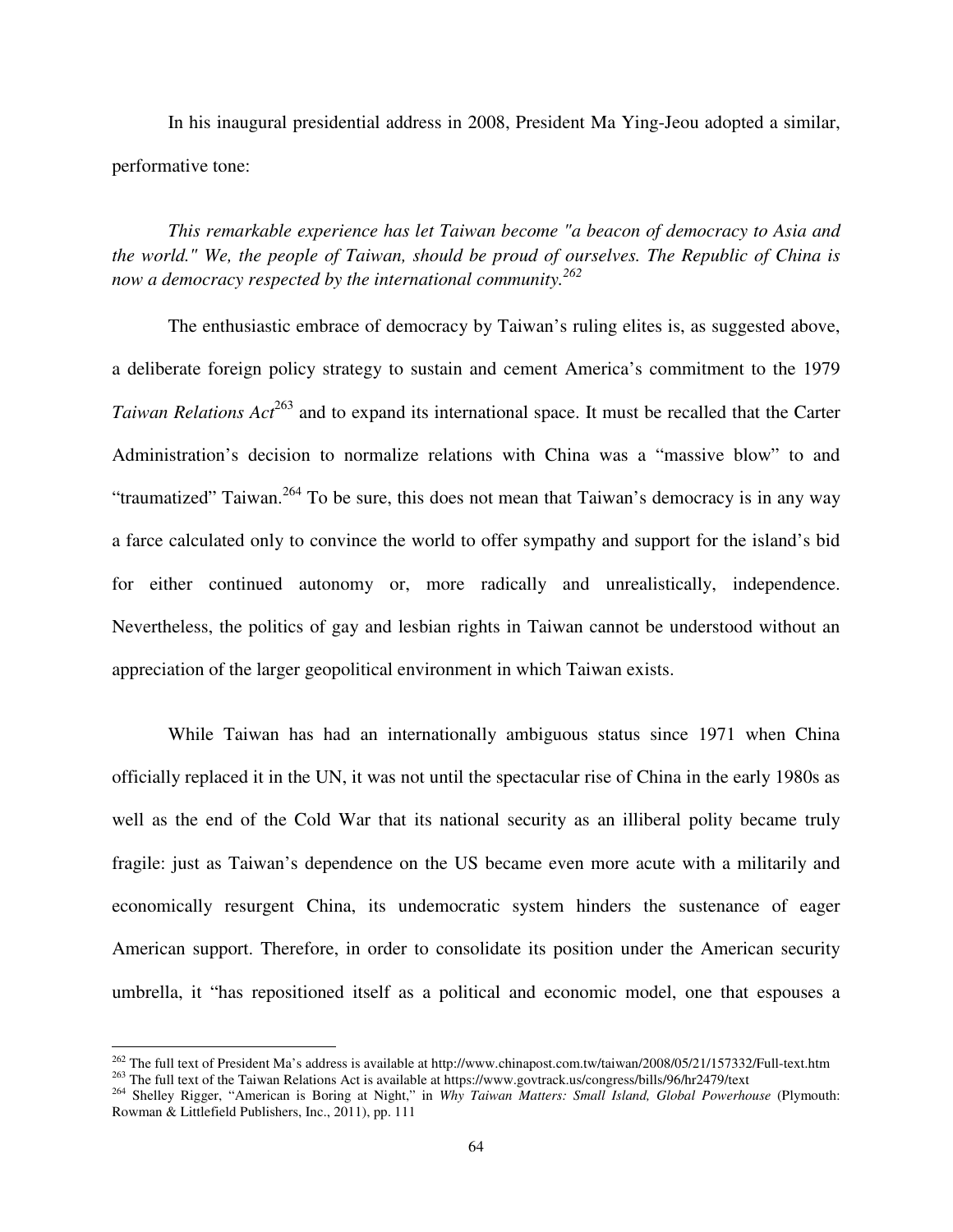In his inaugural presidential address in 2008, President Ma Ying-Jeou adopted a similar, performative tone:

*This remarkable experience has let Taiwan become "a beacon of democracy to Asia and the world." We, the people of Taiwan, should be proud of ourselves. The Republic of China is now a democracy respected by the international community.*[262]

The enthusiastic embrace of democracy by Taiwan's ruling elites is, as suggested above, a deliberate foreign policy strategy to sustain and cement America's commitment to the 1979 *Taiwan Relations Act*[263] and to expand its international space. It must be recalled that the Carter Administration's decision to normalize relations with China was a "massive blow" to and "traumatized" Taiwan.[264] To be sure, this does not mean that Taiwan's democracy is in any way a farce calculated only to convince the world to offer sympathy and support for the island's bid for either continued autonomy or, more radically and unrealistically, independence. Nevertheless, the politics of gay and lesbian rights in Taiwan cannot be understood without an appreciation of the larger geopolitical environment in which Taiwan exists.

While Taiwan has had an internationally ambiguous status since 1971 when China officially replaced it in the UN, it was not until the spectacular rise of China in the early 1980s as well as the end of the Cold War that its national security as an illiberal polity became truly fragile: just as Taiwan's dependence on the US became even more acute with a militarily and economically resurgent China, its undemocratic system hinders the sustenance of eager American support. Therefore, in order to consolidate its position under the American security umbrella, it "has repositioned itself as a political and economic model, one that espouses a

---

[262] The full text of President Ma's address is available at http://www.chinapost.com.tw/taiwan/2008/05/21/157332/Full-text.htm

[263] The full text of the Taiwan Relations Act is available at https://www.govtrack.us/congress/bills/96/hr2479/text

[264] Shelley Rigger, "American is Boring at Night," in *Why Taiwan Matters: Small Island, Global Powerhouse* (Plymouth: Rowman & Littlefield Publishers, Inc., 2011), pp. 111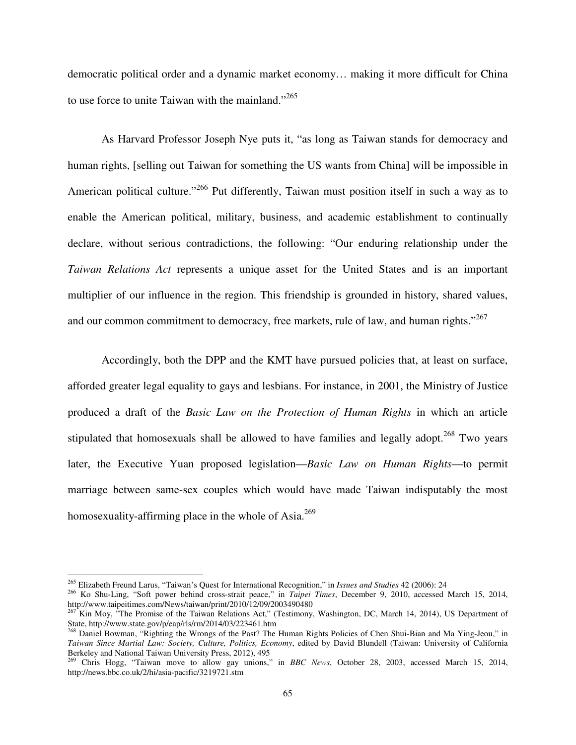democratic political order and a dynamic market economy… making it more difficult for China to use force to unite Taiwan with the mainland."[265]

As Harvard Professor Joseph Nye puts it, "as long as Taiwan stands for democracy and human rights, [selling out Taiwan for something the US wants from China] will be impossible in American political culture."[266] Put differently, Taiwan must position itself in such a way as to enable the American political, military, business, and academic establishment to continually declare, without serious contradictions, the following: "Our enduring relationship under the *Taiwan Relations Act* represents a unique asset for the United States and is an important multiplier of our influence in the region. This friendship is grounded in history, shared values, and our common commitment to democracy, free markets, rule of law, and human rights."[267]

Accordingly, both the DPP and the KMT have pursued policies that, at least on surface, afforded greater legal equality to gays and lesbians. For instance, in 2001, the Ministry of Justice produced a draft of the *Basic Law on the Protection of Human Rights* in which an article stipulated that homosexuals shall be allowed to have families and legally adopt.[268] Two years later, the Executive Yuan proposed legislation—*Basic Law on Human Rights*—to permit marriage between same-sex couples which would have made Taiwan indisputably the most homosexuality-affirming place in the whole of Asia.[269]

---

[265] Elizabeth Freund Larus, "Taiwan's Quest for International Recognition," in *Issues and Studies* 42 (2006): 24

[266] Ko Shu-Ling, "Soft power behind cross-strait peace," in *Taipei Times*, December 9, 2010, accessed March 15, 2014, http://www.taipeitimes.com/News/taiwan/print/2010/12/09/2003490480

[267] Kin Moy, "The Promise of the Taiwan Relations Act," (Testimony, Washington, DC, March 14, 2014), US Department of State, http://www.state.gov/p/eap/rls/rm/2014/03/223461.htm

[268] Daniel Bowman, "Righting the Wrongs of the Past? The Human Rights Policies of Chen Shui-Bian and Ma Ying-Jeou," in *Taiwan Since Martial Law: Society, Culture, Politics, Economy*, edited by David Blundell (Taiwan: University of California Berkeley and National Taiwan University Press, 2012), 495

[269] Chris Hogg, "Taiwan move to allow gay unions," in *BBC News*, October 28, 2003, accessed March 15, 2014, http://news.bbc.co.uk/2/hi/asia-pacific/3219721.stm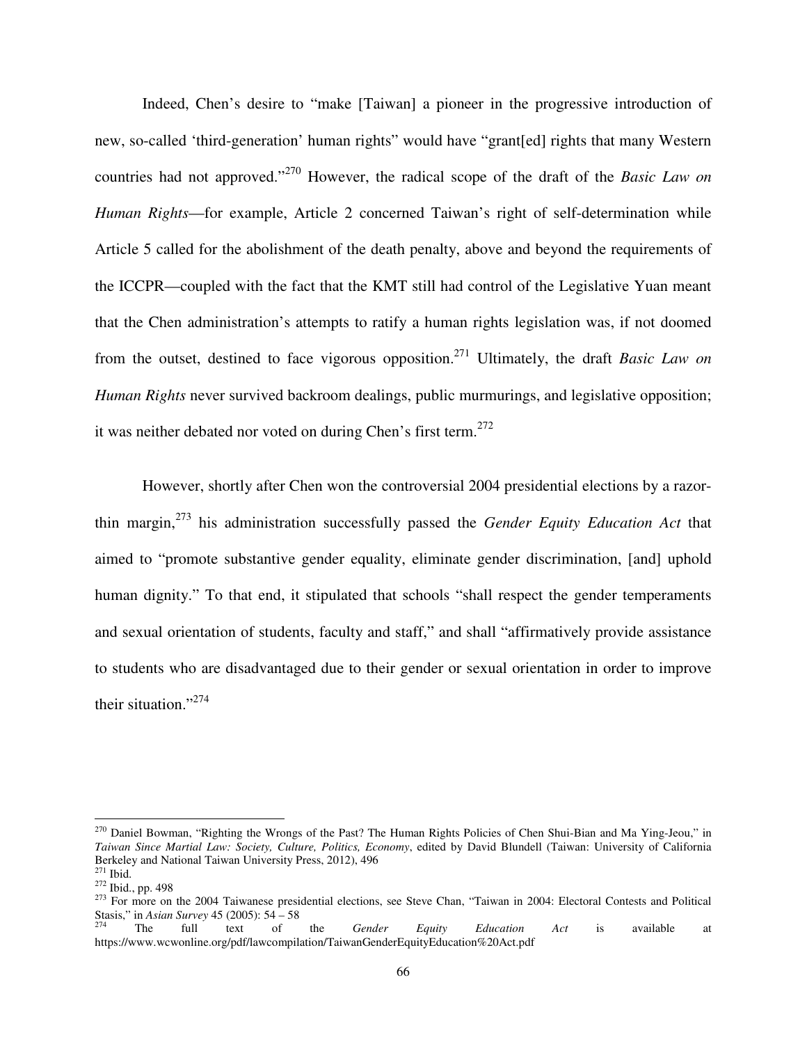Indeed, Chen's desire to "make [Taiwan] a pioneer in the progressive introduction of new, so-called 'third-generation' human rights" would have "grant[ed] rights that many Western countries had not approved."[270] However, the radical scope of the draft of the *Basic Law on Human Rights*—for example, Article 2 concerned Taiwan's right of self-determination while Article 5 called for the abolishment of the death penalty, above and beyond the requirements of the ICCPR—coupled with the fact that the KMT still had control of the Legislative Yuan meant that the Chen administration's attempts to ratify a human rights legislation was, if not doomed from the outset, destined to face vigorous opposition.[271] Ultimately, the draft *Basic Law on Human Rights* never survived backroom dealings, public murmurings, and legislative opposition; it was neither debated nor voted on during Chen's first term.[272]

However, shortly after Chen won the controversial 2004 presidential elections by a razor-thin margin,[273] his administration successfully passed the *Gender Equity Education Act* that aimed to "promote substantive gender equality, eliminate gender discrimination, [and] uphold human dignity." To that end, it stipulated that schools "shall respect the gender temperaments and sexual orientation of students, faculty and staff," and shall "affirmatively provide assistance to students who are disadvantaged due to their gender or sexual orientation in order to improve their situation."[274]

---

[270] Daniel Bowman, "Righting the Wrongs of the Past? The Human Rights Policies of Chen Shui-Bian and Ma Ying-Jeou," in *Taiwan Since Martial Law: Society, Culture, Politics, Economy*, edited by David Blundell (Taiwan: University of California Berkeley and National Taiwan University Press, 2012), 496

[271] Ibid.

[272] Ibid., pp. 498

[273] For more on the 2004 Taiwanese presidential elections, see Steve Chan, "Taiwan in 2004: Electoral Contests and Political Stasis," in *Asian Survey* 45 (2005): 54 – 58

[274] The full text of the *Gender Equity Education Act* is available at https://www.wcwonline.org/pdf/lawcompilation/TaiwanGenderEquityEducation%20Act.pdf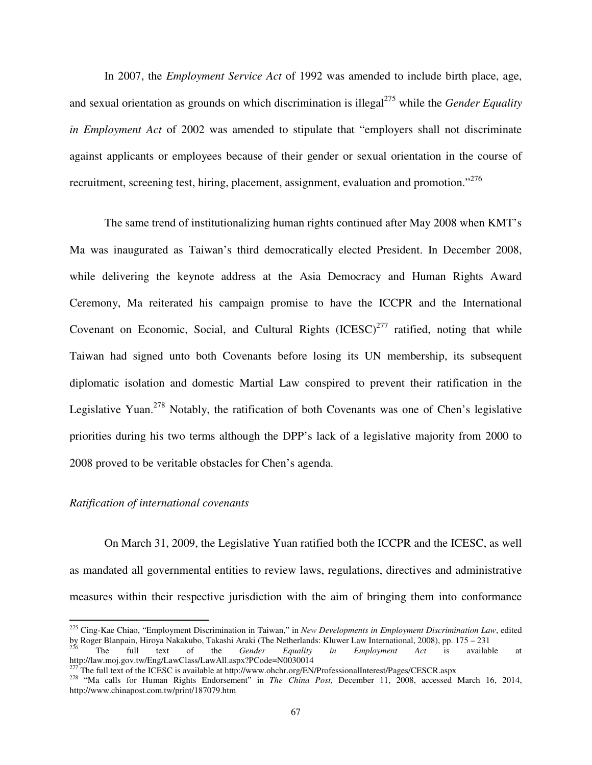In 2007, the *Employment Service Act* of 1992 was amended to include birth place, age, and sexual orientation as grounds on which discrimination is illegal[275] while the *Gender Equality in Employment Act* of 2002 was amended to stipulate that "employers shall not discriminate against applicants or employees because of their gender or sexual orientation in the course of recruitment, screening test, hiring, placement, assignment, evaluation and promotion."[276]

The same trend of institutionalizing human rights continued after May 2008 when KMT's Ma was inaugurated as Taiwan's third democratically elected President. In December 2008, while delivering the keynote address at the Asia Democracy and Human Rights Award Ceremony, Ma reiterated his campaign promise to have the ICCPR and the International Covenant on Economic, Social, and Cultural Rights (ICESC)[277] ratified, noting that while Taiwan had signed unto both Covenants before losing its UN membership, its subsequent diplomatic isolation and domestic Martial Law conspired to prevent their ratification in the Legislative Yuan.[278] Notably, the ratification of both Covenants was one of Chen's legislative priorities during his two terms although the DPP's lack of a legislative majority from 2000 to 2008 proved to be veritable obstacles for Chen's agenda.

*Ratification of international covenants*

On March 31, 2009, the Legislative Yuan ratified both the ICCPR and the ICESC, as well as mandated all governmental entities to review laws, regulations, directives and administrative measures within their respective jurisdiction with the aim of bringing them into conformance

---

[275] Cing-Kae Chiao, "Employment Discrimination in Taiwan," in *New Developments in Employment Discrimination Law*, edited by Roger Blanpain, Hiroya Nakakubo, Hiroya Araki (The Netherlands: Kluwer Law International, 2008), pp. 175 – 231

[276] The full text of the *Gender Equality in Employment Act* is available at http://law.moj.gov.tw/Eng/LawClass/LawAll.aspx?PCode=N0030014

[277] The full text of the ICESC is available at http://www.ohchr.org/EN/ProfessionalInterest/Pages/CESCR.aspx

[278] "Ma calls for Human Rights Endorsement" in *The China Post*, December 11, 2008, accessed March 16, 2014, http://www.chinapost.com.tw/print/187079.htm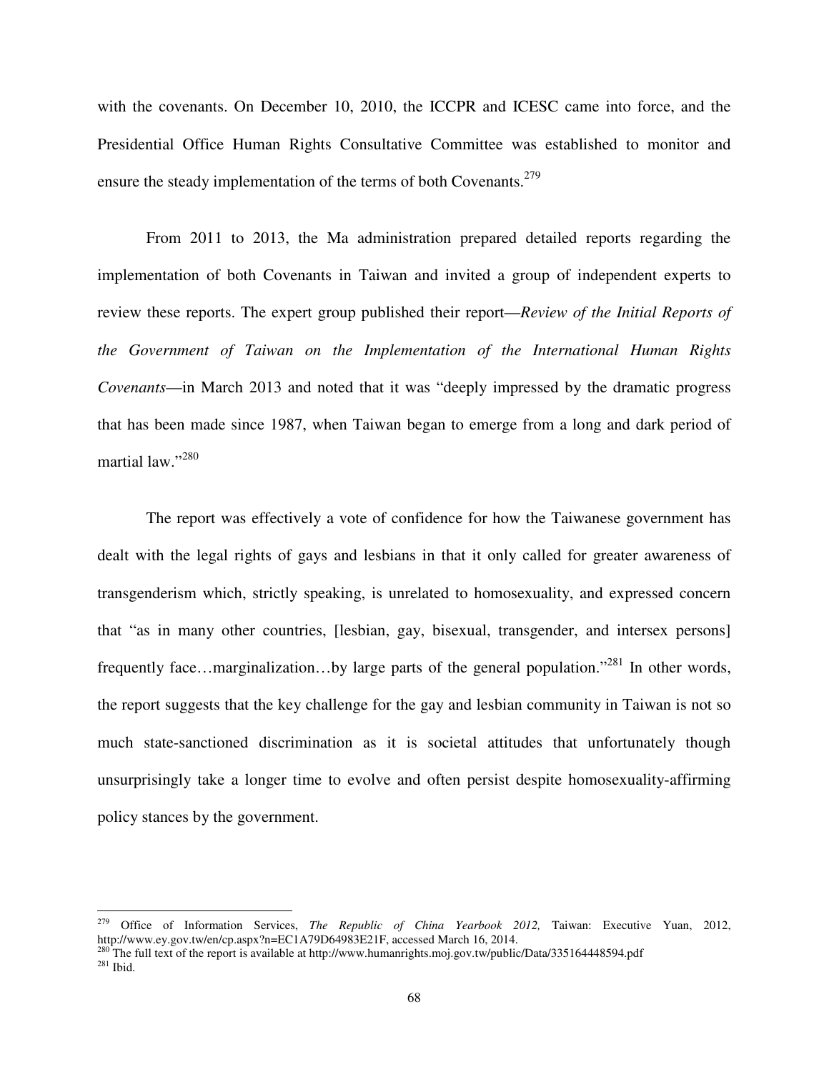with the covenants. On December 10, 2010, the ICCPR and ICESC came into force, and the Presidential Office Human Rights Consultative Committee was established to monitor and ensure the steady implementation of the terms of both Covenants.[279]

From 2011 to 2013, the Ma administration prepared detailed reports regarding the implementation of both Covenants in Taiwan and invited a group of independent experts to review these reports. The expert group published their report—*Review of the Initial Reports of the Government of Taiwan on the Implementation of the International Human Rights Covenants*—in March 2013 and noted that it was "deeply impressed by the dramatic progress that has been made since 1987, when Taiwan began to emerge from a long and dark period of martial law."[280]

The report was effectively a vote of confidence for how the Taiwanese government has dealt with the legal rights of gays and lesbians in that it only called for greater awareness of transgenderism which, strictly speaking, is unrelated to homosexuality, and expressed concern that "as in many other countries, [lesbian, gay, bisexual, transgender, and intersex persons] frequently face…marginalization…by large parts of the general population."[281] In other words, the report suggests that the key challenge for the gay and lesbian community in Taiwan is not so much state-sanctioned discrimination as it is societal attitudes that unfortunately though unsurprisingly take a longer time to evolve and often persist despite homosexuality-affirming policy stances by the government.

---

[279] Office of Information Services, *The Republic of China Yearbook 2012,* Taiwan: Executive Yuan, 2012, http://www.ey.gov.tw/en/cp.aspx?n=EC1A79D64983E21F, accessed March 16, 2014.

[280] The full text of the report is available at http://www.humanrights.moj.gov.tw/public/Data/335164448594.pdf

[281] Ibid.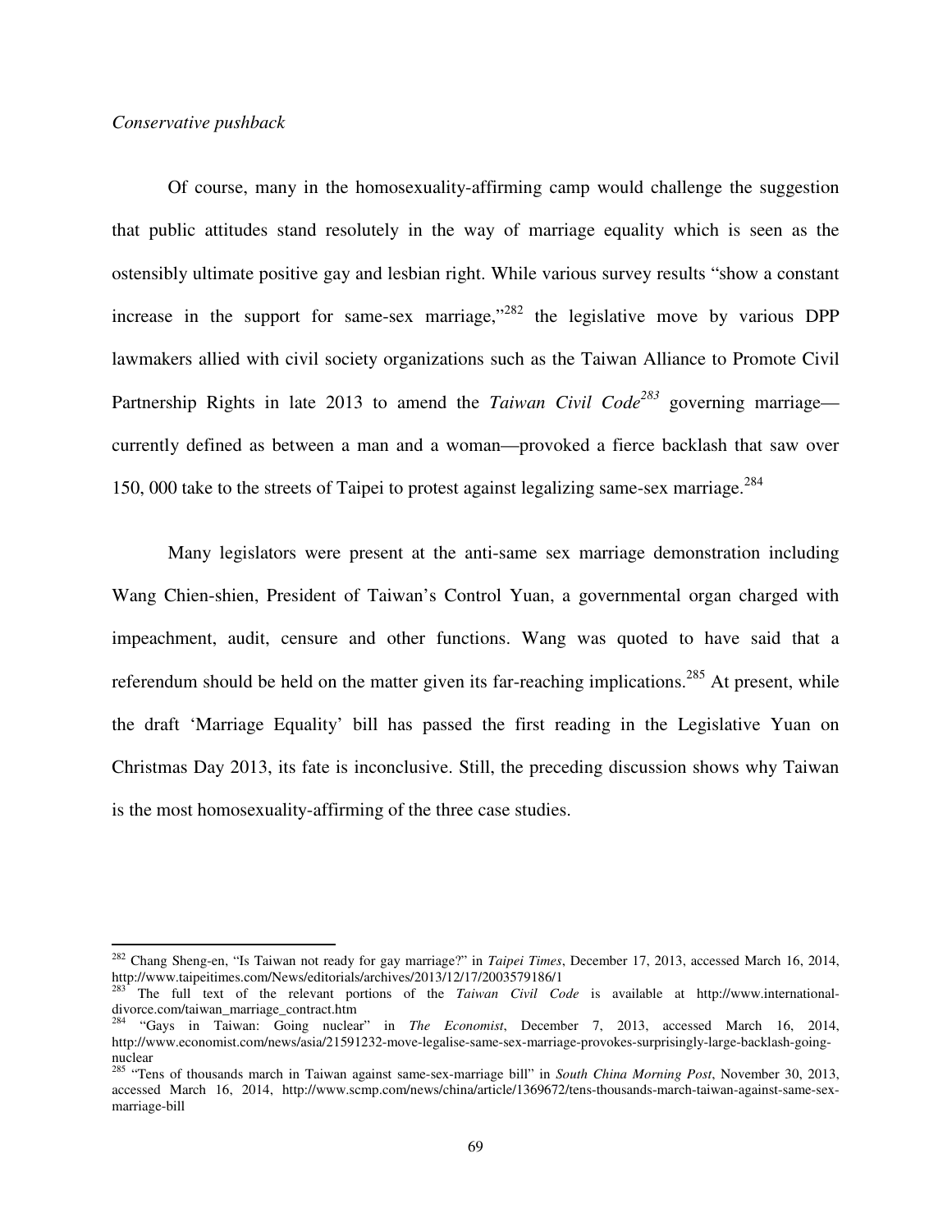*Conservative pushback*

Of course, many in the homosexuality-affirming camp would challenge the suggestion that public attitudes stand resolutely in the way of marriage equality which is seen as the ostensibly ultimate positive gay and lesbian right. While various survey results "show a constant increase in the support for same-sex marriage,"[282] the legislative move by various DPP lawmakers allied with civil society organizations such as the Taiwan Alliance to Promote Civil Partnership Rights in late 2013 to amend the *Taiwan Civil Code*[283] governing marriage—currently defined as between a man and a woman—provoked a fierce backlash that saw over 150, 000 take to the streets of Taipei to protest against legalizing same-sex marriage.[284]

Many legislators were present at the anti-same sex marriage demonstration including Wang Chien-shien, President of Taiwan's Control Yuan, a governmental organ charged with impeachment, audit, censure and other functions. Wang was quoted to have said that a referendum should be held on the matter given its far-reaching implications.[285] At present, while the draft 'Marriage Equality' bill has passed the first reading in the Legislative Yuan on Christmas Day 2013, its fate is inconclusive. Still, the preceding discussion shows why Taiwan is the most homosexuality-affirming of the three case studies.

---

[282] Chang Sheng-en, "Is Taiwan not ready for gay marriage?" in *Taipei Times*, December 17, 2013, accessed March 16, 2014, http://www.taipeitimes.com/News/editorials/archives/2013/12/17/2003579186/1

[283] The full text of the relevant portions of the *Taiwan Civil Code* is available at http://www.international-divorce.com/taiwan_marriage_contract.htm

[284] "Gays in Taiwan: Going nuclear" in *The Economist*, December 7, 2013, accessed March 16, 2014, http://www.economist.com/news/asia/21591232-move-legalise-same-sex-marriage-provokes-surprisingly-large-backlash-going-nuclear

[285] "Tens of thousands march in Taiwan against same-sex-marriage bill" in *South China Morning Post*, November 30, 2013, accessed March 16, 2014, http://www.scmp.com/news/china/article/1369672/tens-thousands-march-taiwan-against-same-sex-marriage-bill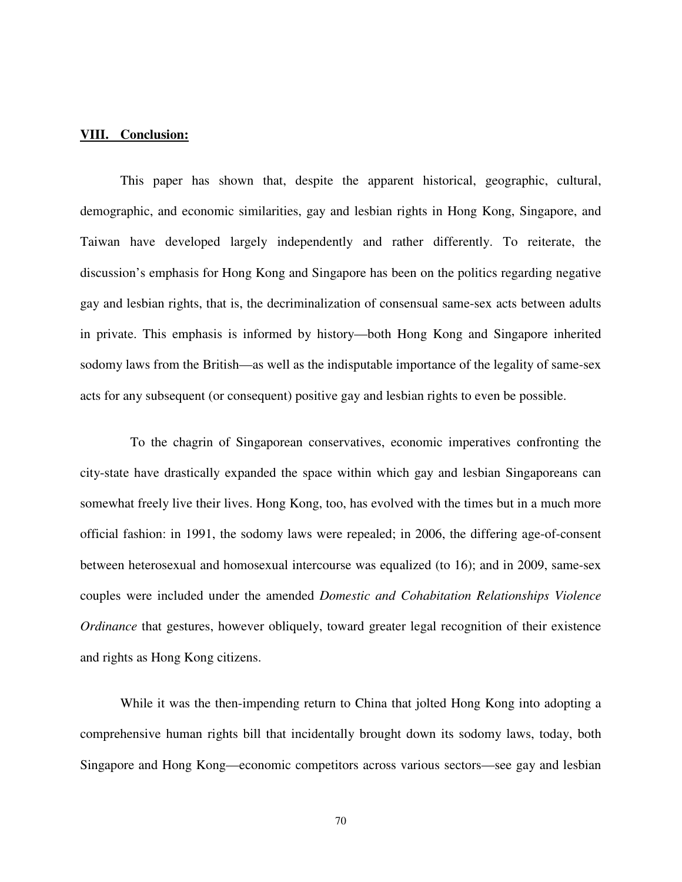## VIII. Conclusion:

This paper has shown that, despite the apparent historical, geographic, cultural, demographic, and economic similarities, gay and lesbian rights in Hong Kong, Singapore, and Taiwan have developed largely independently and rather differently. To reiterate, the discussion's emphasis for Hong Kong and Singapore has been on the politics regarding negative gay and lesbian rights, that is, the decriminalization of consensual same-sex acts between adults in private. This emphasis is informed by history—both Hong Kong and Singapore inherited sodomy laws from the British—as well as the indisputable importance of the legality of same-sex acts for any subsequent (or consequent) positive gay and lesbian rights to even be possible.

To the chagrin of Singaporean conservatives, economic imperatives confronting the city-state have drastically expanded the space within which gay and lesbian Singaporeans can somewhat freely live their lives. Hong Kong, too, has evolved with the times but in a much more official fashion: in 1991, the sodomy laws were repealed; in 2006, the differing age-of-consent between heterosexual and homosexual intercourse was equalized (to 16); and in 2009, same-sex couples were included under the amended *Domestic and Cohabitation Relationships Violence Ordinance* that gestures, however obliquely, toward greater legal recognition of their existence and rights as Hong Kong citizens.

While it was the then-impending return to China that jolted Hong Kong into adopting a comprehensive human rights bill that incidentally brought down its sodomy laws, today, both Singapore and Hong Kong—economic competitors across various sectors—see gay and lesbian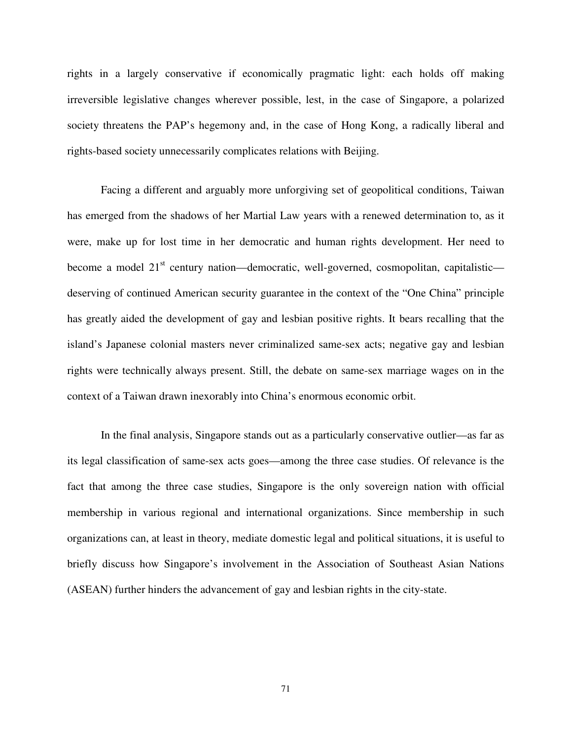rights in a largely conservative if economically pragmatic light: each holds off making irreversible legislative changes wherever possible, lest, in the case of Singapore, a polarized society threatens the PAP's hegemony and, in the case of Hong Kong, a radically liberal and rights-based society unnecessarily complicates relations with Beijing.

Facing a different and arguably more unforgiving set of geopolitical conditions, Taiwan has emerged from the shadows of her Martial Law years with a renewed determination to, as it were, make up for lost time in her democratic and human rights development. Her need to become a model 21st century nation—democratic, well-governed, cosmopolitan, capitalistic—deserving of continued American security guarantee in the context of the "One China" principle has greatly aided the development of gay and lesbian positive rights. It bears recalling that the island's Japanese colonial masters never criminalized same-sex acts; negative gay and lesbian rights were technically always present. Still, the debate on same-sex marriage wages on in the context of a Taiwan drawn inexorably into China's enormous economic orbit.

In the final analysis, Singapore stands out as a particularly conservative outlier—as far as its legal classification of same-sex acts goes—among the three case studies. Of relevance is the fact that among the three case studies, Singapore is the only sovereign nation with official membership in various regional and international organizations. Since membership in such organizations can, at least in theory, mediate domestic legal and political situations, it is useful to briefly discuss how Singapore's involvement in the Association of Southeast Asian Nations (ASEAN) further hinders the advancement of gay and lesbian rights in the city-state.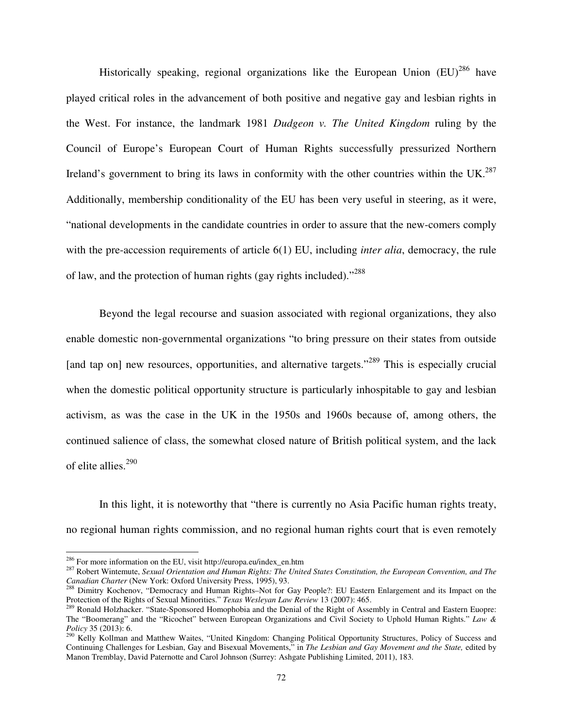Historically speaking, regional organizations like the European Union (EU)[286] have played critical roles in the advancement of both positive and negative gay and lesbian rights in the West. For instance, the landmark 1981 *Dudgeon v. The United Kingdom* ruling by the Council of Europe's European Court of Human Rights successfully pressurized Northern Ireland's government to bring its laws in conformity with the other countries within the UK.[287] Additionally, membership conditionality of the EU has been very useful in steering, as it were, "national developments in the candidate countries in order to assure that the new-comers comply with the pre-accession requirements of article 6(1) EU, including *inter alia*, democracy, the rule of law, and the protection of human rights (gay rights included)."[288]

Beyond the legal recourse and suasion associated with regional organizations, they also enable domestic non-governmental organizations "to bring pressure on their states from outside [and tap on] new resources, opportunities, and alternative targets."[289] This is especially crucial when the domestic political opportunity structure is particularly inhospitable to gay and lesbian activism, as was the case in the UK in the 1950s and 1960s because of, among others, the continued salience of class, the somewhat closed nature of British political system, and the lack of elite allies.[290]

In this light, it is noteworthy that "there is currently no Asia Pacific human rights treaty, no regional human rights commission, and no regional human rights court that is even remotely

---

[286] For more information on the EU, visit http://europa.eu/index_en.htm

[287] Robert Wintemute, *Sexual Orientation and Human Rights: The United States Constitution, the European Convention, and The Canadian Charter* (New York: Oxford University Press, 1995), 93.

[288] Dimitry Kochenov, "Democracy and Human Rights–Not for Gay People?: EU Eastern Enlargement and its Impact on the Protection of the Rights of Sexual Minorities." *Texas Wesleyan Law Review* 13 (2007): 465.

[289] Ronald Holzhacker. "State-Sponsored Homophobia and the Denial of the Right of Assembly in Central and Eastern Euopre: The "Boomerang" and the "Ricochet" between European Organizations and Civil Society to Uphold Human Rights." *Law & Policy* 35 (2013): 6.

[290] Kelly Kollman and Matthew Waites, "United Kingdom: Changing Political Opportunity Structures, Policy of Success and Continuing Challenges for Lesbian, Gay and Bisexual Movements," in *The Lesbian and Gay Movement and the State,* edited by Manon Tremblay, David Paternotte and Carol Johnson (Surrey: Ashgate Publishing Limited, 2011), 183.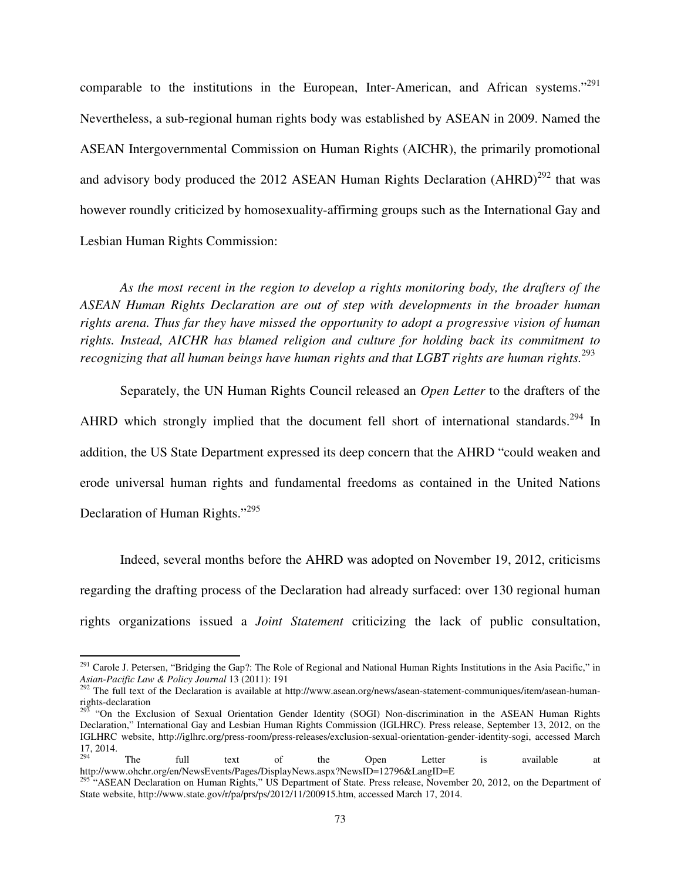comparable to the institutions in the European, Inter-American, and African systems."[291] Nevertheless, a sub-regional human rights body was established by ASEAN in 2009. Named the ASEAN Intergovernmental Commission on Human Rights (AICHR), the primarily promotional and advisory body produced the 2012 ASEAN Human Rights Declaration (AHRD)[292] that was however roundly criticized by homosexuality-affirming groups such as the International Gay and Lesbian Human Rights Commission:

*As the most recent in the region to develop a rights monitoring body, the drafters of the ASEAN Human Rights Declaration are out of step with developments in the broader human rights arena. Thus far they have missed the opportunity to adopt a progressive vision of human rights. Instead, AICHR has blamed religion and culture for holding back its commitment to recognizing that all human beings have human rights and that LGBT rights are human rights.*[293]

Separately, the UN Human Rights Council released an *Open Letter* to the drafters of the AHRD which strongly implied that the document fell short of international standards.[294] In addition, the US State Department expressed its deep concern that the AHRD "could weaken and erode universal human rights and fundamental freedoms as contained in the United Nations Declaration of Human Rights."[295]

Indeed, several months before the AHRD was adopted on November 19, 2012, criticisms regarding the drafting process of the Declaration had already surfaced: over 130 regional human rights organizations issued a *Joint Statement* criticizing the lack of public consultation,

---

[291] Carole J. Petersen, "Bridging the Gap?: The Role of Regional and National Human Rights Institutions in the Asia Pacific," in *Asian-Pacific Law & Policy Journal* 13 (2011): 191

[292] The full text of the Declaration is available at http://www.asean.org/news/asean-statement-communiques/item/asean-human-rights-declaration

[293] "On the Exclusion of Sexual Orientation Gender Identity (SOGI) Non-discrimination in the ASEAN Human Rights Declaration," International Gay and Lesbian Human Rights Commission (IGLHRC). Press release, September 13, 2012, on the IGLHRC website, http://iglhrc.org/press-room/press-releases/exclusion-sexual-orientation-gender-identity-sogi, accessed March 17, 2014.

[294] The full text of the Open Letter is available at http://www.ohchr.org/en/NewsEvents/Pages/DisplayNews.aspx?NewsID=12796&LangID=E

[295] "ASEAN Declaration on Human Rights," US Department of State. Press release, November 20, 2012, on the Department of State website, http://www.state.gov/r/pa/prs/ps/2012/11/200915.htm, accessed March 17, 2014.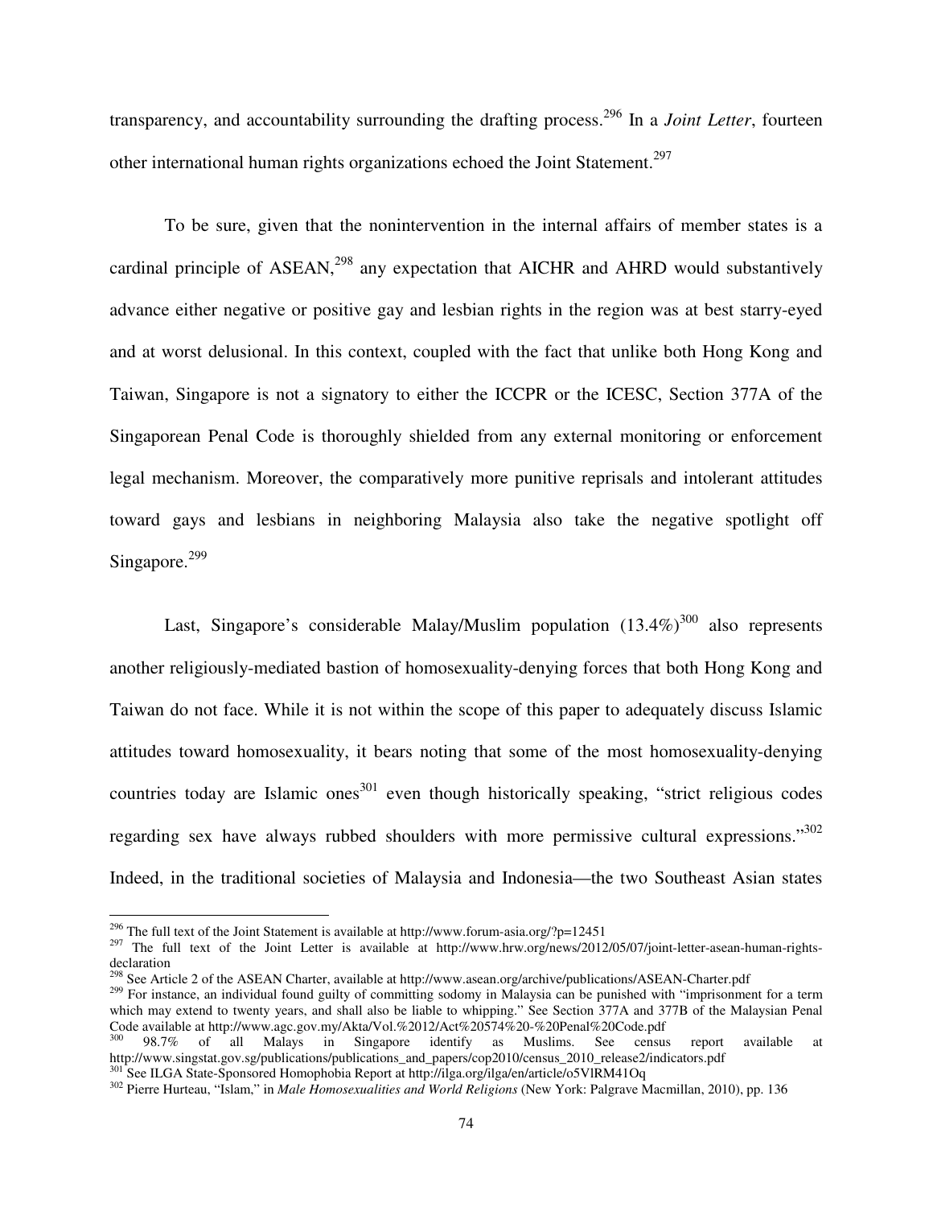transparency, and accountability surrounding the drafting process.[296] In a *Joint Letter*, fourteen other international human rights organizations echoed the Joint Statement.[297]

To be sure, given that the nonintervention in the internal affairs of member states is a cardinal principle of ASEAN,[298] any expectation that AICHR and AHRD would substantively advance either negative or positive gay and lesbian rights in the region was at best starry-eyed and at worst delusional. In this context, coupled with the fact that unlike both Hong Kong and Taiwan, Singapore is not a signatory to either the ICCPR or the ICESC, Section 377A of the Singaporean Penal Code is thoroughly shielded from any external monitoring or enforcement legal mechanism. Moreover, the comparatively more punitive reprisals and intolerant attitudes toward gays and lesbians in neighboring Malaysia also take the negative spotlight off Singapore.[299]

Last, Singapore's considerable Malay/Muslim population (13.4%)[300] also represents another religiously-mediated bastion of homosexuality-denying forces that both Hong Kong and Taiwan do not face. While it is not within the scope of this paper to adequately discuss Islamic attitudes toward homosexuality, it bears noting that some of the most homosexuality-denying countries today are Islamic ones[301] even though historically speaking, "strict religious codes regarding sex have always rubbed shoulders with more permissive cultural expressions."[302] Indeed, in the traditional societies of Malaysia and Indonesia—the two Southeast Asian states

---

[296] The full text of the Joint Statement is available at http://www.forum-asia.org/?p=12451

[297] The full text of the Joint Letter is available at http://www.hrw.org/news/2012/05/07/joint-letter-asean-human-rights-declaration

[298] See Article 2 of the ASEAN Charter, available at http://www.asean.org/archive/publications/ASEAN-Charter.pdf

[299] For instance, an individual found guilty of committing sodomy in Malaysia can be punished with "imprisonment for a term which may extend to twenty years, and shall also be liable to whipping." See Section 377A and 377B of the Malaysian Penal Code available at http://www.agc.gov.my/Akta/Vol.%2012/Act%20574%20-%20Penal%20Code.pdf

[300] 98.7% of all Malays in Singapore identify as Muslims. See census report available at http://www.singstat.gov.sg/publications/publications_and_papers/cop2010/census_2010_release2/indicators.pdf

[301] See ILGA State-Sponsored Homophobia Report at http://ilga.org/ilga/en/article/o5VlRM41Oq

[302] Pierre Hurteau, "Islam," in *Male Homosexualities and World Religions* (New York: Palgrave Macmillan, 2010), pp. 136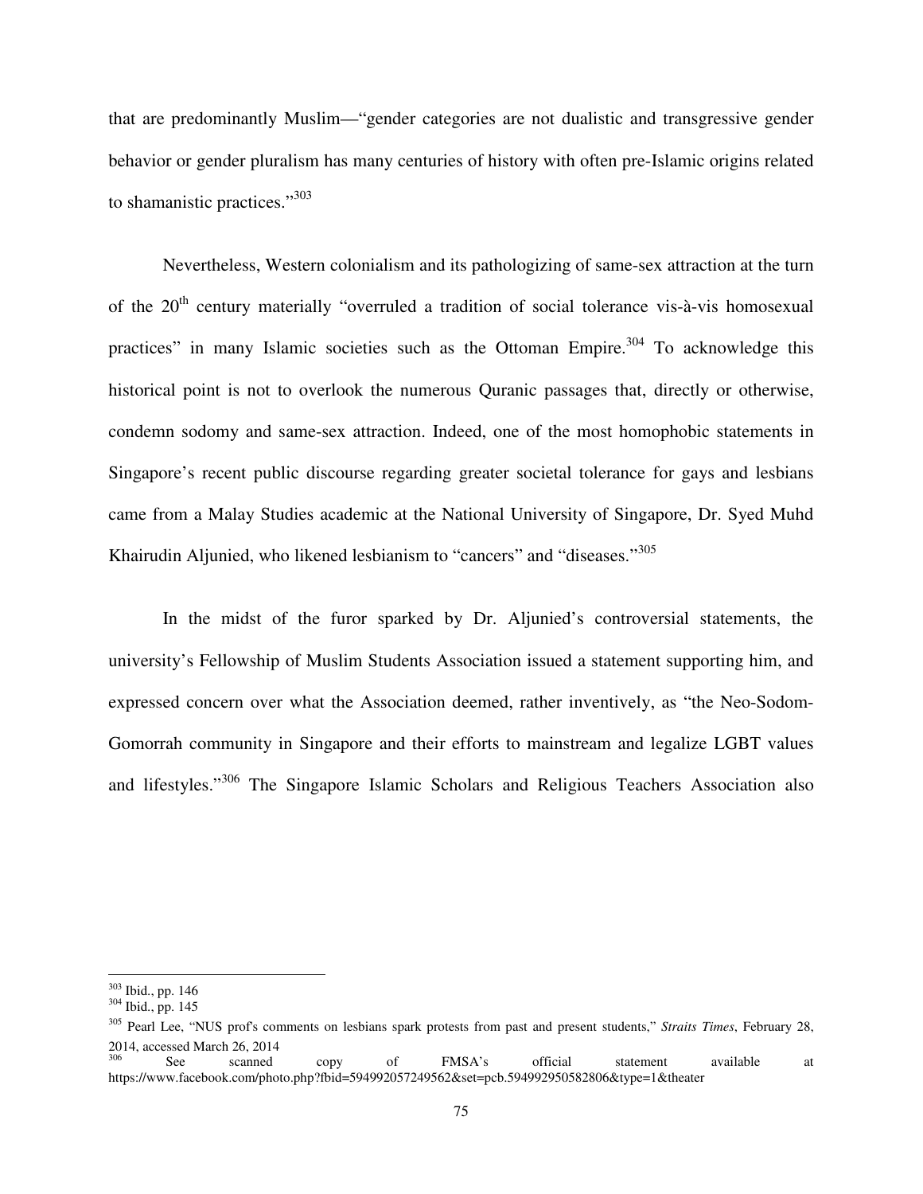that are predominantly Muslim—"gender categories are not dualistic and transgressive gender behavior or gender pluralism has many centuries of history with often pre-Islamic origins related to shamanistic practices."[303]

Nevertheless, Western colonialism and its pathologizing of same-sex attraction at the turn of the 20th century materially "overruled a tradition of social tolerance vis-à-vis homosexual practices" in many Islamic societies such as the Ottoman Empire.[304] To acknowledge this historical point is not to overlook the numerous Quranic passages that, directly or otherwise, condemn sodomy and same-sex attraction. Indeed, one of the most homophobic statements in Singapore's recent public discourse regarding greater societal tolerance for gays and lesbians came from a Malay Studies academic at the National University of Singapore, Dr. Syed Muhd Khairudin Aljunied, who likened lesbianism to "cancers" and "diseases."[305]

In the midst of the furor sparked by Dr. Aljunied's controversial statements, the university's Fellowship of Muslim Students Association issued a statement supporting him, and expressed concern over what the Association deemed, rather inventively, as "the Neo-Sodom-Gomorrah community in Singapore and their efforts to mainstream and legalize LGBT values and lifestyles."[306] The Singapore Islamic Scholars and Religious Teachers Association also

---

[303] Ibid., pp. 146

[304] Ibid., pp. 145

[305] Pearl Lee, "NUS prof's comments on lesbians spark protests from past and present students," *Straits Times*, February 28, 2014, accessed March 26, 2014

[306] See scanned copy of FMSA's official statement available at https://www.facebook.com/photo.php?fbid=594992057249562&set=pcb.594992950582806&type=1&theater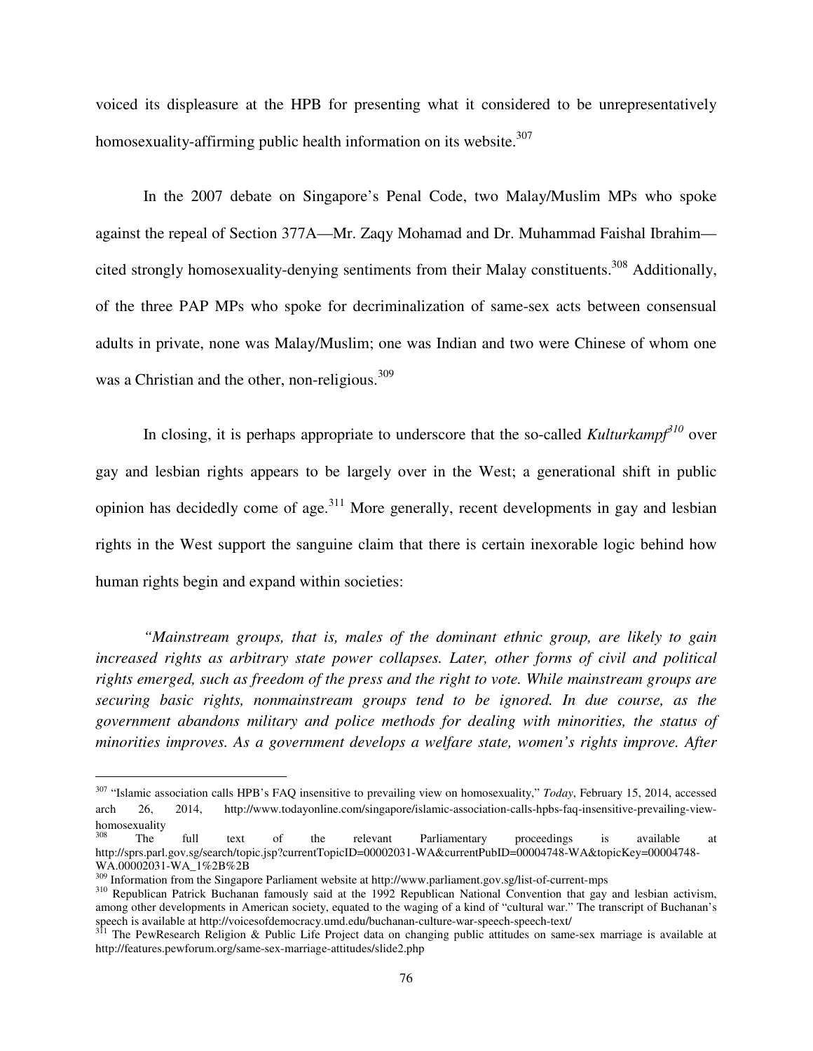voiced its displeasure at the HPB for presenting what it considered to be unrepresentatively homosexuality-affirming public health information on its website.[307]

In the 2007 debate on Singapore's Penal Code, two Malay/Muslim MPs who spoke against the repeal of Section 377A—Mr. Zaqy Mohamad and Dr. Muhammad Faishal Ibrahim—cited strongly homosexuality-denying sentiments from their Malay constituents.[308] Additionally, of the three PAP MPs who spoke for decriminalization of same-sex acts between consensual adults in private, none was Malay/Muslim; one was Indian and two were Chinese of whom one was a Christian and the other, non-religious.[309]

In closing, it is perhaps appropriate to underscore that the so-called *Kulturkampf*[310] over gay and lesbian rights appears to be largely over in the West; a generational shift in public opinion has decidedly come of age.[311] More generally, recent developments in gay and lesbian rights in the West support the sanguine claim that there is certain inexorable logic behind how human rights begin and expand within societies:

*"Mainstream groups, that is, males of the dominant ethnic group, are likely to gain increased rights as arbitrary state power collapses. Later, other forms of civil and political rights emerged, such as freedom of the press and the right to vote. While mainstream groups are securing basic rights, nonmainstream groups tend to be ignored. In due course, as the government abandons military and police methods for dealing with minorities, the status of minorities improves. As a government develops a welfare state, women's rights improve. After*

---

[307] "Islamic association calls HPB's FAQ insensitive to prevailing view on homosexuality," *Today*, February 15, 2014, accessed arch 26, 2014, http://www.todayonline.com/singapore/islamic-association-calls-hpbs-faq-insensitive-prevailing-view-homosexuality

[308] The full text of the relevant Parliamentary proceedings is available at http://sprs.parl.gov.sg/search/topic.jsp?currentTopicID=00002031-WA&currentPubID=00004748-WA&topicKey=00004748-WA.00002031-WA_1%2B%2B

[309] Information from the Singapore Parliament website at http://www.parliament.gov.sg/list-of-current-mps

[310] Republican Patrick Buchanan famously said at the 1992 Republican National Convention that gay and lesbian activism, among other developments in American society, equated to the waging of a kind of "cultural war." The transcript of Buchanan's speech is available at http://voicesofdemocracy.umd.edu/buchanan-culture-war-speech-speech-text/

[311] The PewResearch Religion & Public Life Project data on changing public attitudes on same-sex marriage is available at http://features.pewforum.org/same-sex-marriage-attitudes/slide2.php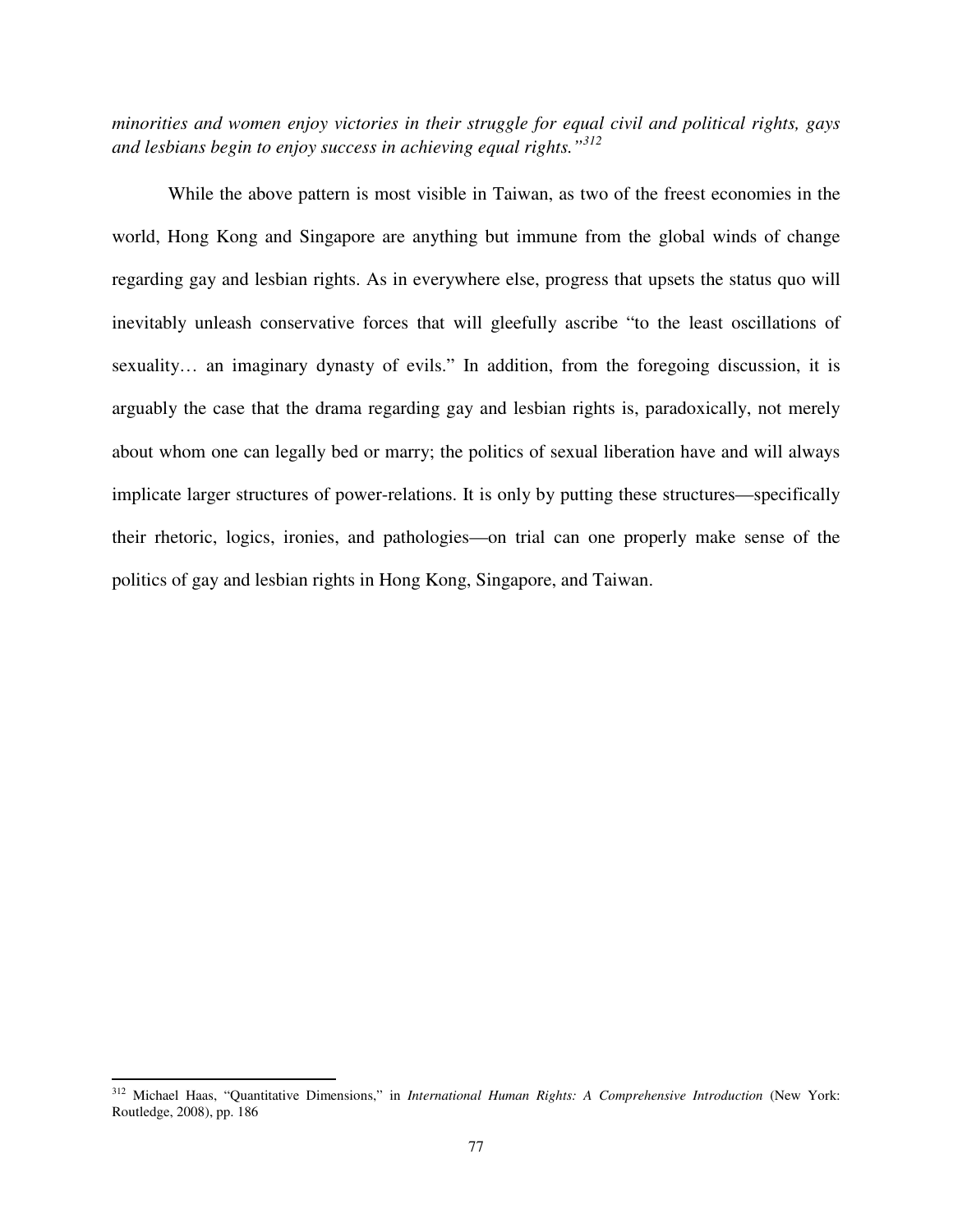*minorities and women enjoy victories in their struggle for equal civil and political rights, gays and lesbians begin to enjoy success in achieving equal rights."*[312]

While the above pattern is most visible in Taiwan, as two of the freest economies in the world, Hong Kong and Singapore are anything but immune from the global winds of change regarding gay and lesbian rights. As in everywhere else, progress that upsets the status quo will inevitably unleash conservative forces that will gleefully ascribe "to the least oscillations of sexuality… an imaginary dynasty of evils." In addition, from the foregoing discussion, it is arguably the case that the drama regarding gay and lesbian rights is, paradoxically, not merely about whom one can legally bed or marry; the politics of sexual liberation have and will always implicate larger structures of power-relations. It is only by putting these structures—specifically their rhetoric, logics, ironies, and pathologies—on trial can one properly make sense of the politics of gay and lesbian rights in Hong Kong, Singapore, and Taiwan.

---

[312] Michael Haas, "Quantitative Dimensions," in *International Human Rights: A Comprehensive Introduction* (New York: Routledge, 2008), pp. 186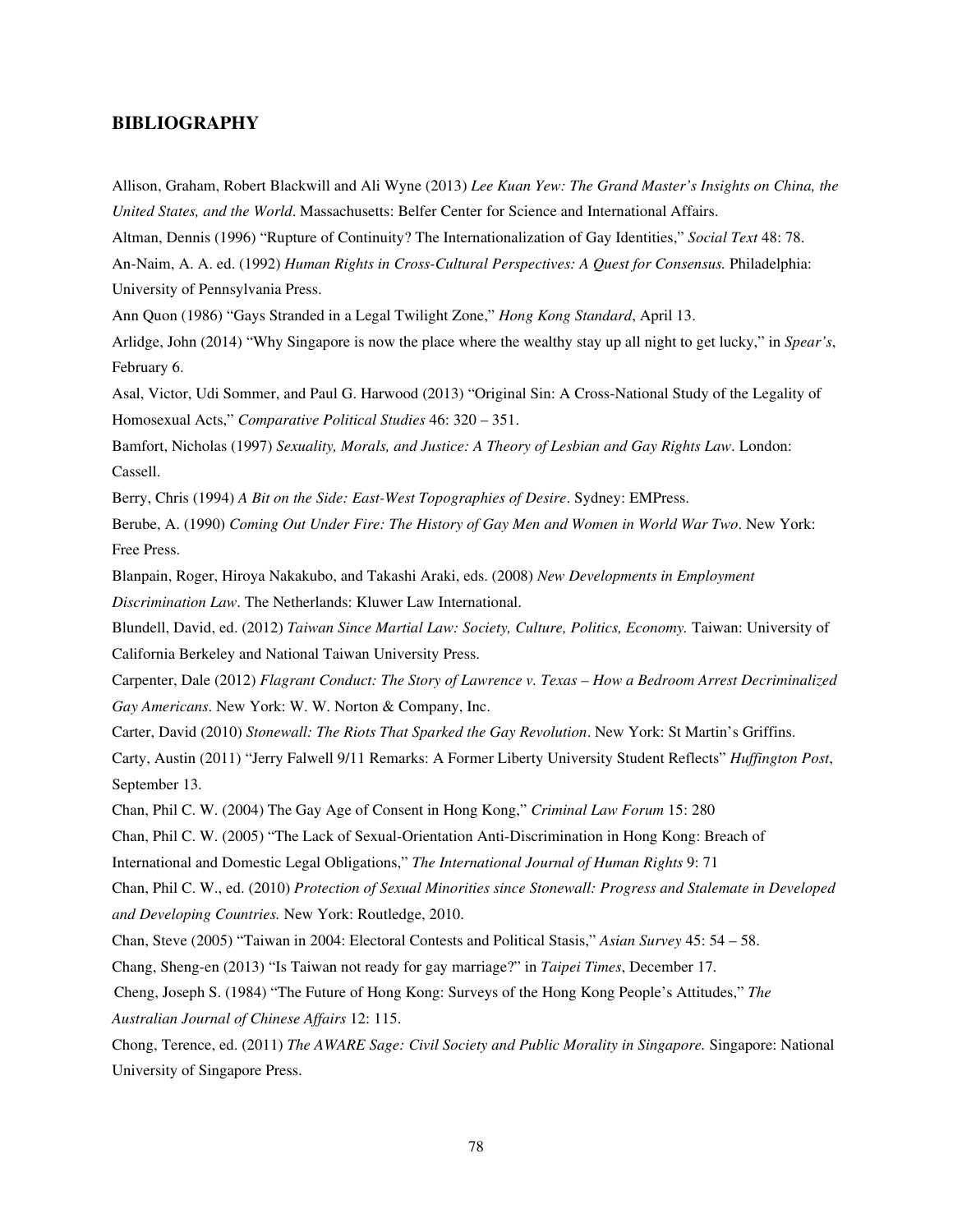## BIBLIOGRAPHY

Allison, Graham, Robert Blackwill and Ali Wyne (2013) *Lee Kuan Yew: The Grand Master's Insights on China, the United States, and the World*. Massachusetts: Belfer Center for Science and International Affairs.

Altman, Dennis (1996) "Rupture of Continuity? The Internationalization of Gay Identities," *Social Text* 48: 78.

An-Naim, A. A. ed. (1992) *Human Rights in Cross-Cultural Perspectives: A Quest for Consensus.* Philadelphia: University of Pennsylvania Press.

Ann Quon (1986) "Gays Stranded in a Legal Twilight Zone," *Hong Kong Standard*, April 13.

Arlidge, John (2014) "Why Singapore is now the place where the wealthy stay up all night to get lucky," in *Spear's*, February 6.

Asal, Victor, Udi Sommer, and Paul G. Harwood (2013) "Original Sin: A Cross-National Study of the Legality of Homosexual Acts," *Comparative Political Studies* 46: 320 – 351.

Bamfort, Nicholas (1997) *Sexuality, Morals, and Justice: A Theory of Lesbian and Gay Rights Law*. London: Cassell.

Berry, Chris (1994) *A Bit on the Side: East-West Topographies of Desire*. Sydney: EMPress.

Berube, A. (1990) *Coming Out Under Fire: The History of Gay Men and Women in World War Two*. New York: Free Press.

Blanpain, Roger, Hiroya Nakakubo, and Takashi Araki, eds. (2008) *New Developments in Employment Discrimination Law*. The Netherlands: Kluwer Law International.

Blundell, David, ed. (2012) *Taiwan Since Martial Law: Society, Culture, Politics, Economy.* Taiwan: University of California Berkeley and National Taiwan University Press.

Carpenter, Dale (2012) *Flagrant Conduct: The Story of Lawrence v. Texas – How a Bedroom Arrest Decriminalized Gay Americans*. New York: W. W. Norton & Company, Inc.

Carter, David (2010) *Stonewall: The Riots That Sparked the Gay Revolution*. New York: St Martin's Griffins.

Carty, Austin (2011) "Jerry Falwell 9/11 Remarks: A Former Liberty University Student Reflects" *Huffington Post*, September 13.

Chan, Phil C. W. (2004) The Gay Age of Consent in Hong Kong," *Criminal Law Forum* 15: 280

Chan, Phil C. W. (2005) "The Lack of Sexual-Orientation Anti-Discrimination in Hong Kong: Breach of International and Domestic Legal Obligations," *The International Journal of Human Rights* 9: 71

Chan, Phil C. W., ed. (2010) *Protection of Sexual Minorities since Stonewall: Progress and Stalemate in Developed and Developing Countries.* New York: Routledge, 2010.

Chan, Steve (2005) "Taiwan in 2004: Electoral Contests and Political Stasis," *Asian Survey* 45: 54 – 58.

Chang, Sheng-en (2013) "Is Taiwan not ready for gay marriage?" in *Taipei Times*, December 17.

Cheng, Joseph S. (1984) "The Future of Hong Kong: Surveys of the Hong Kong People's Attitudes," *The Australian Journal of Chinese Affairs* 12: 115.

Chong, Terence, ed. (2011) *The AWARE Sage: Civil Society and Public Morality in Singapore.* Singapore: National University of Singapore Press.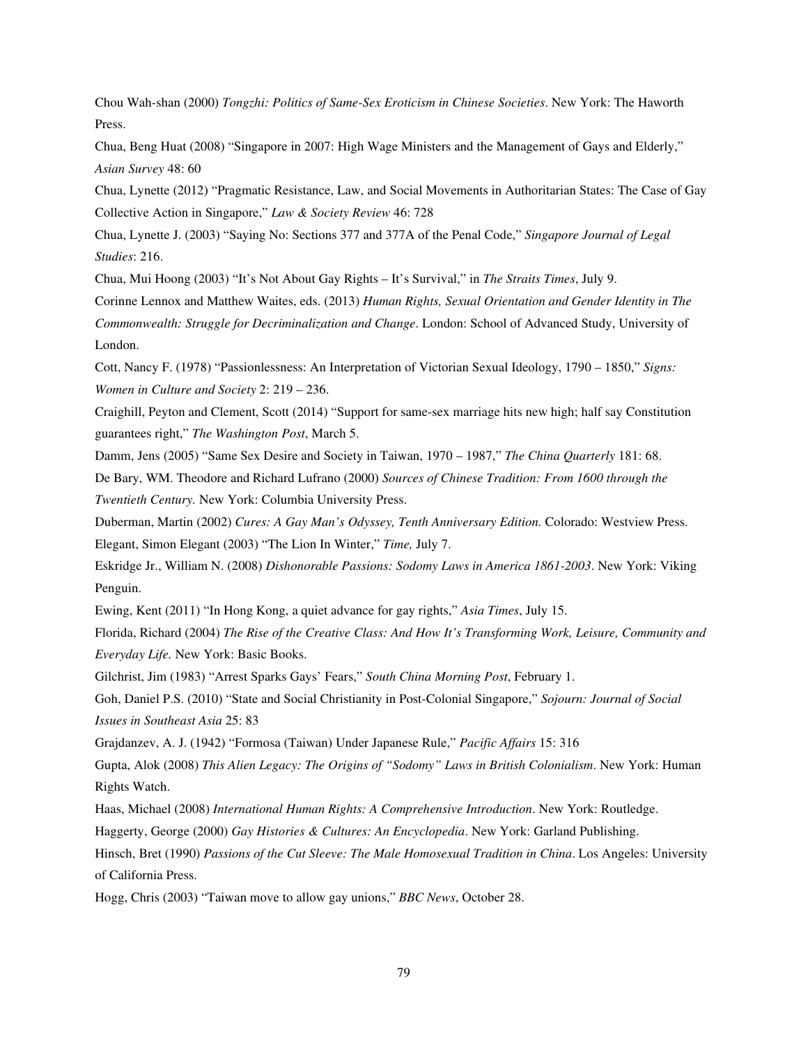Chou Wah-shan (2000) *Tongzhi: Politics of Same-Sex Eroticism in Chinese Societies*. New York: The Haworth Press.

Chua, Beng Huat (2008) "Singapore in 2007: High Wage Ministers and the Management of Gays and Elderly," *Asian Survey* 48: 60

Chua, Lynette (2012) "Pragmatic Resistance, Law, and Social Movements in Authoritarian States: The Case of Gay Collective Action in Singapore," *Law & Society Review* 46: 728

Chua, Lynette J. (2003) "Saying No: Sections 377 and 377A of the Penal Code," *Singapore Journal of Legal Studies*: 216.

Chua, Mui Hoong (2003) "It's Not About Gay Rights – It's Survival," in *The Straits Times*, July 9.

Corinne Lennox and Matthew Waites, eds. (2013) *Human Rights, Sexual Orientation and Gender Identity in The Commonwealth: Struggle for Decriminalization and Change*. London: School of Advanced Study, University of London.

Cott, Nancy F. (1978) "Passionlessness: An Interpretation of Victorian Sexual Ideology, 1790 – 1850," *Signs: Women in Culture and Society* 2: 219 – 236.

Craighill, Peyton and Clement, Scott (2014) "Support for same-sex marriage hits new high; half say Constitution guarantees right," *The Washington Post*, March 5.

Damm, Jens (2005) "Same Sex Desire and Society in Taiwan, 1970 – 1987," *The China Quarterly* 181: 68.

De Bary, WM. Theodore and Richard Lufrano (2000) *Sources of Chinese Tradition: From 1600 through the Twentieth Century.* New York: Columbia University Press.

Duberman, Martin (2002) *Cures: A Gay Man's Odyssey, Tenth Anniversary Edition.* Colorado: Westview Press.

Elegant, Simon Elegant (2003) "The Lion In Winter," *Time,* July 7.

Eskridge Jr., William N. (2008) *Dishonorable Passions: Sodomy Laws in America 1861-2003*. New York: Viking Penguin.

Ewing, Kent (2011) "In Hong Kong, a quiet advance for gay rights," *Asia Times*, July 15.

Florida, Richard (2004) *The Rise of the Creative Class: And How It's Transforming Work, Leisure, Community and Everyday Life.* New York: Basic Books.

Gilchrist, Jim (1983) "Arrest Sparks Gays' Fears," *South China Morning Post*, February 1.

Goh, Daniel P.S. (2010) "State and Social Christianity in Post-Colonial Singapore," *Sojourn: Journal of Social Issues in Southeast Asia* 25: 83

Grajdanzev, A. J. (1942) "Formosa (Taiwan) Under Japanese Rule," *Pacific Affairs* 15: 316

Gupta, Alok (2008) *This Alien Legacy: The Origins of "Sodomy" Laws in British Colonialism*. New York: Human Rights Watch.

Haas, Michael (2008) *International Human Rights: A Comprehensive Introduction*. New York: Routledge.

Haggerty, George (2000) *Gay Histories & Cultures: An Encyclopedia*. New York: Garland Publishing.

Hinsch, Bret (1990) *Passions of the Cut Sleeve: The Male Homosexual Tradition in China*. Los Angeles: University of California Press.

Hogg, Chris (2003) "Taiwan move to allow gay unions," *BBC News*, October 28.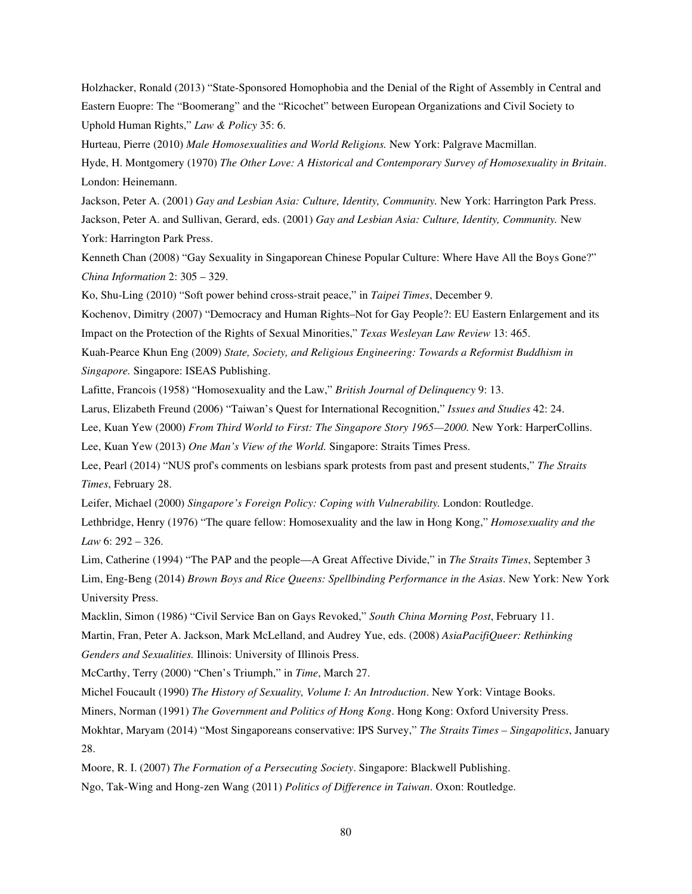Holzhacker, Ronald (2013) "State-Sponsored Homophobia and the Denial of the Right of Assembly in Central and Eastern Euopre: The "Boomerang" and the "Ricochet" between European Organizations and Civil Society to Uphold Human Rights," *Law & Policy* 35: 6.

Hurteau, Pierre (2010) *Male Homosexualities and World Religions.* New York: Palgrave Macmillan.

Hyde, H. Montgomery (1970) *The Other Love: A Historical and Contemporary Survey of Homosexuality in Britain*. London: Heinemann.

Jackson, Peter A. (2001) *Gay and Lesbian Asia: Culture, Identity, Community.* New York: Harrington Park Press.

Jackson, Peter A. and Sullivan, Gerard, eds. (2001) *Gay and Lesbian Asia: Culture, Identity, Community.* New York: Harrington Park Press.

Kenneth Chan (2008) "Gay Sexuality in Singaporean Chinese Popular Culture: Where Have All the Boys Gone?" *China Information* 2: 305 – 329.

Ko, Shu-Ling (2010) "Soft power behind cross-strait peace," in *Taipei Times*, December 9.

Kochenov, Dimitry (2007) "Democracy and Human Rights–Not for Gay People?: EU Eastern Enlargement and its Impact on the Protection of the Rights of Sexual Minorities," *Texas Wesleyan Law Review* 13: 465.

Kuah-Pearce Khun Eng (2009) *State, Society, and Religious Engineering: Towards a Reformist Buddhism in Singapore.* Singapore: ISEAS Publishing.

Lafitte, Francois (1958) "Homosexuality and the Law," *British Journal of Delinquency* 9: 13.

Larus, Elizabeth Freund (2006) "Taiwan's Quest for International Recognition," *Issues and Studies* 42: 24.

Lee, Kuan Yew (2000) *From Third World to First: The Singapore Story 1965—2000.* New York: HarperCollins.

Lee, Kuan Yew (2013) *One Man's View of the World.* Singapore: Straits Times Press.

Lee, Pearl (2014) "NUS prof's comments on lesbians spark protests from past and present students," *The Straits Times*, February 28.

Leifer, Michael (2000) *Singapore's Foreign Policy: Coping with Vulnerability.* London: Routledge.

Lethbridge, Henry (1976) "The quare fellow: Homosexuality and the law in Hong Kong," *Homosexuality and the Law* 6: 292 – 326.

Lim, Catherine (1994) "The PAP and the people—A Great Affective Divide," in *The Straits Times*, September 3

Lim, Eng-Beng (2014) *Brown Boys and Rice Queens: Spellbinding Performance in the Asias*. New York: New York University Press.

Macklin, Simon (1986) "Civil Service Ban on Gays Revoked," *South China Morning Post*, February 11.

Martin, Fran, Peter A. Jackson, Mark McLelland, and Audrey Yue, eds. (2008) *AsiaPacifiQueer: Rethinking Genders and Sexualities.* Illinois: University of Illinois Press.

McCarthy, Terry (2000) "Chen's Triumph," in *Time*, March 27.

Michel Foucault (1990) *The History of Sexuality, Volume I: An Introduction*. New York: Vintage Books.

Miners, Norman (1991) *The Government and Politics of Hong Kong*. Hong Kong: Oxford University Press.

Mokhtar, Maryam (2014) "Most Singaporeans conservative: IPS Survey," *The Straits Times – Singapolitics*, January 28.

Moore, R. I. (2007) *The Formation of a Persecuting Society*. Singapore: Blackwell Publishing.

Ngo, Tak-Wing and Hong-zen Wang (2011) *Politics of Difference in Taiwan*. Oxon: Routledge.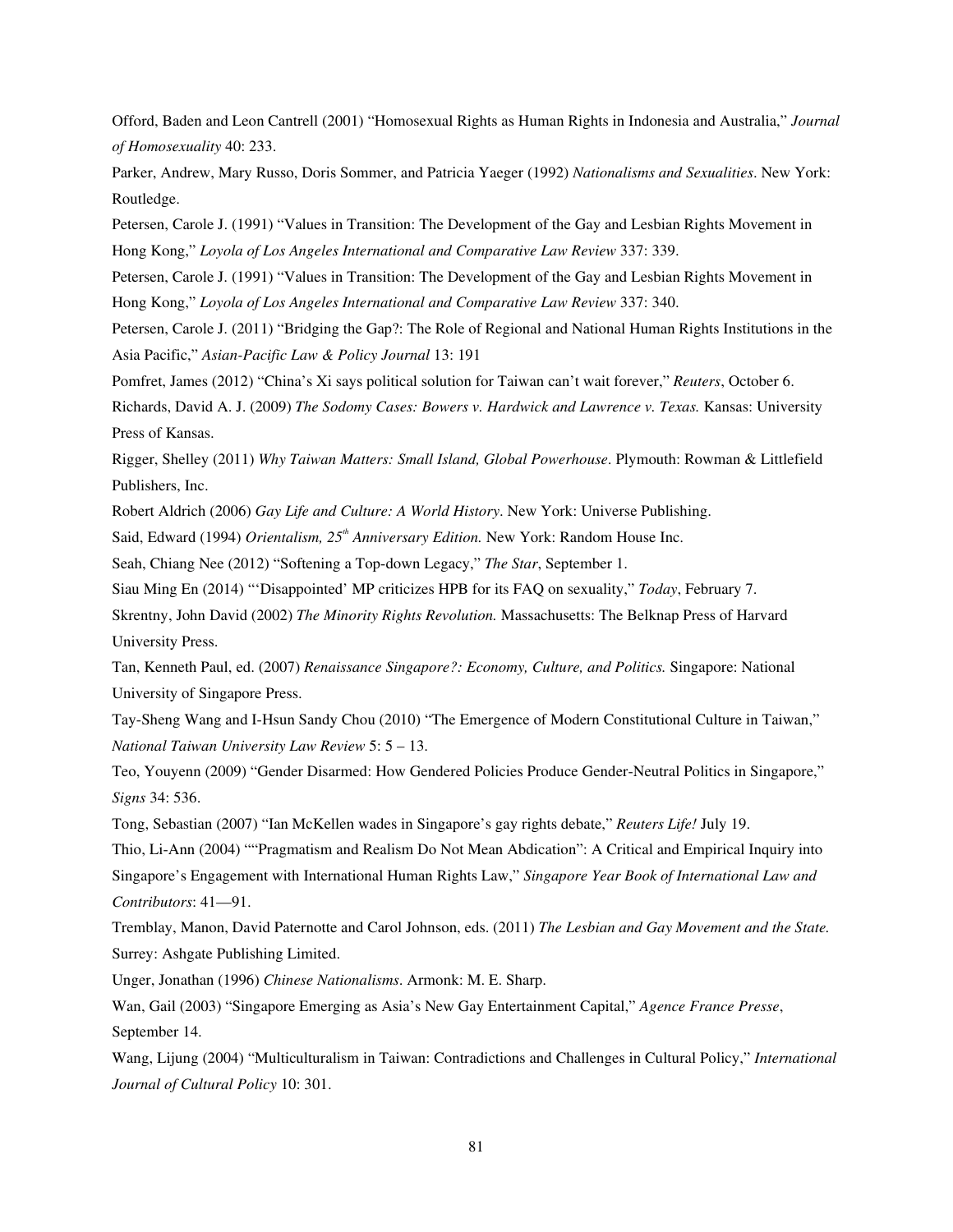Offord, Baden and Leon Cantrell (2001) "Homosexual Rights as Human Rights in Indonesia and Australia," *Journal of Homosexuality* 40: 233.

Parker, Andrew, Mary Russo, Doris Sommer, and Patricia Yaeger (1992) *Nationalisms and Sexualities*. New York: Routledge.

Petersen, Carole J. (1991) "Values in Transition: The Development of the Gay and Lesbian Rights Movement in Hong Kong," *Loyola of Los Angeles International and Comparative Law Review* 337: 339.

Petersen, Carole J. (1991) "Values in Transition: The Development of the Gay and Lesbian Rights Movement in Hong Kong," *Loyola of Los Angeles International and Comparative Law Review* 337: 340.

Petersen, Carole J. (2011) "Bridging the Gap?: The Role of Regional and National Human Rights Institutions in the Asia Pacific," *Asian-Pacific Law & Policy Journal* 13: 191

Pomfret, James (2012) "China's Xi says political solution for Taiwan can't wait forever," *Reuters*, October 6.

Richards, David A. J. (2009) *The Sodomy Cases: Bowers v. Hardwick and Lawrence v. Texas.* Kansas: University Press of Kansas.

Rigger, Shelley (2011) *Why Taiwan Matters: Small Island, Global Powerhouse*. Plymouth: Rowman & Littlefield Publishers, Inc.

Robert Aldrich (2006) *Gay Life and Culture: A World History*. New York: Universe Publishing.

Said, Edward (1994) *Orientalism, 25th Anniversary Edition.* New York: Random House Inc.

Seah, Chiang Nee (2012) "Softening a Top-down Legacy," *The Star*, September 1.

Siau Ming En (2014) "'Disappointed' MP criticizes HPB for its FAQ on sexuality," *Today*, February 7.

Skrentny, John David (2002) *The Minority Rights Revolution.* Massachusetts: The Belknap Press of Harvard University Press.

Tan, Kenneth Paul, ed. (2007) *Renaissance Singapore?: Economy, Culture, and Politics.* Singapore: National University of Singapore Press.

Tay-Sheng Wang and I-Hsun Sandy Chou (2010) "The Emergence of Modern Constitutional Culture in Taiwan," *National Taiwan University Law Review* 5: 5 – 13.

Teo, Youyenn (2009) "Gender Disarmed: How Gendered Policies Produce Gender-Neutral Politics in Singapore," *Signs* 34: 536.

Tong, Sebastian (2007) "Ian McKellen wades in Singapore's gay rights debate," *Reuters Life!* July 19.

Thio, Li-Ann (2004) ""Pragmatism and Realism Do Not Mean Abdication": A Critical and Empirical Inquiry into Singapore's Engagement with International Human Rights Law," *Singapore Year Book of International Law and Contributors*: 41—91.

Tremblay, Manon, David Paternotte and Carol Johnson, eds. (2011) *The Lesbian and Gay Movement and the State.* Surrey: Ashgate Publishing Limited.

Unger, Jonathan (1996) *Chinese Nationalisms*. Armonk: M. E. Sharp.

Wan, Gail (2003) "Singapore Emerging as Asia's New Gay Entertainment Capital," *Agence France Presse*, September 14.

Wang, Lijung (2004) "Multiculturalism in Taiwan: Contradictions and Challenges in Cultural Policy," *International Journal of Cultural Policy* 10: 301.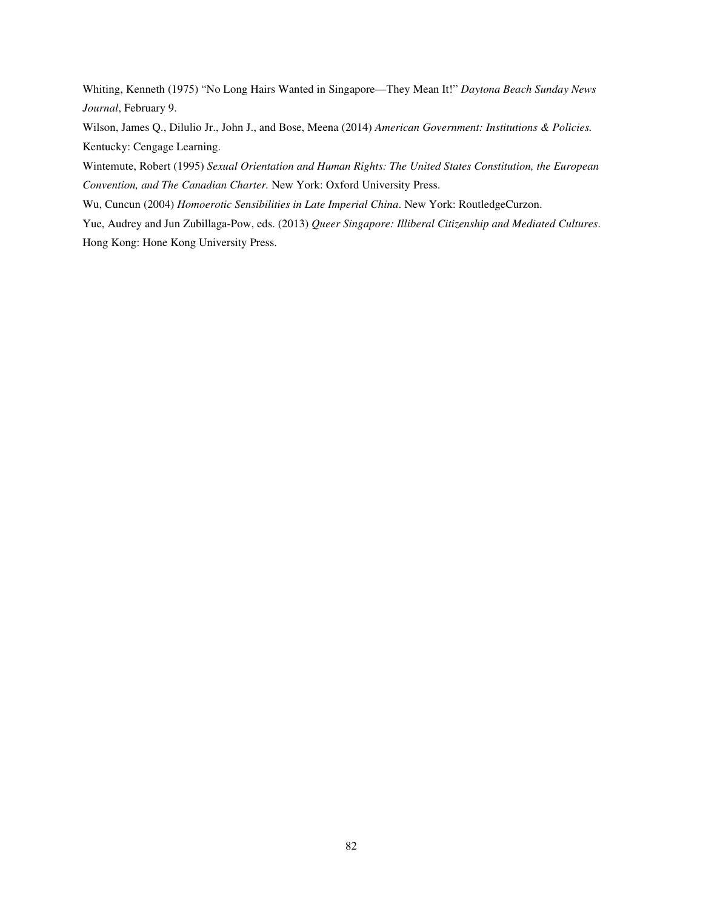Whiting, Kenneth (1975) "No Long Hairs Wanted in Singapore—They Mean It!" *Daytona Beach Sunday News Journal*, February 9.

Wilson, James Q., Dilulio Jr., John J., and Bose, Meena (2014) *American Government: Institutions & Policies.* Kentucky: Cengage Learning.

Wintemute, Robert (1995) *Sexual Orientation and Human Rights: The United States Constitution, the European Convention, and The Canadian Charter.* New York: Oxford University Press.

Wu, Cuncun (2004) *Homoerotic Sensibilities in Late Imperial China*. New York: RoutledgeCurzon.

Yue, Audrey and Jun Zubillaga-Pow, eds. (2013) *Queer Singapore: Illiberal Citizenship and Mediated Cultures*. Hong Kong: Hone Kong University Press.